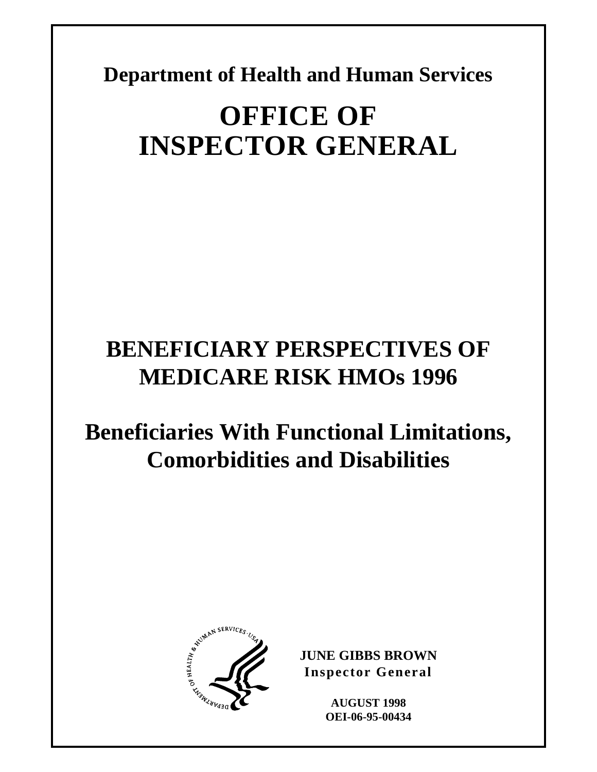**Department of Health and Human Services**

# OFFICE OF INSPECTOR GENERAL

# BENEFICIARY PERSPECTIVES OF MEDICARE RISK HMOs 1996

## Beneficiaries With Functional Limitations, Comorbidities and Disabilities

**JUNE GIBBS BROWN**
**Inspector General**

**AUGUST 1998**
**OEI-06-95-00434**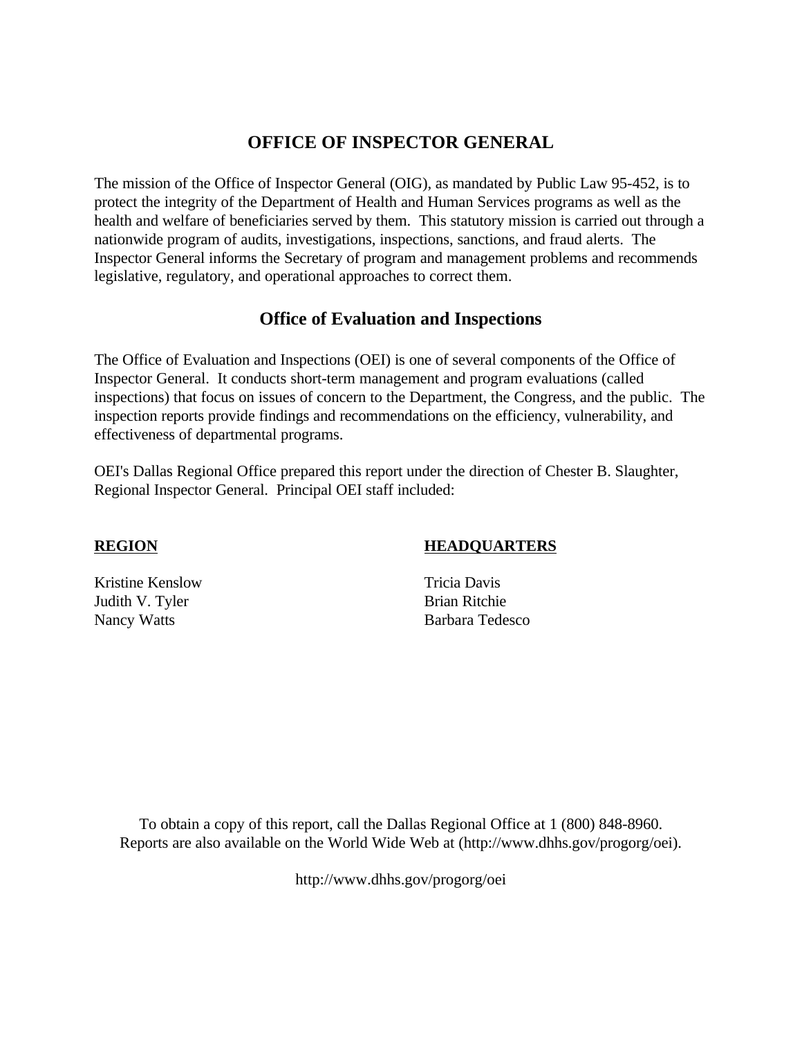# OFFICE OF INSPECTOR GENERAL

The mission of the Office of Inspector General (OIG), as mandated by Public Law 95-452, is to protect the integrity of the Department of Health and Human Services programs as well as the health and welfare of beneficiaries served by them. This statutory mission is carried out through a nationwide program of audits, investigations, inspections, sanctions, and fraud alerts. The Inspector General informs the Secretary of program and management problems and recommends legislative, regulatory, and operational approaches to correct them.

## Office of Evaluation and Inspections

The Office of Evaluation and Inspections (OEI) is one of several components of the Office of Inspector General. It conducts short-term management and program evaluations (called inspections) that focus on issues of concern to the Department, the Congress, and the public. The inspection reports provide findings and recommendations on the efficiency, vulnerability, and effectiveness of departmental programs.

OEI's Dallas Regional Office prepared this report under the direction of Chester B. Slaughter, Regional Inspector General. Principal OEI staff included:

| **REGION** | **HEADQUARTERS** |
|---|---|
| Kristine Kenslow | Tricia Davis |
| Judith V. Tyler | Brian Ritchie |
| Nancy Watts | Barbara Tedesco |

To obtain a copy of this report, call the Dallas Regional Office at 1 (800) 848-8960.
Reports are also available on the World Wide Web at (http://www.dhhs.gov/progorg/oei).

http://www.dhhs.gov/progorg/oei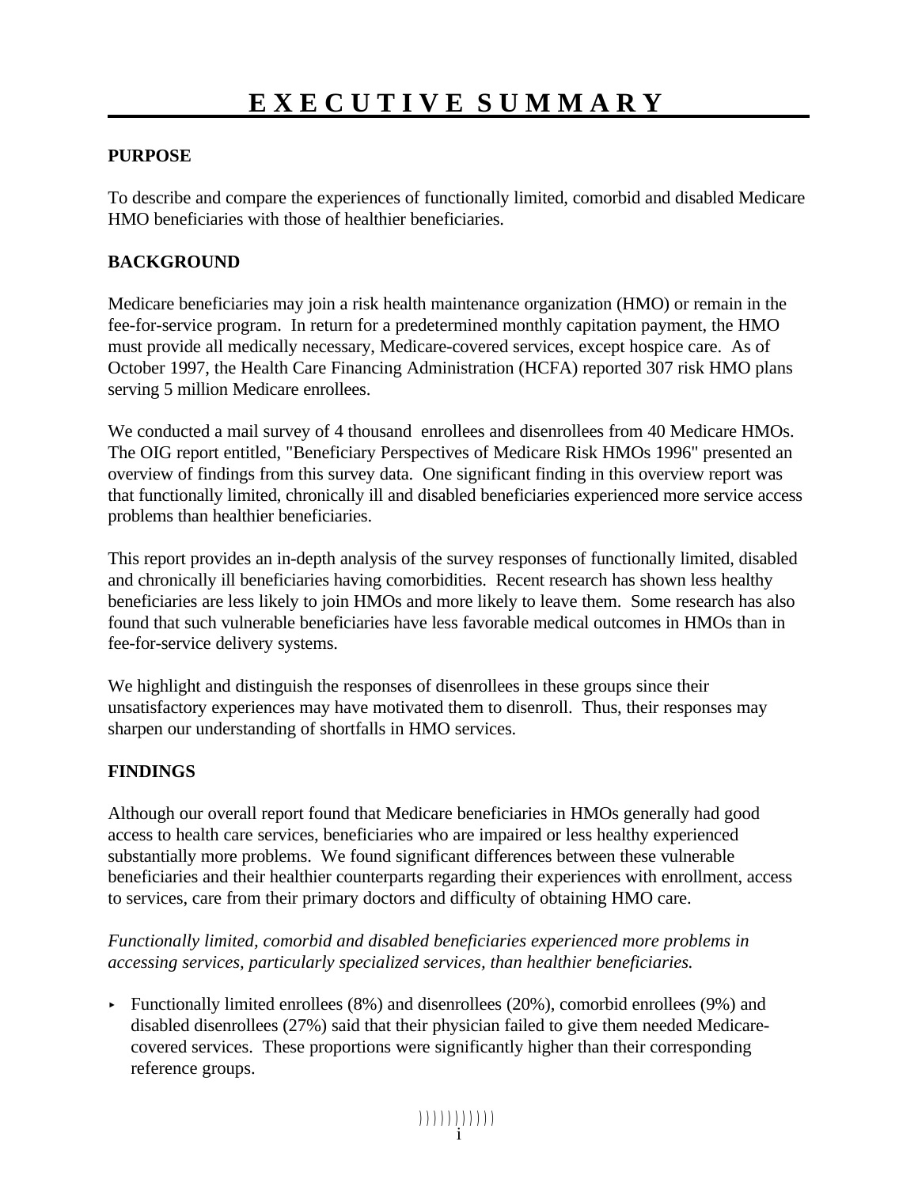# EXECUTIVE SUMMARY

## PURPOSE

To describe and compare the experiences of functionally limited, comorbid and disabled Medicare HMO beneficiaries with those of healthier beneficiaries.

## BACKGROUND

Medicare beneficiaries may join a risk health maintenance organization (HMO) or remain in the fee-for-service program. In return for a predetermined monthly capitation payment, the HMO must provide all medically necessary, Medicare-covered services, except hospice care. As of October 1997, the Health Care Financing Administration (HCFA) reported 307 risk HMO plans serving 5 million Medicare enrollees.

We conducted a mail survey of 4 thousand enrollees and disenrollees from 40 Medicare HMOs. The OIG report entitled, "Beneficiary Perspectives of Medicare Risk HMOs 1996" presented an overview of findings from this survey data. One significant finding in this overview report was that functionally limited, chronically ill and disabled beneficiaries experienced more service access problems than healthier beneficiaries.

This report provides an in-depth analysis of the survey responses of functionally limited, disabled and chronically ill beneficiaries having comorbidities. Recent research has shown less healthy beneficiaries are less likely to join HMOs and more likely to leave them. Some research has also found that such vulnerable beneficiaries have less favorable medical outcomes in HMOs than in fee-for-service delivery systems.

We highlight and distinguish the responses of disenrollees in these groups since their unsatisfactory experiences may have motivated them to disenroll. Thus, their responses may sharpen our understanding of shortfalls in HMO services.

## FINDINGS

Although our overall report found that Medicare beneficiaries in HMOs generally had good access to health care services, beneficiaries who are impaired or less healthy experienced substantially more problems. We found significant differences between these vulnerable beneficiaries and their healthier counterparts regarding their experiences with enrollment, access to services, care from their primary doctors and difficulty of obtaining HMO care.

*Functionally limited, comorbid and disabled beneficiaries experienced more problems in accessing services, particularly specialized services, than healthier beneficiaries.*

- Functionally limited enrollees (8%) and disenrollees (20%), comorbid enrollees (9%) and disabled disenrollees (27%) said that their physician failed to give them needed Medicare-covered services. These proportions were significantly higher than their corresponding reference groups.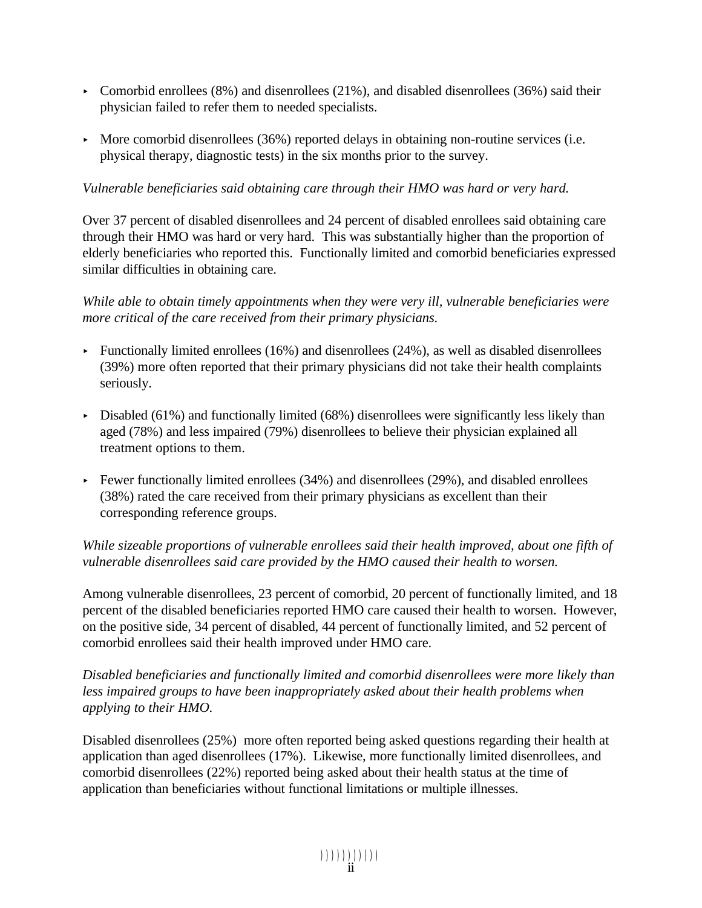- Comorbid enrollees (8%) and disenrollees (21%), and disabled disenrollees (36%) said their physician failed to refer them to needed specialists.

- More comorbid disenrollees (36%) reported delays in obtaining non-routine services (i.e. physical therapy, diagnostic tests) in the six months prior to the survey.

*Vulnerable beneficiaries said obtaining care through their HMO was hard or very hard.*

Over 37 percent of disabled disenrollees and 24 percent of disabled enrollees said obtaining care through their HMO was hard or very hard. This was substantially higher than the proportion of elderly beneficiaries who reported this. Functionally limited and comorbid beneficiaries expressed similar difficulties in obtaining care.

*While able to obtain timely appointments when they were very ill, vulnerable beneficiaries were more critical of the care received from their primary physicians.*

- Functionally limited enrollees (16%) and disenrollees (24%), as well as disabled disenrollees (39%) more often reported that their primary physicians did not take their health complaints seriously.

- Disabled (61%) and functionally limited (68%) disenrollees were significantly less likely than aged (78%) and less impaired (79%) disenrollees to believe their physician explained all treatment options to them.

- Fewer functionally limited enrollees (34%) and disenrollees (29%), and disabled enrollees (38%) rated the care received from their primary physicians as excellent than their corresponding reference groups.

*While sizeable proportions of vulnerable enrollees said their health improved, about one fifth of vulnerable disenrollees said care provided by the HMO caused their health to worsen.*

Among vulnerable disenrollees, 23 percent of comorbid, 20 percent of functionally limited, and 18 percent of the disabled beneficiaries reported HMO care caused their health to worsen. However, on the positive side, 34 percent of disabled, 44 percent of functionally limited, and 52 percent of comorbid enrollees said their health improved under HMO care.

*Disabled beneficiaries and functionally limited and comorbid disenrollees were more likely than less impaired groups to have been inappropriately asked about their health problems when applying to their HMO.*

Disabled disenrollees (25%) more often reported being asked questions regarding their health at application than aged disenrollees (17%). Likewise, more functionally limited disenrollees, and comorbid disenrollees (22%) reported being asked about their health status at the time of application than beneficiaries without functional limitations or multiple illnesses.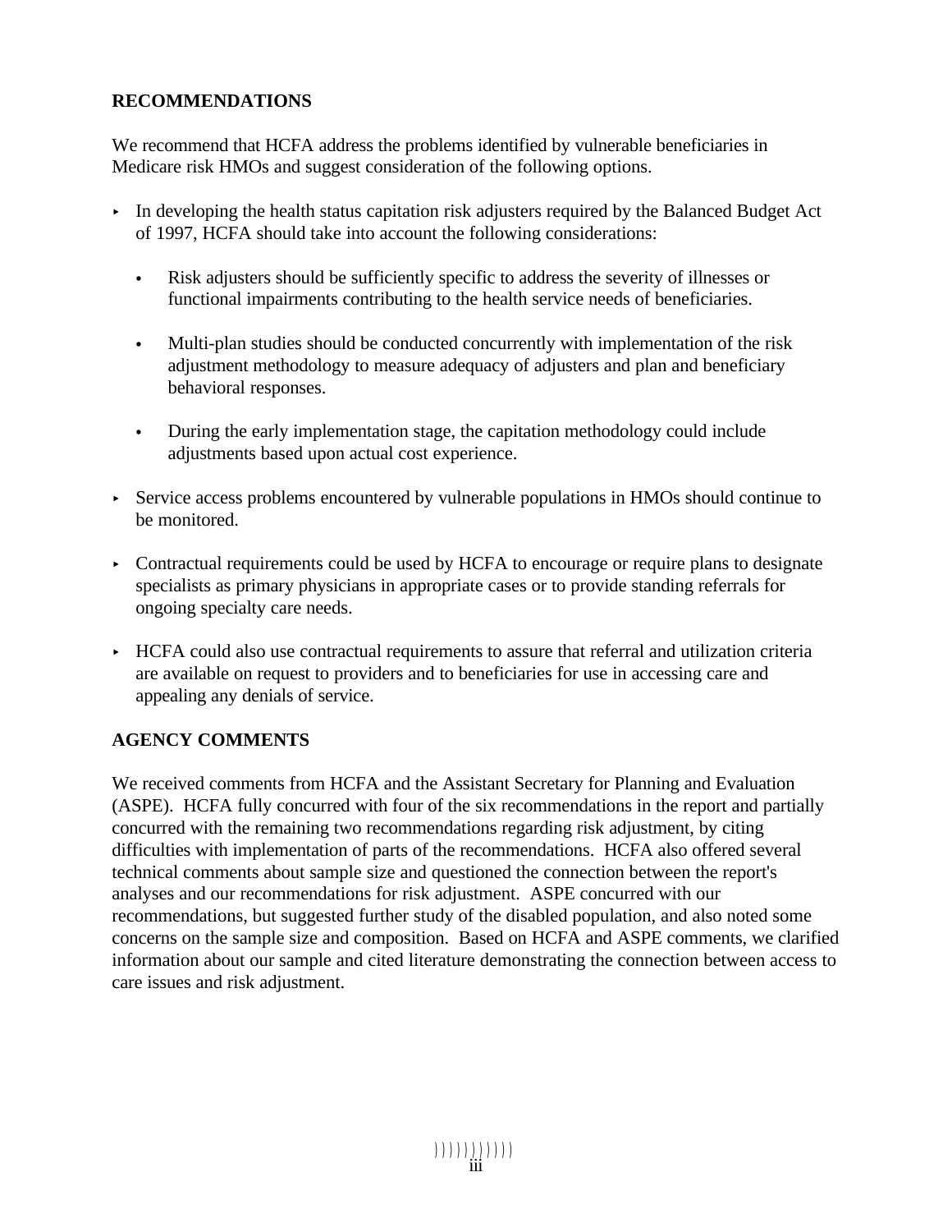## RECOMMENDATIONS

We recommend that HCFA address the problems identified by vulnerable beneficiaries in Medicare risk HMOs and suggest consideration of the following options.

- In developing the health status capitation risk adjusters required by the Balanced Budget Act of 1997, HCFA should take into account the following considerations:
  - Risk adjusters should be sufficiently specific to address the severity of illnesses or functional impairments contributing to the health service needs of beneficiaries.
  - Multi-plan studies should be conducted concurrently with implementation of the risk adjustment methodology to measure adequacy of adjusters and plan and beneficiary behavioral responses.
  - During the early implementation stage, the capitation methodology could include adjustments based upon actual cost experience.
- Service access problems encountered by vulnerable populations in HMOs should continue to be monitored.
- Contractual requirements could be used by HCFA to encourage or require plans to designate specialists as primary physicians in appropriate cases or to provide standing referrals for ongoing specialty care needs.
- HCFA could also use contractual requirements to assure that referral and utilization criteria are available on request to providers and to beneficiaries for use in accessing care and appealing any denials of service.

## AGENCY COMMENTS

We received comments from HCFA and the Assistant Secretary for Planning and Evaluation (ASPE). HCFA fully concurred with four of the six recommendations in the report and partially concurred with the remaining two recommendations regarding risk adjustment, by citing difficulties with implementation of parts of the recommendations. HCFA also offered several technical comments about sample size and questioned the connection between the report's analyses and our recommendations for risk adjustment. ASPE concurred with our recommendations, but suggested further study of the disabled population, and also noted some concerns on the sample size and composition. Based on HCFA and ASPE comments, we clarified information about our sample and cited literature demonstrating the connection between access to care issues and risk adjustment.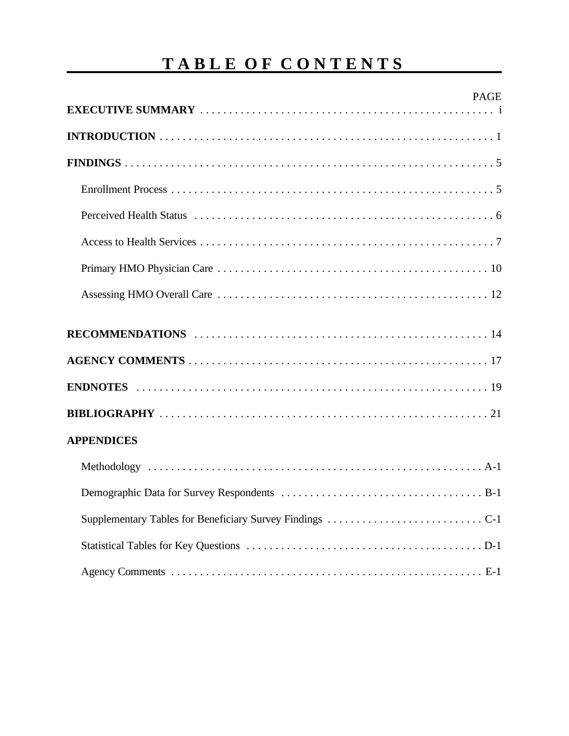# TABLE OF CONTENTS

| | PAGE |
|---|---|
| **EXECUTIVE SUMMARY** | i |
| **INTRODUCTION** | 1 |
| **FINDINGS** | 5 |
| Enrollment Process | 5 |
| Perceived Health Status | 6 |
| Access to Health Services | 7 |
| Primary HMO Physician Care | 10 |
| Assessing HMO Overall Care | 12 |
| **RECOMMENDATIONS** | 14 |
| **AGENCY COMMENTS** | 17 |
| **ENDNOTES** | 19 |
| **BIBLIOGRAPHY** | 21 |
| **APPENDICES** | |
| Methodology | A-1 |
| Demographic Data for Survey Respondents | B-1 |
| Supplementary Tables for Beneficiary Survey Findings | C-1 |
| Statistical Tables for Key Questions | D-1 |
| Agency Comments | E-1 |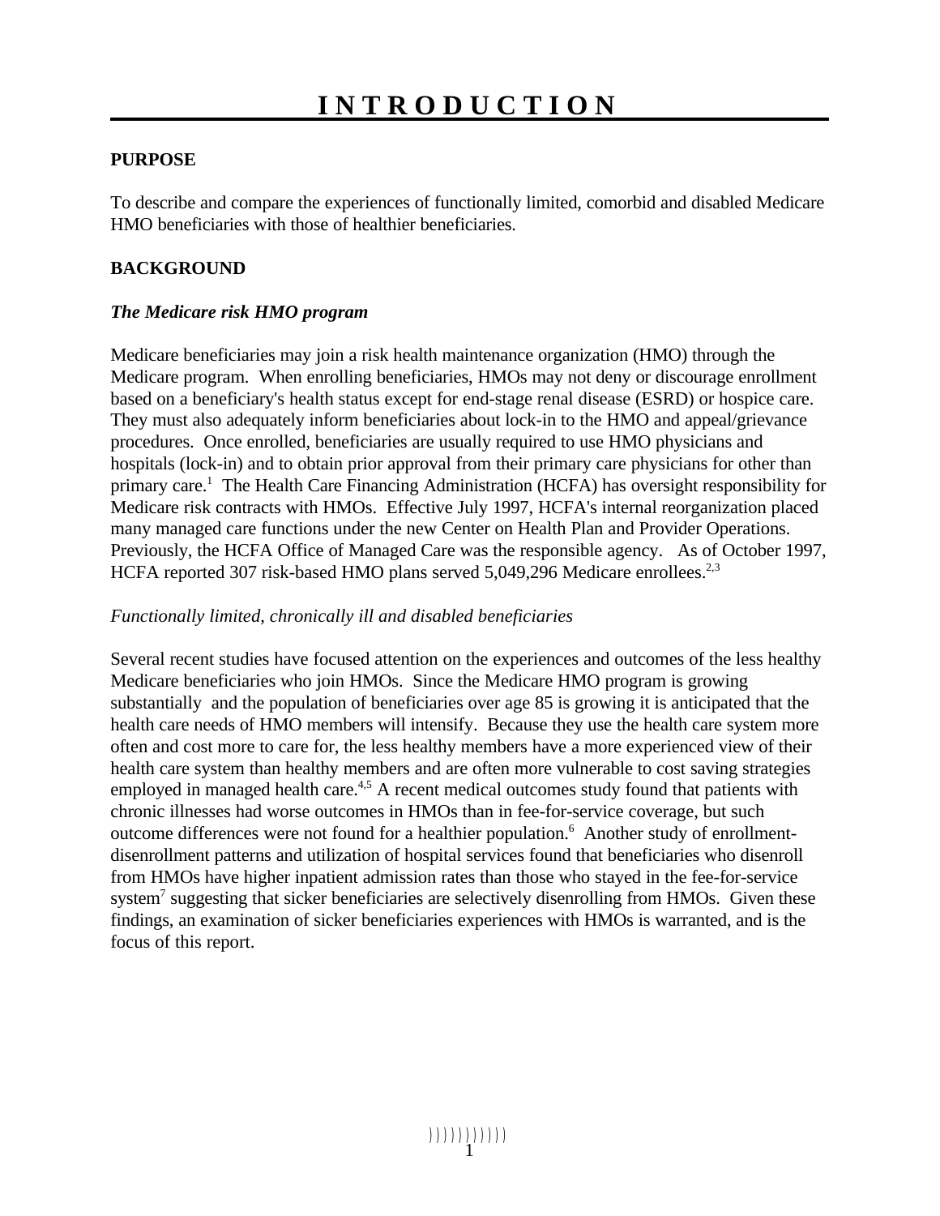# INTRODUCTION

**PURPOSE**

To describe and compare the experiences of functionally limited, comorbid and disabled Medicare HMO beneficiaries with those of healthier beneficiaries.

**BACKGROUND**

***The Medicare risk HMO program***

Medicare beneficiaries may join a risk health maintenance organization (HMO) through the Medicare program. When enrolling beneficiaries, HMOs may not deny or discourage enrollment based on a beneficiary's health status except for end-stage renal disease (ESRD) or hospice care. They must also adequately inform beneficiaries about lock-in to the HMO and appeal/grievance procedures. Once enrolled, beneficiaries are usually required to use HMO physicians and hospitals (lock-in) and to obtain prior approval from their primary care physicians for other than primary care.[1] The Health Care Financing Administration (HCFA) has oversight responsibility for Medicare risk contracts with HMOs. Effective July 1997, HCFA's internal reorganization placed many managed care functions under the new Center on Health Plan and Provider Operations. Previously, the HCFA Office of Managed Care was the responsible agency. As of October 1997, HCFA reported 307 risk-based HMO plans served 5,049,296 Medicare enrollees.[2,3]

*Functionally limited, chronically ill and disabled beneficiaries*

Several recent studies have focused attention on the experiences and outcomes of the less healthy Medicare beneficiaries who join HMOs. Since the Medicare HMO program is growing substantially and the population of beneficiaries over age 85 is growing it is anticipated that the health care needs of HMO members will intensify. Because they use the health care system more often and cost more to care for, the less healthy members have a more experienced view of their health care system than healthy members and are often more vulnerable to cost saving strategies employed in managed health care.[4,5] A recent medical outcomes study found that patients with chronic illnesses had worse outcomes in HMOs than in fee-for-service coverage, but such outcome differences were not found for a healthier population.[6] Another study of enrollment-disenrollment patterns and utilization of hospital services found that beneficiaries who disenroll from HMOs have higher inpatient admission rates than those who stayed in the fee-for-service system[7] suggesting that sicker beneficiaries are selectively disenrolling from HMOs. Given these findings, an examination of sicker beneficiaries experiences with HMOs is warranted, and is the focus of this report.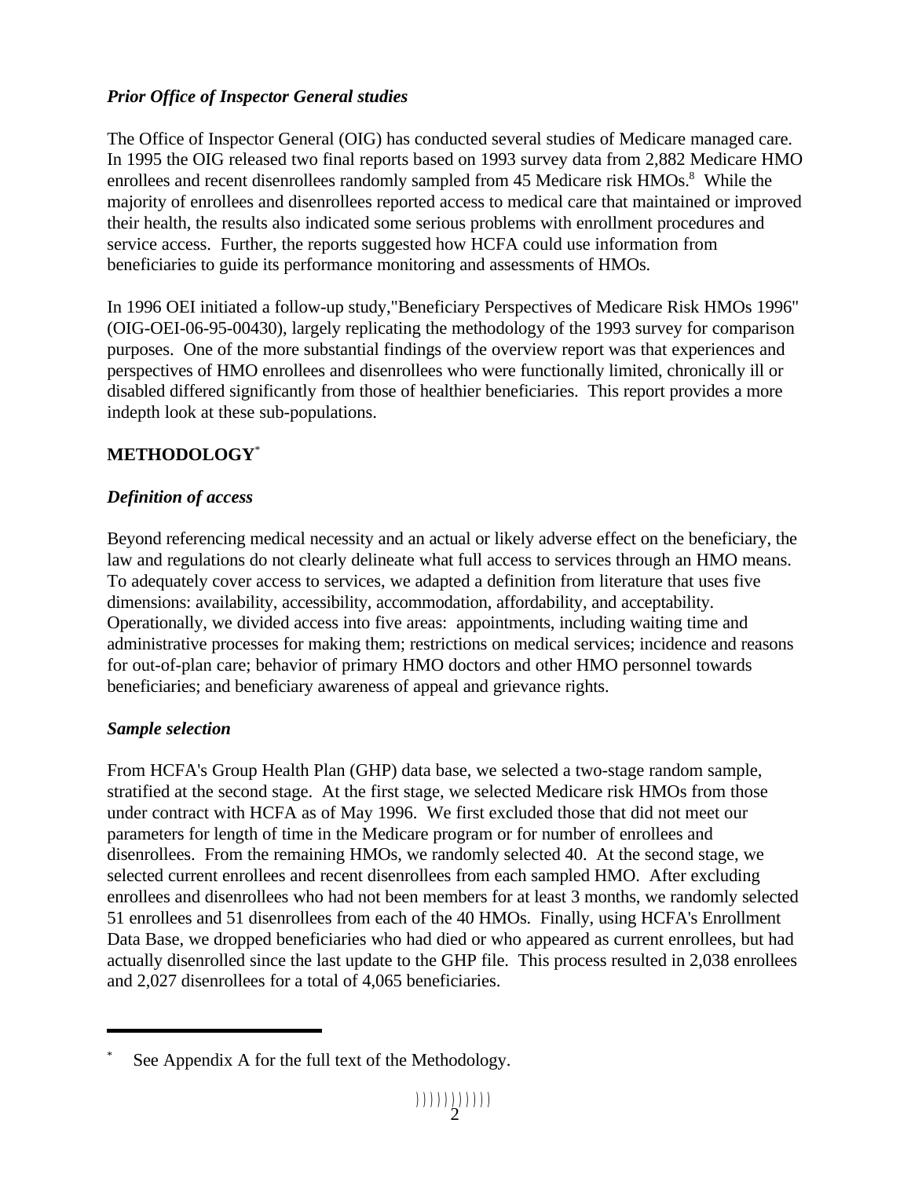### *Prior Office of Inspector General studies*

The Office of Inspector General (OIG) has conducted several studies of Medicare managed care. In 1995 the OIG released two final reports based on 1993 survey data from 2,882 Medicare HMO enrollees and recent disenrollees randomly sampled from 45 Medicare risk HMOs.[8] While the majority of enrollees and disenrollees reported access to medical care that maintained or improved their health, the results also indicated some serious problems with enrollment procedures and service access. Further, the reports suggested how HCFA could use information from beneficiaries to guide its performance monitoring and assessments of HMOs.

In 1996 OEI initiated a follow-up study,"Beneficiary Perspectives of Medicare Risk HMOs 1996" (OIG-OEI-06-95-00430), largely replicating the methodology of the 1993 survey for comparison purposes. One of the more substantial findings of the overview report was that experiences and perspectives of HMO enrollees and disenrollees who were functionally limited, chronically ill or disabled differed significantly from those of healthier beneficiaries. This report provides a more indepth look at these sub-populations.

## METHODOLOGY*

### *Definition of access*

Beyond referencing medical necessity and an actual or likely adverse effect on the beneficiary, the law and regulations do not clearly delineate what full access to services through an HMO means. To adequately cover access to services, we adapted a definition from literature that uses five dimensions: availability, accessibility, accommodation, affordability, and acceptability. Operationally, we divided access into five areas: appointments, including waiting time and administrative processes for making them; restrictions on medical services; incidence and reasons for out-of-plan care; behavior of primary HMO doctors and other HMO personnel towards beneficiaries; and beneficiary awareness of appeal and grievance rights.

### *Sample selection*

From HCFA's Group Health Plan (GHP) data base, we selected a two-stage random sample, stratified at the second stage. At the first stage, we selected Medicare risk HMOs from those under contract with HCFA as of May 1996. We first excluded those that did not meet our parameters for length of time in the Medicare program or for number of enrollees and disenrollees. From the remaining HMOs, we randomly selected 40. At the second stage, we selected current enrollees and recent disenrollees from each sampled HMO. After excluding enrollees and disenrollees who had not been members for at least 3 months, we randomly selected 51 enrollees and 51 disenrollees from each of the 40 HMOs. Finally, using HCFA's Enrollment Data Base, we dropped beneficiaries who had died or who appeared as current enrollees, but had actually disenrolled since the last update to the GHP file. This process resulted in 2,038 enrollees and 2,027 disenrollees for a total of 4,065 beneficiaries.

---

\* See Appendix A for the full text of the Methodology.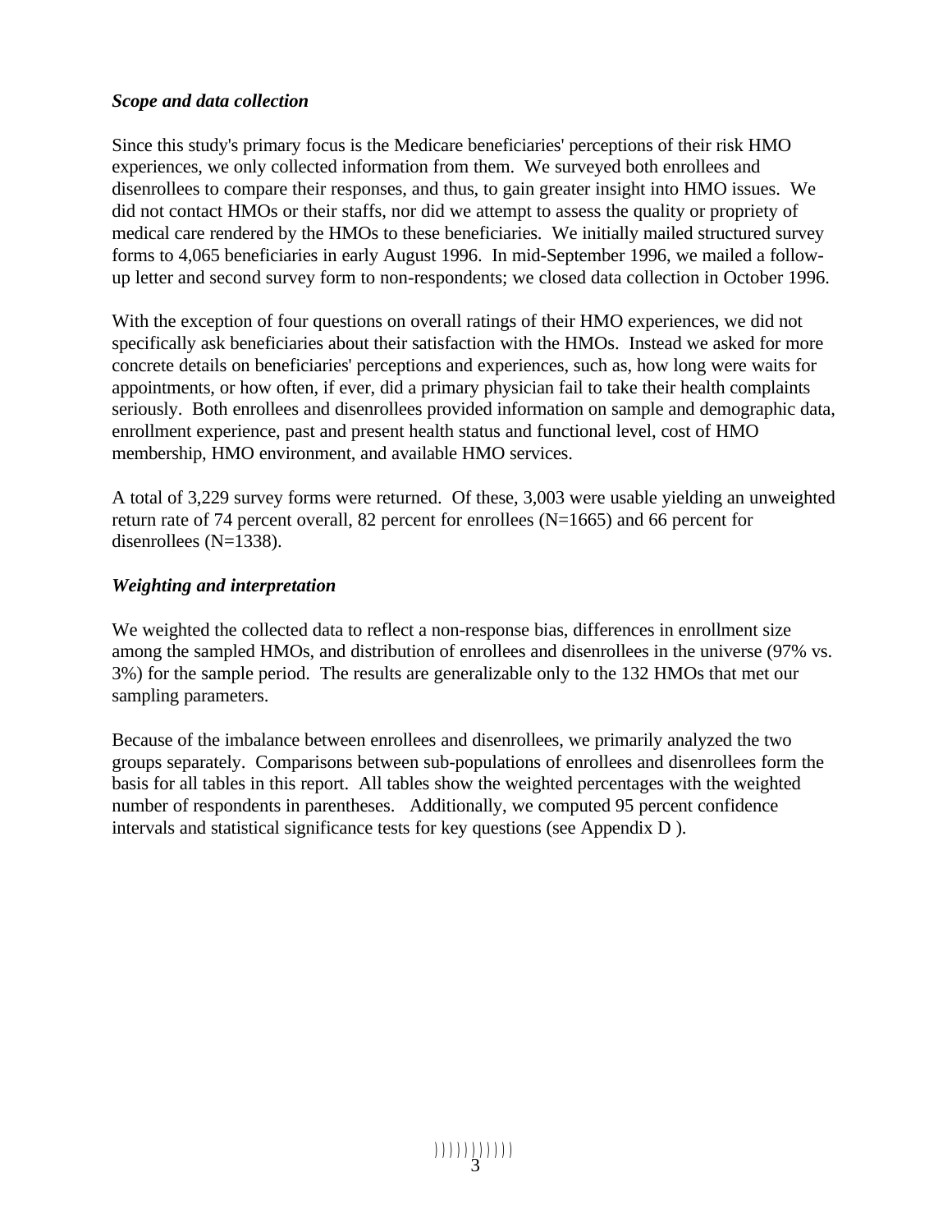### *Scope and data collection*

Since this study's primary focus is the Medicare beneficiaries' perceptions of their risk HMO experiences, we only collected information from them. We surveyed both enrollees and disenrollees to compare their responses, and thus, to gain greater insight into HMO issues. We did not contact HMOs or their staffs, nor did we attempt to assess the quality or propriety of medical care rendered by the HMOs to these beneficiaries. We initially mailed structured survey forms to 4,065 beneficiaries in early August 1996. In mid-September 1996, we mailed a follow-up letter and second survey form to non-respondents; we closed data collection in October 1996.

With the exception of four questions on overall ratings of their HMO experiences, we did not specifically ask beneficiaries about their satisfaction with the HMOs. Instead we asked for more concrete details on beneficiaries' perceptions and experiences, such as, how long were waits for appointments, or how often, if ever, did a primary physician fail to take their health complaints seriously. Both enrollees and disenrollees provided information on sample and demographic data, enrollment experience, past and present health status and functional level, cost of HMO membership, HMO environment, and available HMO services.

A total of 3,229 survey forms were returned. Of these, 3,003 were usable yielding an unweighted return rate of 74 percent overall, 82 percent for enrollees (N=1665) and 66 percent for disenrollees (N=1338).

### *Weighting and interpretation*

We weighted the collected data to reflect a non-response bias, differences in enrollment size among the sampled HMOs, and distribution of enrollees and disenrollees in the universe (97% vs. 3%) for the sample period. The results are generalizable only to the 132 HMOs that met our sampling parameters.

Because of the imbalance between enrollees and disenrollees, we primarily analyzed the two groups separately. Comparisons between sub-populations of enrollees and disenrollees form the basis for all tables in this report. All tables show the weighted percentages with the weighted number of respondents in parentheses. Additionally, we computed 95 percent confidence intervals and statistical significance tests for key questions (see Appendix D ).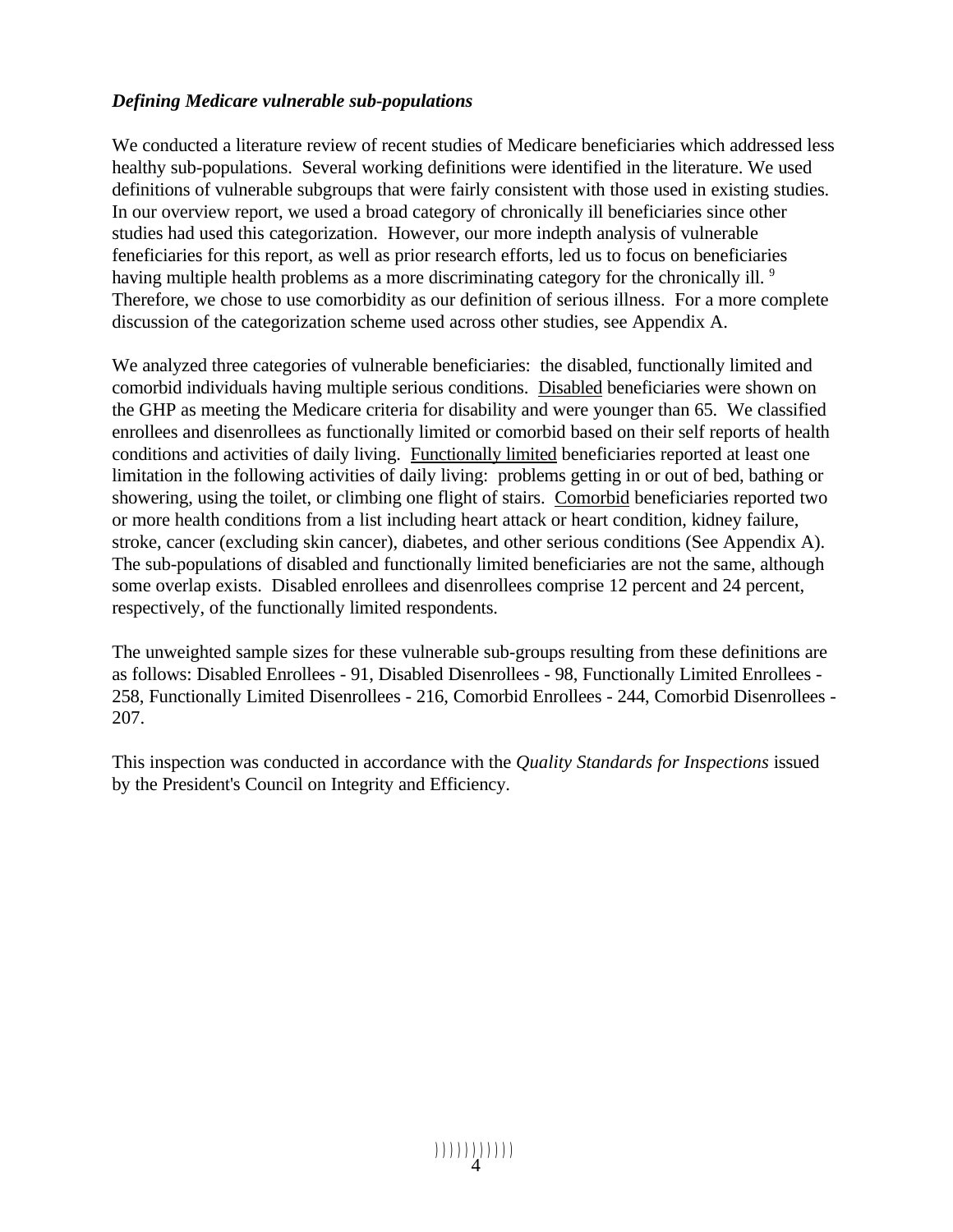***Defining Medicare vulnerable sub-populations***

We conducted a literature review of recent studies of Medicare beneficiaries which addressed less healthy sub-populations. Several working definitions were identified in the literature. We used definitions of vulnerable subgroups that were fairly consistent with those used in existing studies. In our overview report, we used a broad category of chronically ill beneficiaries since other studies had used this categorization. However, our more indepth analysis of vulnerable feneficiaries for this report, as well as prior research efforts, led us to focus on beneficiaries having multiple health problems as a more discriminating category for the chronically ill. [9] Therefore, we chose to use comorbidity as our definition of serious illness. For a more complete discussion of the categorization scheme used across other studies, see Appendix A.

We analyzed three categories of vulnerable beneficiaries: the disabled, functionally limited and comorbid individuals having multiple serious conditions. <u>Disabled</u> beneficiaries were shown on the GHP as meeting the Medicare criteria for disability and were younger than 65. We classified enrollees and disenrollees as functionally limited or comorbid based on their self reports of health conditions and activities of daily living. <u>Functionally limited</u> beneficiaries reported at least one limitation in the following activities of daily living: problems getting in or out of bed, bathing or showering, using the toilet, or climbing one flight of stairs. <u>Comorbid</u> beneficiaries reported two or more health conditions from a list including heart attack or heart condition, kidney failure, stroke, cancer (excluding skin cancer), diabetes, and other serious conditions (See Appendix A). The sub-populations of disabled and functionally limited beneficiaries are not the same, although some overlap exists. Disabled enrollees and disenrollees comprise 12 percent and 24 percent, respectively, of the functionally limited respondents.

The unweighted sample sizes for these vulnerable sub-groups resulting from these definitions are as follows: Disabled Enrollees - 91, Disabled Disenrollees - 98, Functionally Limited Enrollees - 258, Functionally Limited Disenrollees - 216, Comorbid Enrollees - 244, Comorbid Disenrollees - 207.

This inspection was conducted in accordance with the *Quality Standards for Inspections* issued by the President's Council on Integrity and Efficiency.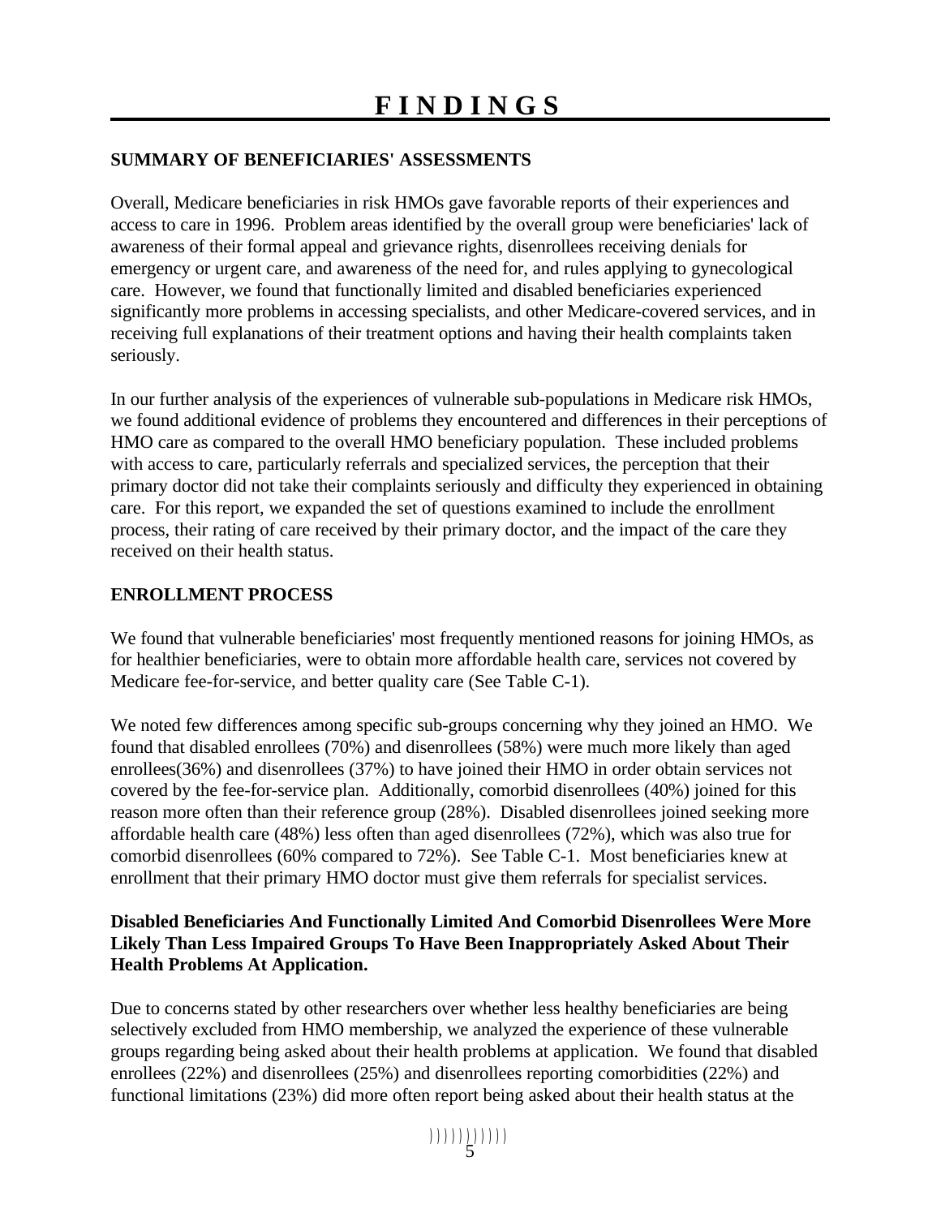# FINDINGS

## SUMMARY OF BENEFICIARIES' ASSESSMENTS

Overall, Medicare beneficiaries in risk HMOs gave favorable reports of their experiences and access to care in 1996. Problem areas identified by the overall group were beneficiaries' lack of awareness of their formal appeal and grievance rights, disenrollees receiving denials for emergency or urgent care, and awareness of the need for, and rules applying to gynecological care. However, we found that functionally limited and disabled beneficiaries experienced significantly more problems in accessing specialists, and other Medicare-covered services, and in receiving full explanations of their treatment options and having their health complaints taken seriously.

In our further analysis of the experiences of vulnerable sub-populations in Medicare risk HMOs, we found additional evidence of problems they encountered and differences in their perceptions of HMO care as compared to the overall HMO beneficiary population. These included problems with access to care, particularly referrals and specialized services, the perception that their primary doctor did not take their complaints seriously and difficulty they experienced in obtaining care. For this report, we expanded the set of questions examined to include the enrollment process, their rating of care received by their primary doctor, and the impact of the care they received on their health status.

## ENROLLMENT PROCESS

We found that vulnerable beneficiaries' most frequently mentioned reasons for joining HMOs, as for healthier beneficiaries, were to obtain more affordable health care, services not covered by Medicare fee-for-service, and better quality care (See Table C-1).

We noted few differences among specific sub-groups concerning why they joined an HMO. We found that disabled enrollees (70%) and disenrollees (58%) were much more likely than aged enrollees(36%) and disenrollees (37%) to have joined their HMO in order obtain services not covered by the fee-for-service plan. Additionally, comorbid disenrollees (40%) joined for this reason more often than their reference group (28%). Disabled disenrollees joined seeking more affordable health care (48%) less often than aged disenrollees (72%), which was also true for comorbid disenrollees (60% compared to 72%). See Table C-1. Most beneficiaries knew at enrollment that their primary HMO doctor must give them referrals for specialist services.

### Disabled Beneficiaries And Functionally Limited And Comorbid Disenrollees Were More Likely Than Less Impaired Groups To Have Been Inappropriately Asked About Their Health Problems At Application.

Due to concerns stated by other researchers over whether less healthy beneficiaries are being selectively excluded from HMO membership, we analyzed the experience of these vulnerable groups regarding being asked about their health problems at application. We found that disabled enrollees (22%) and disenrollees (25%) and disenrollees reporting comorbidities (22%) and functional limitations (23%) did more often report being asked about their health status at the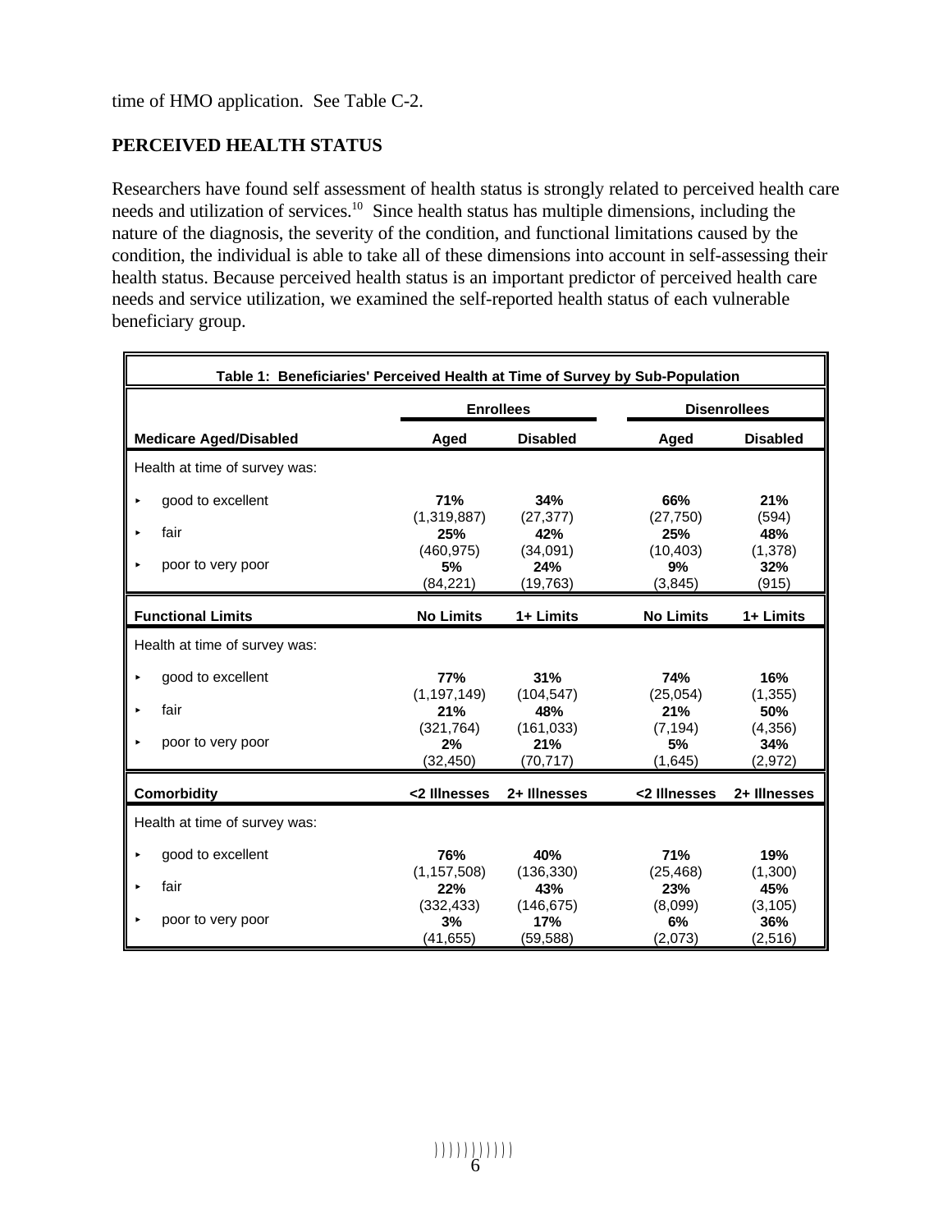time of HMO application. See Table C-2.

**PERCEIVED HEALTH STATUS**

Researchers have found self assessment of health status is strongly related to perceived health care needs and utilization of services.[10] Since health status has multiple dimensions, including the nature of the diagnosis, the severity of the condition, and functional limitations caused by the condition, the individual is able to take all of these dimensions into account in self-assessing their health status. Because perceived health status is an important predictor of perceived health care needs and service utilization, we examined the self-reported health status of each vulnerable beneficiary group.

**Table 1: Beneficiaries' Perceived Health at Time of Survey by Sub-Population**

| | Enrollees | | Disenrollees | |
|---|---|---|---|---|
| **Medicare Aged/Disabled** | **Aged** | **Disabled** | **Aged** | **Disabled** |
| Health at time of survey was: | | | | |
| ‣ good to excellent | **71%** (1,319,887) | **34%** (27,377) | **66%** (27,750) | **21%** (594) |
| ‣ fair | **25%** (460,975) | **42%** (34,091) | **25%** (10,403) | **48%** (1,378) |
| ‣ poor to very poor | **5%** (84,221) | **24%** (19,763) | **9%** (3,845) | **32%** (915) |
| **Functional Limits** | **No Limits** | **1+ Limits** | **No Limits** | **1+ Limits** |
| Health at time of survey was: | | | | |
| ‣ good to excellent | **77%** (1,197,149) | **31%** (104,547) | **74%** (25,054) | **16%** (1,355) |
| ‣ fair | **21%** (321,764) | **48%** (161,033) | **21%** (7,194) | **50%** (4,356) |
| ‣ poor to very poor | **2%** (32,450) | **21%** (70,717) | **5%** (1,645) | **34%** (2,972) |
| **Comorbidity** | **<2 Illnesses** | **2+ Illnesses** | **<2 Illnesses** | **2+ Illnesses** |
| Health at time of survey was: | | | | |
| ‣ good to excellent | **76%** (1,157,508) | **40%** (136,330) | **71%** (25,468) | **19%** (1,300) |
| ‣ fair | **22%** (332,433) | **43%** (146,675) | **23%** (8,099) | **45%** (3,105) |
| ‣ poor to very poor | **3%** (41,655) | **17%** (59,588) | **6%** (2,073) | **36%** (2,516) |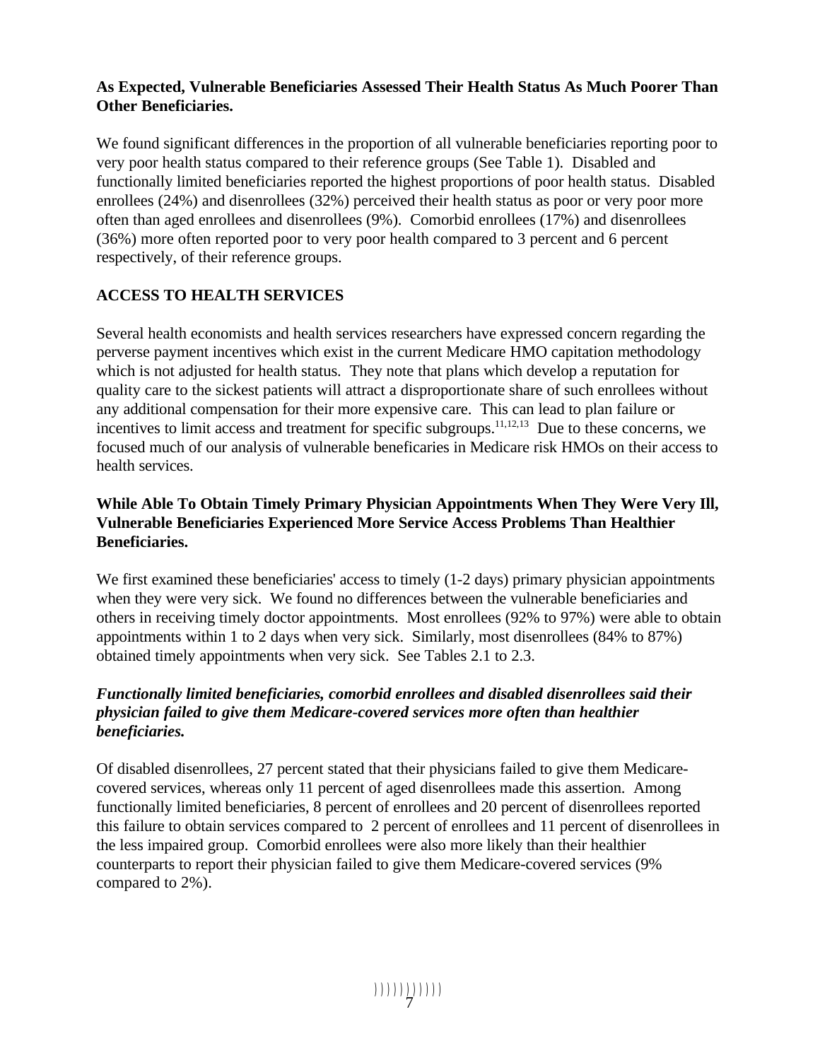**As Expected, Vulnerable Beneficiaries Assessed Their Health Status As Much Poorer Than Other Beneficiaries.**

We found significant differences in the proportion of all vulnerable beneficiaries reporting poor to very poor health status compared to their reference groups (See Table 1). Disabled and functionally limited beneficiaries reported the highest proportions of poor health status. Disabled enrollees (24%) and disenrollees (32%) perceived their health status as poor or very poor more often than aged enrollees and disenrollees (9%). Comorbid enrollees (17%) and disenrollees (36%) more often reported poor to very poor health compared to 3 percent and 6 percent respectively, of their reference groups.

## ACCESS TO HEALTH SERVICES

Several health economists and health services researchers have expressed concern regarding the perverse payment incentives which exist in the current Medicare HMO capitation methodology which is not adjusted for health status. They note that plans which develop a reputation for quality care to the sickest patients will attract a disproportionate share of such enrollees without any additional compensation for their more expensive care. This can lead to plan failure or incentives to limit access and treatment for specific subgroups.[11,12,13] Due to these concerns, we focused much of our analysis of vulnerable beneficaries in Medicare risk HMOs on their access to health services.

**While Able To Obtain Timely Primary Physician Appointments When They Were Very Ill, Vulnerable Beneficiaries Experienced More Service Access Problems Than Healthier Beneficiaries.**

We first examined these beneficiaries' access to timely (1-2 days) primary physician appointments when they were very sick. We found no differences between the vulnerable beneficiaries and others in receiving timely doctor appointments. Most enrollees (92% to 97%) were able to obtain appointments within 1 to 2 days when very sick. Similarly, most disenrollees (84% to 87%) obtained timely appointments when very sick. See Tables 2.1 to 2.3.

***Functionally limited beneficiaries, comorbid enrollees and disabled disenrollees said their physician failed to give them Medicare-covered services more often than healthier beneficiaries.***

Of disabled disenrollees, 27 percent stated that their physicians failed to give them Medicare-covered services, whereas only 11 percent of aged disenrollees made this assertion. Among functionally limited beneficiaries, 8 percent of enrollees and 20 percent of disenrollees reported this failure to obtain services compared to 2 percent of enrollees and 11 percent of disenrollees in the less impaired group. Comorbid enrollees were also more likely than their healthier counterparts to report their physician failed to give them Medicare-covered services (9% compared to 2%).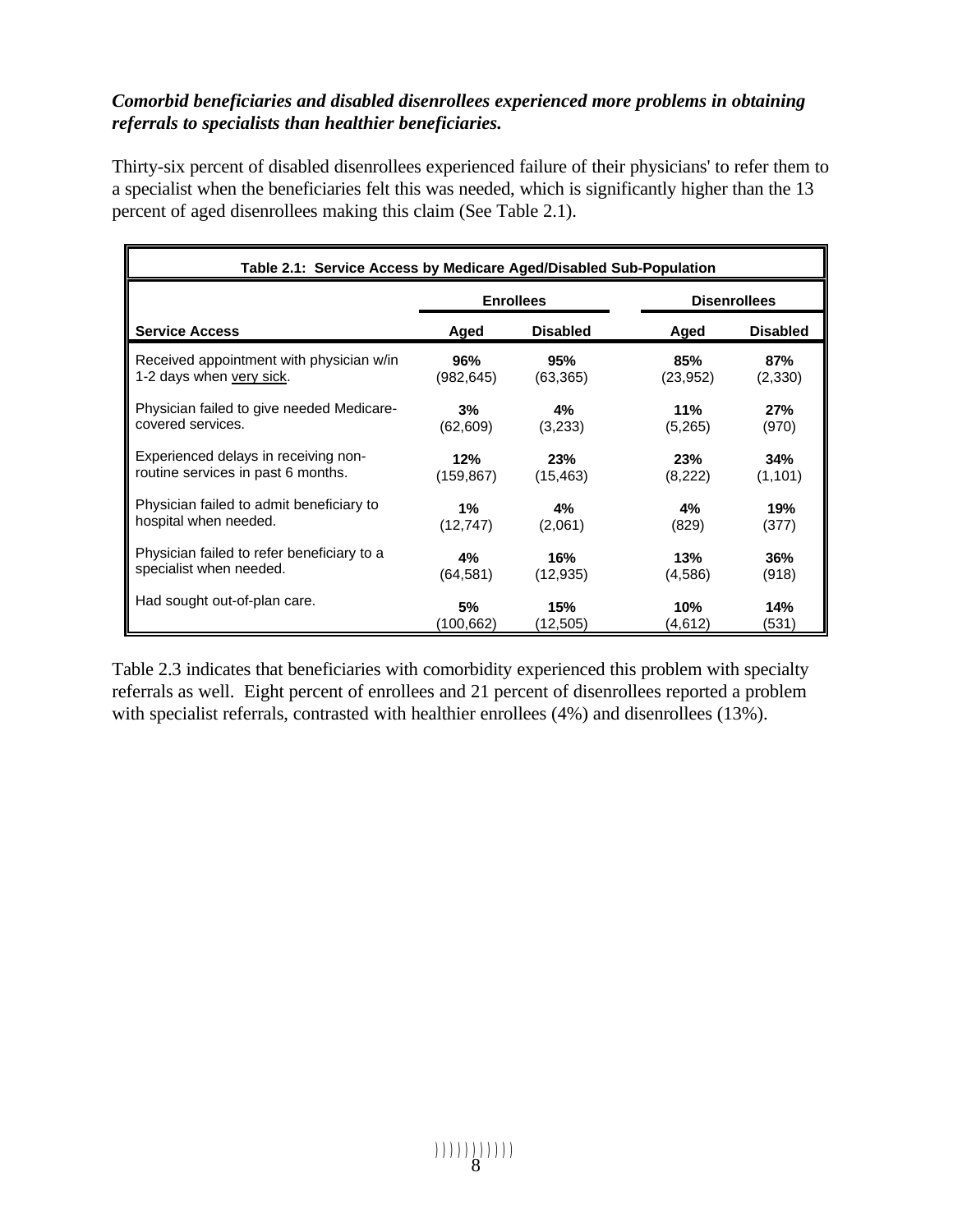***Comorbid beneficiaries and disabled disenrollees experienced more problems in obtaining referrals to specialists than healthier beneficiaries.***

Thirty-six percent of disabled disenrollees experienced failure of their physicians' to refer them to a specialist when the beneficiaries felt this was needed, which is significantly higher than the 13 percent of aged disenrollees making this claim (See Table 2.1).

**Table 2.1: Service Access by Medicare Aged/Disabled Sub-Population**

| | Enrollees | | Disenrollees | |
|---|---|---|---|---|
| **Service Access** | **Aged** | **Disabled** | **Aged** | **Disabled** |
| Received appointment with physician w/in 1-2 days when very sick. | **96%** (982,645) | **95%** (63,365) | **85%** (23,952) | **87%** (2,330) |
| Physician failed to give needed Medicare-covered services. | **3%** (62,609) | **4%** (3,233) | **11%** (5,265) | **27%** (970) |
| Experienced delays in receiving non-routine services in past 6 months. | **12%** (159,867) | **23%** (15,463) | **23%** (8,222) | **34%** (1,101) |
| Physician failed to admit beneficiary to hospital when needed. | **1%** (12,747) | **4%** (2,061) | **4%** (829) | **19%** (377) |
| Physician failed to refer beneficiary to a specialist when needed. | **4%** (64,581) | **16%** (12,935) | **13%** (4,586) | **36%** (918) |
| Had sought out-of-plan care. | **5%** (100,662) | **15%** (12,505) | **10%** (4,612) | **14%** (531) |

Table 2.3 indicates that beneficiaries with comorbidity experienced this problem with specialty referrals as well. Eight percent of enrollees and 21 percent of disenrollees reported a problem with specialist referrals, contrasted with healthier enrollees (4%) and disenrollees (13%).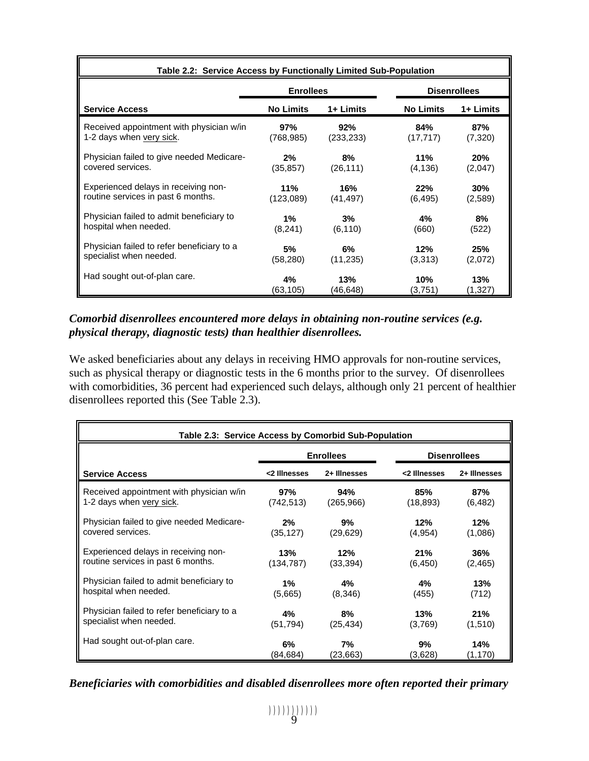**Table 2.2: Service Access by Functionally Limited Sub-Population**

| | Enrollees | | Disenrollees | |
|---|---|---|---|---|
| **Service Access** | **No Limits** | **1+ Limits** | **No Limits** | **1+ Limits** |
| Received appointment with physician w/in 1-2 days when very sick. | **97%** (768,985) | **92%** (233,233) | **84%** (17,717) | **87%** (7,320) |
| Physician failed to give needed Medicare-covered services. | **2%** (35,857) | **8%** (26,111) | **11%** (4,136) | **20%** (2,047) |
| Experienced delays in receiving non-routine services in past 6 months. | **11%** (123,089) | **16%** (41,497) | **22%** (6,495) | **30%** (2,589) |
| Physician failed to admit beneficiary to hospital when needed. | **1%** (8,241) | **3%** (6,110) | **4%** (660) | **8%** (522) |
| Physician failed to refer beneficiary to a specialist when needed. | **5%** (58,280) | **6%** (11,235) | **12%** (3,313) | **25%** (2,072) |
| Had sought out-of-plan care. | **4%** (63,105) | **13%** (46,648) | **10%** (3,751) | **13%** (1,327) |

***Comorbid disenrollees encountered more delays in obtaining non-routine services (e.g. physical therapy, diagnostic tests) than healthier disenrollees.***

We asked beneficiaries about any delays in receiving HMO approvals for non-routine services, such as physical therapy or diagnostic tests in the 6 months prior to the survey. Of disenrollees with comorbidities, 36 percent had experienced such delays, although only 21 percent of healthier disenrollees reported this (See Table 2.3).

**Table 2.3: Service Access by Comorbid Sub-Population**

| | Enrollees | | Disenrollees | |
|---|---|---|---|---|
| **Service Access** | **<2 Illnesses** | **2+ Illnesses** | **<2 Illnesses** | **2+ Illnesses** |
| Received appointment with physician w/in 1-2 days when very sick. | **97%** (742,513) | **94%** (265,966) | **85%** (18,893) | **87%** (6,482) |
| Physician failed to give needed Medicare-covered services. | **2%** (35,127) | **9%** (29,629) | **12%** (4,954) | **12%** (1,086) |
| Experienced delays in receiving non-routine services in past 6 months. | **13%** (134,787) | **12%** (33,394) | **21%** (6,450) | **36%** (2,465) |
| Physician failed to admit beneficiary to hospital when needed. | **1%** (5,665) | **4%** (8,346) | **4%** (455) | **13%** (712) |
| Physician failed to refer beneficiary to a specialist when needed. | **4%** (51,794) | **8%** (25,434) | **13%** (3,769) | **21%** (1,510) |
| Had sought out-of-plan care. | **6%** (84,684) | **7%** (23,663) | **9%** (3,628) | **14%** (1,170) |

***Beneficiaries with comorbidities and disabled disenrollees more often reported their primary***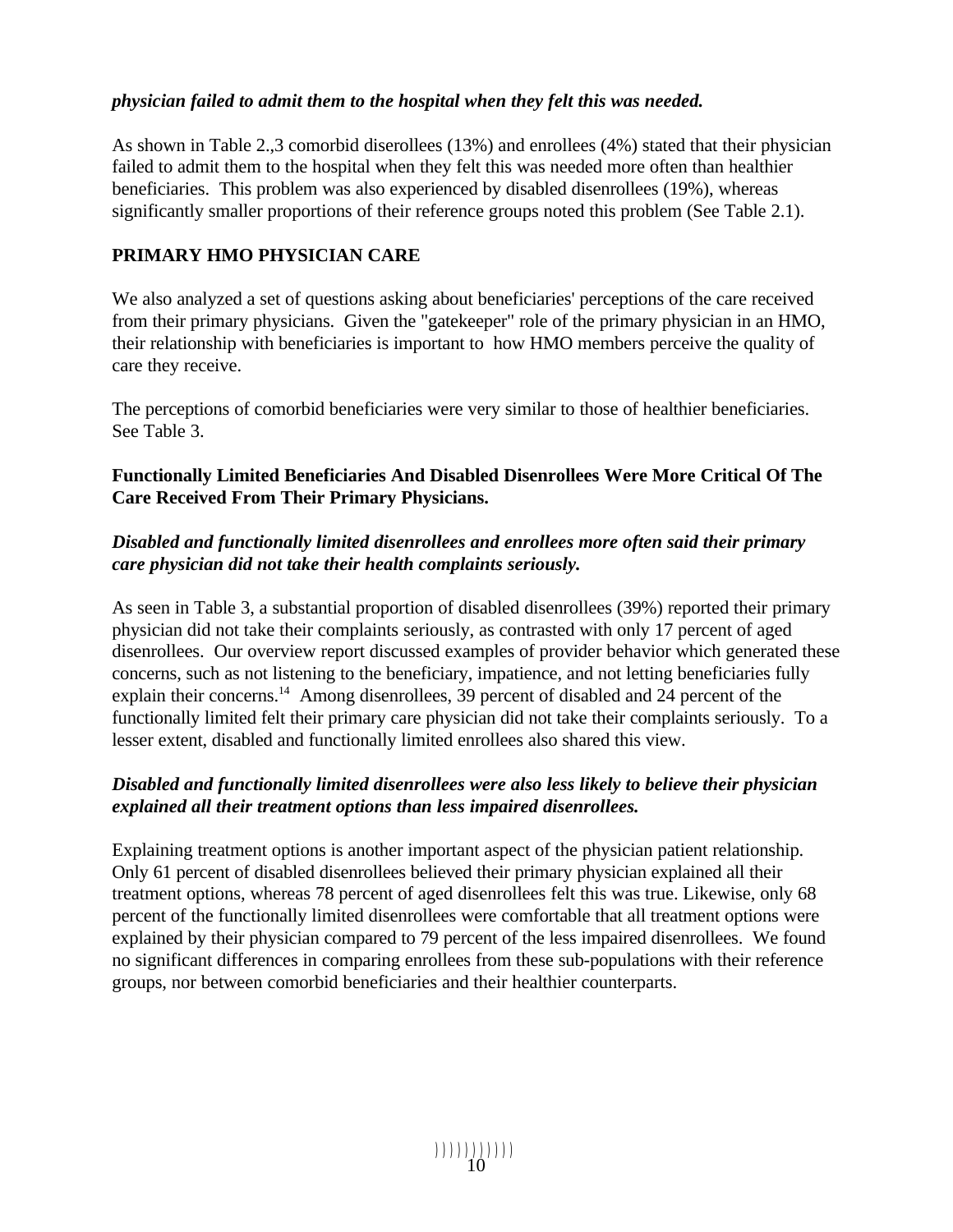***physician failed to admit them to the hospital when they felt this was needed.***

As shown in Table 2.,3 comorbid diserollees (13%) and enrollees (4%) stated that their physician failed to admit them to the hospital when they felt this was needed more often than healthier beneficiaries. This problem was also experienced by disabled disenrollees (19%), whereas significantly smaller proportions of their reference groups noted this problem (See Table 2.1).

## PRIMARY HMO PHYSICIAN CARE

We also analyzed a set of questions asking about beneficiaries' perceptions of the care received from their primary physicians. Given the "gatekeeper" role of the primary physician in an HMO, their relationship with beneficiaries is important to how HMO members perceive the quality of care they receive.

The perceptions of comorbid beneficiaries were very similar to those of healthier beneficiaries. See Table 3.

### Functionally Limited Beneficiaries And Disabled Disenrollees Were More Critical Of The Care Received From Their Primary Physicians.

***Disabled and functionally limited disenrollees and enrollees more often said their primary care physician did not take their health complaints seriously.***

As seen in Table 3, a substantial proportion of disabled disenrollees (39%) reported their primary physician did not take their complaints seriously, as contrasted with only 17 percent of aged disenrollees. Our overview report discussed examples of provider behavior which generated these concerns, such as not listening to the beneficiary, impatience, and not letting beneficiaries fully explain their concerns.[14] Among disenrollees, 39 percent of disabled and 24 percent of the functionally limited felt their primary care physician did not take their complaints seriously. To a lesser extent, disabled and functionally limited enrollees also shared this view.

***Disabled and functionally limited disenrollees were also less likely to believe their physician explained all their treatment options than less impaired disenrollees.***

Explaining treatment options is another important aspect of the physician patient relationship. Only 61 percent of disabled disenrollees believed their primary physician explained all their treatment options, whereas 78 percent of aged disenrollees felt this was true. Likewise, only 68 percent of the functionally limited disenrollees were comfortable that all treatment options were explained by their physician compared to 79 percent of the less impaired disenrollees. We found no significant differences in comparing enrollees from these sub-populations with their reference groups, nor between comorbid beneficiaries and their healthier counterparts.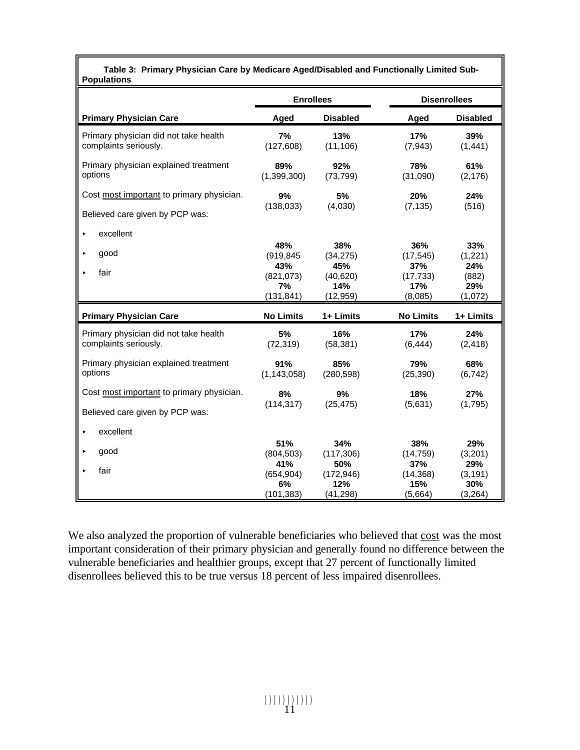**Table 3: Primary Physician Care by Medicare Aged/Disabled and Functionally Limited Sub-Populations**

| | Enrollees | | Disenrollees | |
|---|---|---|---|---|
| **Primary Physician Care** | **Aged** | **Disabled** | **Aged** | **Disabled** |
| Primary physician did not take health complaints seriously. | **7%** (127,608) | **13%** (11,106) | **17%** (7,943) | **39%** (1,441) |
| Primary physician explained treatment options | **89%** (1,399,300) | **92%** (73,799) | **78%** (31,090) | **61%** (2,176) |
| Cost most important to primary physician. | **9%** (138,033) | **5%** (4,030) | **20%** (7,135) | **24%** (516) |
| Believed care given by PCP was: | | | | |
| ▸ excellent | **48%** (919,845 | **38%** (34,275) | **36%** (17,545) | **33%** (1,221) |
| ▸ good | **43%** (821,073) | **45%** (40,620) | **37%** (17,733) | **24%** (882) |
| ▸ fair | **7%** (131,841) | **14%** (12,959) | **17%** (8,085) | **29%** (1,072) |
| **Primary Physician Care** | **No Limits** | **1+ Limits** | **No Limits** | **1+ Limits** |
| Primary physician did not take health complaints seriously. | **5%** (72,319) | **16%** (58,381) | **17%** (6,444) | **24%** (2,418) |
| Primary physician explained treatment options | **91%** (1,143,058) | **85%** (280,598) | **79%** (25,390) | **68%** (6,742) |
| Cost most important to primary physician. | **8%** (114,317) | **9%** (25,475) | **18%** (5,631) | **27%** (1,795) |
| Believed care given by PCP was: | | | | |
| ▸ excellent | **51%** (804,503) | **34%** (117,306) | **38%** (14,759) | **29%** (3,201) |
| ▸ good | **41%** (654,904) | **50%** (172,946) | **37%** (14,368) | **29%** (3,191) |
| ▸ fair | **6%** (101,383) | **12%** (41,298) | **15%** (5,664) | **30%** (3,264) |

We also analyzed the proportion of vulnerable beneficiaries who believed that cost was the most important consideration of their primary physician and generally found no difference between the vulnerable beneficiaries and healthier groups, except that 27 percent of functionally limited disenrollees believed this to be true versus 18 percent of less impaired disenrollees.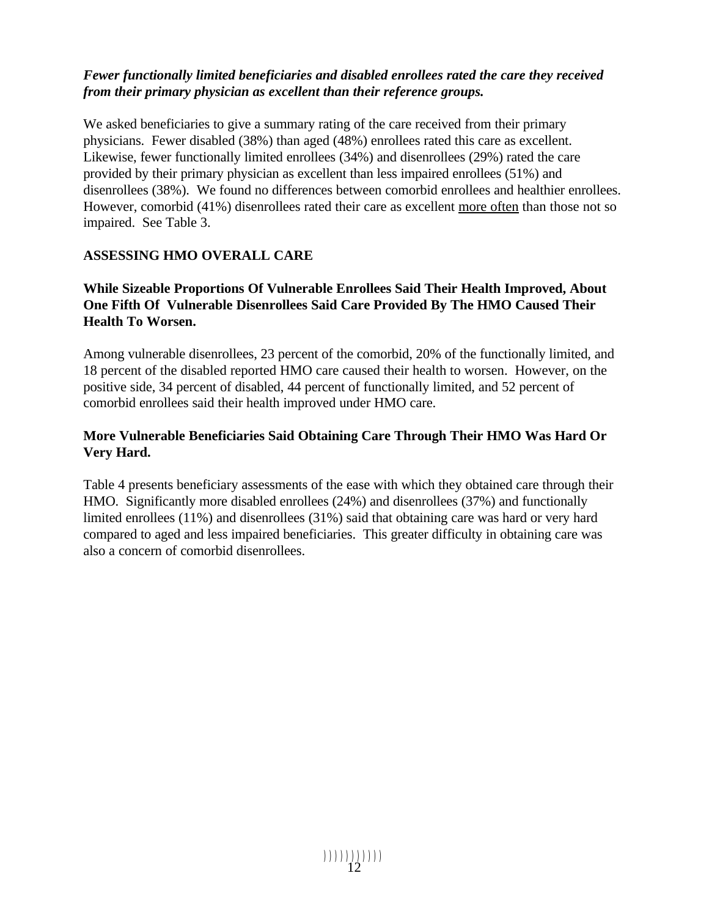***Fewer functionally limited beneficiaries and disabled enrollees rated the care they received from their primary physician as excellent than their reference groups.***

We asked beneficiaries to give a summary rating of the care received from their primary physicians. Fewer disabled (38%) than aged (48%) enrollees rated this care as excellent. Likewise, fewer functionally limited enrollees (34%) and disenrollees (29%) rated the care provided by their primary physician as excellent than less impaired enrollees (51%) and disenrollees (38%). We found no differences between comorbid enrollees and healthier enrollees. However, comorbid (41%) disenrollees rated their care as excellent more often than those not so impaired. See Table 3.

## ASSESSING HMO OVERALL CARE

### While Sizeable Proportions Of Vulnerable Enrollees Said Their Health Improved, About One Fifth Of Vulnerable Disenrollees Said Care Provided By The HMO Caused Their Health To Worsen.

Among vulnerable disenrollees, 23 percent of the comorbid, 20% of the functionally limited, and 18 percent of the disabled reported HMO care caused their health to worsen. However, on the positive side, 34 percent of disabled, 44 percent of functionally limited, and 52 percent of comorbid enrollees said their health improved under HMO care.

### More Vulnerable Beneficiaries Said Obtaining Care Through Their HMO Was Hard Or Very Hard.

Table 4 presents beneficiary assessments of the ease with which they obtained care through their HMO. Significantly more disabled enrollees (24%) and disenrollees (37%) and functionally limited enrollees (11%) and disenrollees (31%) said that obtaining care was hard or very hard compared to aged and less impaired beneficiaries. This greater difficulty in obtaining care was also a concern of comorbid disenrollees.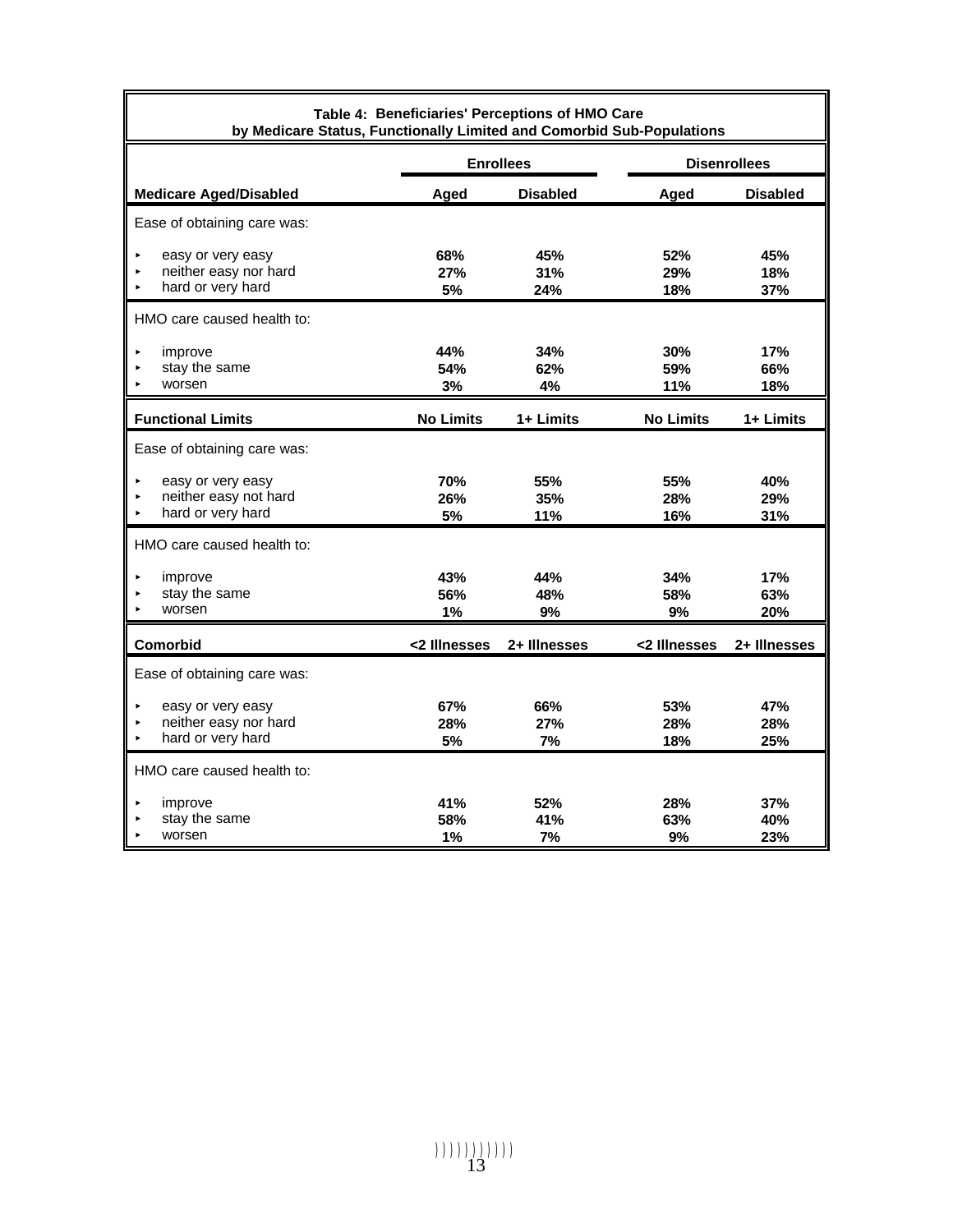**Table 4: Beneficiaries' Perceptions of HMO Care by Medicare Status, Functionally Limited and Comorbid Sub-Populations**

| | Enrollees | | Disenrollees | |
|---|---|---|---|---|
| **Medicare Aged/Disabled** | **Aged** | **Disabled** | **Aged** | **Disabled** |
| Ease of obtaining care was: | | | | |
| ▸ easy or very easy | 68% | 45% | 52% | 45% |
| ▸ neither easy nor hard | 27% | 31% | 29% | 18% |
| ▸ hard or very hard | 5% | 24% | 18% | 37% |
| HMO care caused health to: | | | | |
| ▸ improve | 44% | 34% | 30% | 17% |
| ▸ stay the same | 54% | 62% | 59% | 66% |
| ▸ worsen | 3% | 4% | 11% | 18% |
| **Functional Limits** | **No Limits** | **1+ Limits** | **No Limits** | **1+ Limits** |
| Ease of obtaining care was: | | | | |
| ▸ easy or very easy | 70% | 55% | 55% | 40% |
| ▸ neither easy not hard | 26% | 35% | 28% | 29% |
| ▸ hard or very hard | 5% | 11% | 16% | 31% |
| HMO care caused health to: | | | | |
| ▸ improve | 43% | 44% | 34% | 17% |
| ▸ stay the same | 56% | 48% | 58% | 63% |
| ▸ worsen | 1% | 9% | 9% | 20% |
| **Comorbid** | **<2 Illnesses** | **2+ Illnesses** | **<2 Illnesses** | **2+ Illnesses** |
| Ease of obtaining care was: | | | | |
| ▸ easy or very easy | 67% | 66% | 53% | 47% |
| ▸ neither easy nor hard | 28% | 27% | 28% | 28% |
| ▸ hard or very hard | 5% | 7% | 18% | 25% |
| HMO care caused health to: | | | | |
| ▸ improve | 41% | 52% | 28% | 37% |
| ▸ stay the same | 58% | 41% | 63% | 40% |
| ▸ worsen | 1% | 7% | 9% | 23% |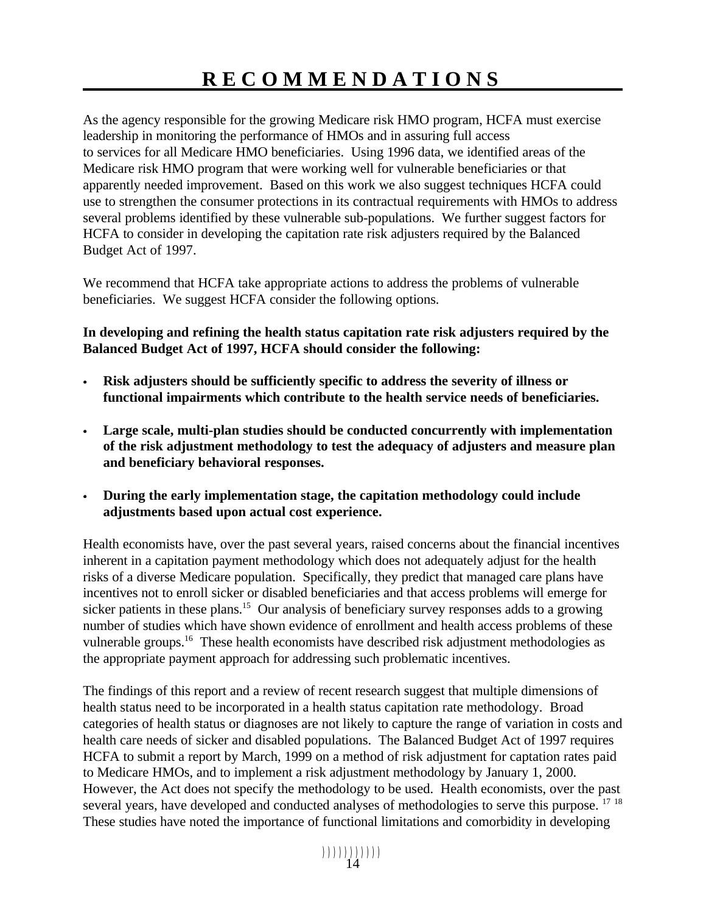# RECOMMENDATIONS

As the agency responsible for the growing Medicare risk HMO program, HCFA must exercise leadership in monitoring the performance of HMOs and in assuring full access to services for all Medicare HMO beneficiaries. Using 1996 data, we identified areas of the Medicare risk HMO program that were working well for vulnerable beneficiaries or that apparently needed improvement. Based on this work we also suggest techniques HCFA could use to strengthen the consumer protections in its contractual requirements with HMOs to address several problems identified by these vulnerable sub-populations. We further suggest factors for HCFA to consider in developing the capitation rate risk adjusters required by the Balanced Budget Act of 1997.

We recommend that HCFA take appropriate actions to address the problems of vulnerable beneficiaries. We suggest HCFA consider the following options.

**In developing and refining the health status capitation rate risk adjusters required by the Balanced Budget Act of 1997, HCFA should consider the following:**

- **Risk adjusters should be sufficiently specific to address the severity of illness or functional impairments which contribute to the health service needs of beneficiaries.**
- **Large scale, multi-plan studies should be conducted concurrently with implementation of the risk adjustment methodology to test the adequacy of adjusters and measure plan and beneficiary behavioral responses.**
- **During the early implementation stage, the capitation methodology could include adjustments based upon actual cost experience.**

Health economists have, over the past several years, raised concerns about the financial incentives inherent in a capitation payment methodology which does not adequately adjust for the health risks of a diverse Medicare population. Specifically, they predict that managed care plans have incentives not to enroll sicker or disabled beneficiaries and that access problems will emerge for sicker patients in these plans.[15] Our analysis of beneficiary survey responses adds to a growing number of studies which have shown evidence of enrollment and health access problems of these vulnerable groups.[16] These health economists have described risk adjustment methodologies as the appropriate payment approach for addressing such problematic incentives.

The findings of this report and a review of recent research suggest that multiple dimensions of health status need to be incorporated in a health status capitation rate methodology. Broad categories of health status or diagnoses are not likely to capture the range of variation in costs and health care needs of sicker and disabled populations. The Balanced Budget Act of 1997 requires HCFA to submit a report by March, 1999 on a method of risk adjustment for captation rates paid to Medicare HMOs, and to implement a risk adjustment methodology by January 1, 2000. However, the Act does not specify the methodology to be used. Health economists, over the past several years, have developed and conducted analyses of methodologies to serve this purpose. [17] [18] These studies have noted the importance of functional limitations and comorbidity in developing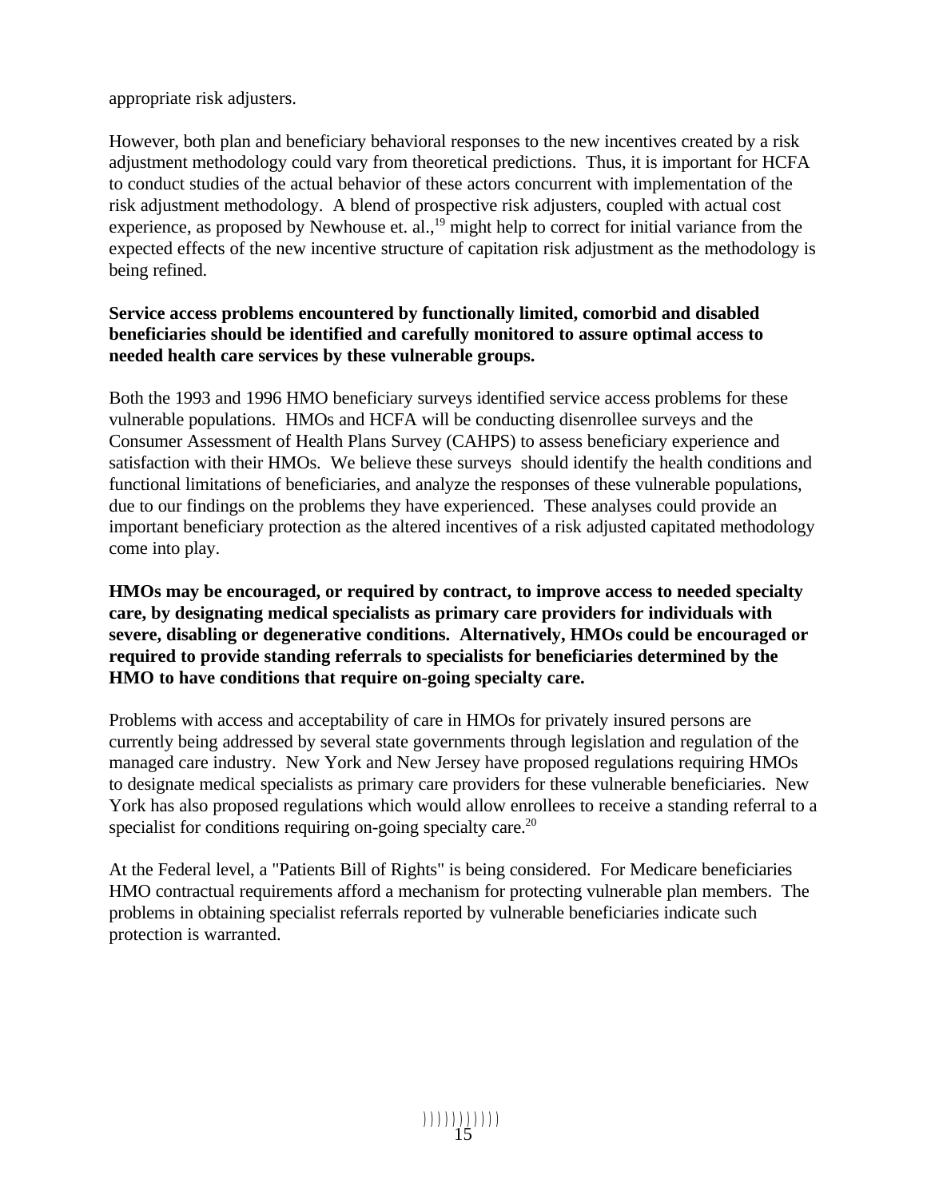appropriate risk adjusters.

However, both plan and beneficiary behavioral responses to the new incentives created by a risk adjustment methodology could vary from theoretical predictions. Thus, it is important for HCFA to conduct studies of the actual behavior of these actors concurrent with implementation of the risk adjustment methodology. A blend of prospective risk adjusters, coupled with actual cost experience, as proposed by Newhouse et. al.,[19] might help to correct for initial variance from the expected effects of the new incentive structure of capitation risk adjustment as the methodology is being refined.

**Service access problems encountered by functionally limited, comorbid and disabled beneficiaries should be identified and carefully monitored to assure optimal access to needed health care services by these vulnerable groups.**

Both the 1993 and 1996 HMO beneficiary surveys identified service access problems for these vulnerable populations. HMOs and HCFA will be conducting disenrollee surveys and the Consumer Assessment of Health Plans Survey (CAHPS) to assess beneficiary experience and satisfaction with their HMOs. We believe these surveys should identify the health conditions and functional limitations of beneficiaries, and analyze the responses of these vulnerable populations, due to our findings on the problems they have experienced. These analyses could provide an important beneficiary protection as the altered incentives of a risk adjusted capitated methodology come into play.

**HMOs may be encouraged, or required by contract, to improve access to needed specialty care, by designating medical specialists as primary care providers for individuals with severe, disabling or degenerative conditions. Alternatively, HMOs could be encouraged or required to provide standing referrals to specialists for beneficiaries determined by the HMO to have conditions that require on-going specialty care.**

Problems with access and acceptability of care in HMOs for privately insured persons are currently being addressed by several state governments through legislation and regulation of the managed care industry. New York and New Jersey have proposed regulations requiring HMOs to designate medical specialists as primary care providers for these vulnerable beneficiaries. New York has also proposed regulations which would allow enrollees to receive a standing referral to a specialist for conditions requiring on-going specialty care.[20]

At the Federal level, a "Patients Bill of Rights" is being considered. For Medicare beneficiaries HMO contractual requirements afford a mechanism for protecting vulnerable plan members. The problems in obtaining specialist referrals reported by vulnerable beneficiaries indicate such protection is warranted.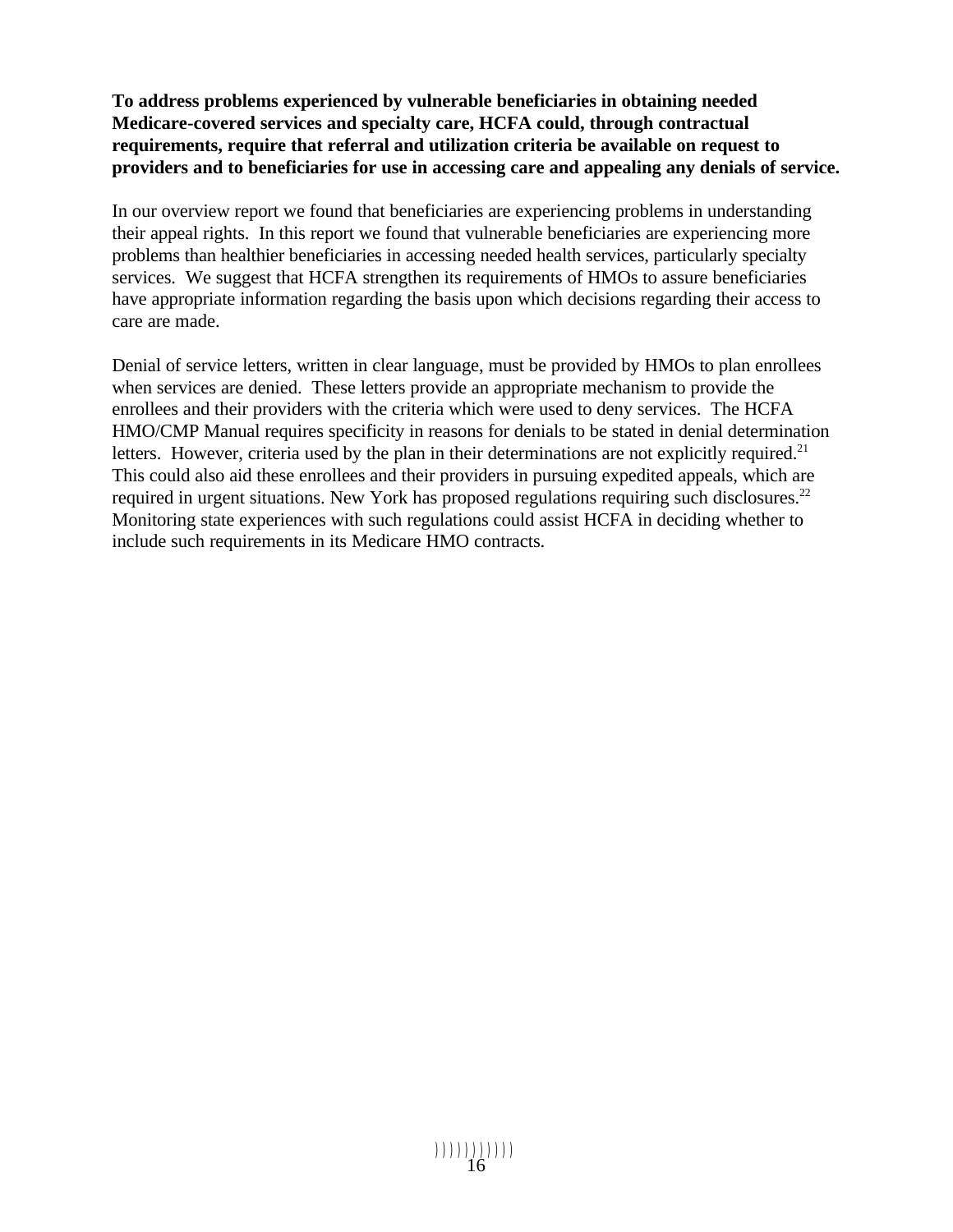**To address problems experienced by vulnerable beneficiaries in obtaining needed Medicare-covered services and specialty care, HCFA could, through contractual requirements, require that referral and utilization criteria be available on request to providers and to beneficiaries for use in accessing care and appealing any denials of service.**

In our overview report we found that beneficiaries are experiencing problems in understanding their appeal rights. In this report we found that vulnerable beneficiaries are experiencing more problems than healthier beneficiaries in accessing needed health services, particularly specialty services. We suggest that HCFA strengthen its requirements of HMOs to assure beneficiaries have appropriate information regarding the basis upon which decisions regarding their access to care are made.

Denial of service letters, written in clear language, must be provided by HMOs to plan enrollees when services are denied. These letters provide an appropriate mechanism to provide the enrollees and their providers with the criteria which were used to deny services. The HCFA HMO/CMP Manual requires specificity in reasons for denials to be stated in denial determination letters. However, criteria used by the plan in their determinations are not explicitly required.[21] This could also aid these enrollees and their providers in pursuing expedited appeals, which are required in urgent situations. New York has proposed regulations requiring such disclosures.[22] Monitoring state experiences with such regulations could assist HCFA in deciding whether to include such requirements in its Medicare HMO contracts.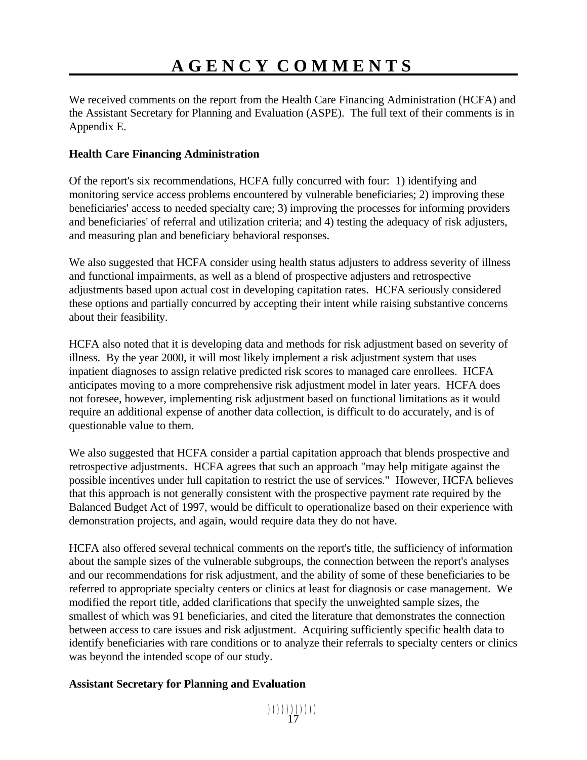# AGENCY COMMENTS

We received comments on the report from the Health Care Financing Administration (HCFA) and the Assistant Secretary for Planning and Evaluation (ASPE). The full text of their comments is in Appendix E.

**Health Care Financing Administration**

Of the report's six recommendations, HCFA fully concurred with four: 1) identifying and monitoring service access problems encountered by vulnerable beneficiaries; 2) improving these beneficiaries' access to needed specialty care; 3) improving the processes for informing providers and beneficiaries' of referral and utilization criteria; and 4) testing the adequacy of risk adjusters, and measuring plan and beneficiary behavioral responses.

We also suggested that HCFA consider using health status adjusters to address severity of illness and functional impairments, as well as a blend of prospective adjusters and retrospective adjustments based upon actual cost in developing capitation rates. HCFA seriously considered these options and partially concurred by accepting their intent while raising substantive concerns about their feasibility.

HCFA also noted that it is developing data and methods for risk adjustment based on severity of illness. By the year 2000, it will most likely implement a risk adjustment system that uses inpatient diagnoses to assign relative predicted risk scores to managed care enrollees. HCFA anticipates moving to a more comprehensive risk adjustment model in later years. HCFA does not foresee, however, implementing risk adjustment based on functional limitations as it would require an additional expense of another data collection, is difficult to do accurately, and is of questionable value to them.

We also suggested that HCFA consider a partial capitation approach that blends prospective and retrospective adjustments. HCFA agrees that such an approach "may help mitigate against the possible incentives under full capitation to restrict the use of services." However, HCFA believes that this approach is not generally consistent with the prospective payment rate required by the Balanced Budget Act of 1997, would be difficult to operationalize based on their experience with demonstration projects, and again, would require data they do not have.

HCFA also offered several technical comments on the report's title, the sufficiency of information about the sample sizes of the vulnerable subgroups, the connection between the report's analyses and our recommendations for risk adjustment, and the ability of some of these beneficiaries to be referred to appropriate specialty centers or clinics at least for diagnosis or case management. We modified the report title, added clarifications that specify the unweighted sample sizes, the smallest of which was 91 beneficiaries, and cited the literature that demonstrates the connection between access to care issues and risk adjustment. Acquiring sufficiently specific health data to identify beneficiaries with rare conditions or to analyze their referrals to specialty centers or clinics was beyond the intended scope of our study.

**Assistant Secretary for Planning and Evaluation**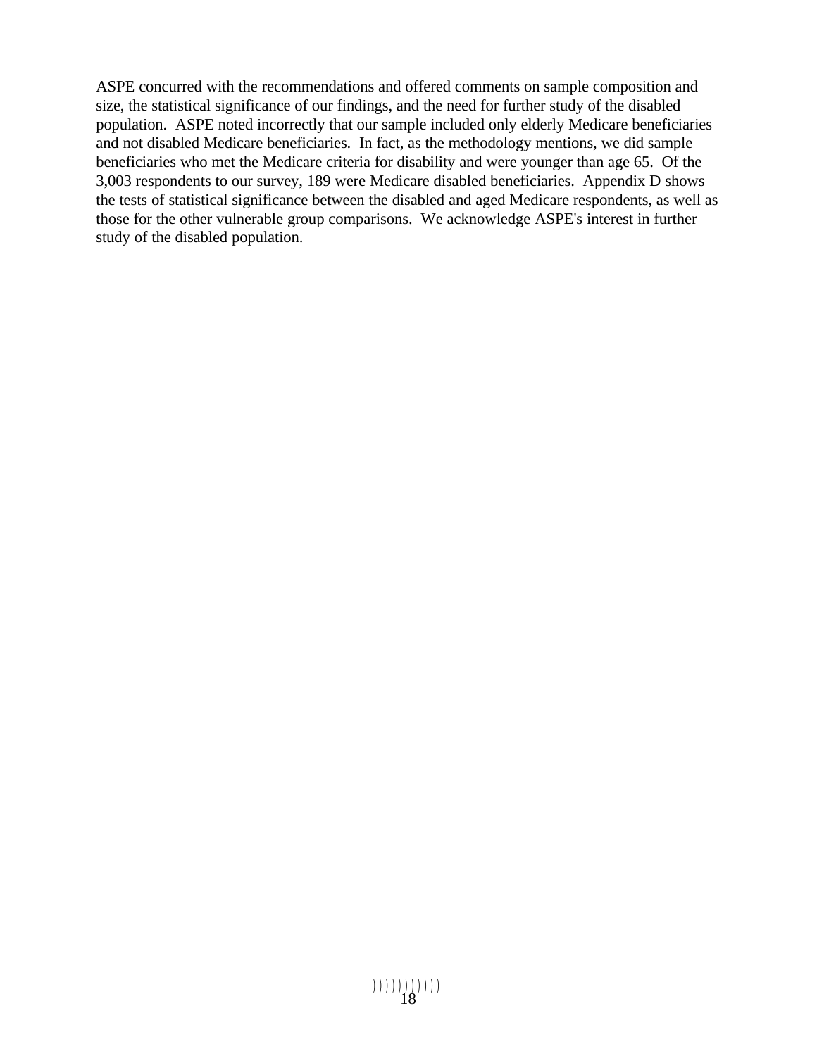ASPE concurred with the recommendations and offered comments on sample composition and size, the statistical significance of our findings, and the need for further study of the disabled population. ASPE noted incorrectly that our sample included only elderly Medicare beneficiaries and not disabled Medicare beneficiaries. In fact, as the methodology mentions, we did sample beneficiaries who met the Medicare criteria for disability and were younger than age 65. Of the 3,003 respondents to our survey, 189 were Medicare disabled beneficiaries. Appendix D shows the tests of statistical significance between the disabled and aged Medicare respondents, as well as those for the other vulnerable group comparisons. We acknowledge ASPE's interest in further study of the disabled population.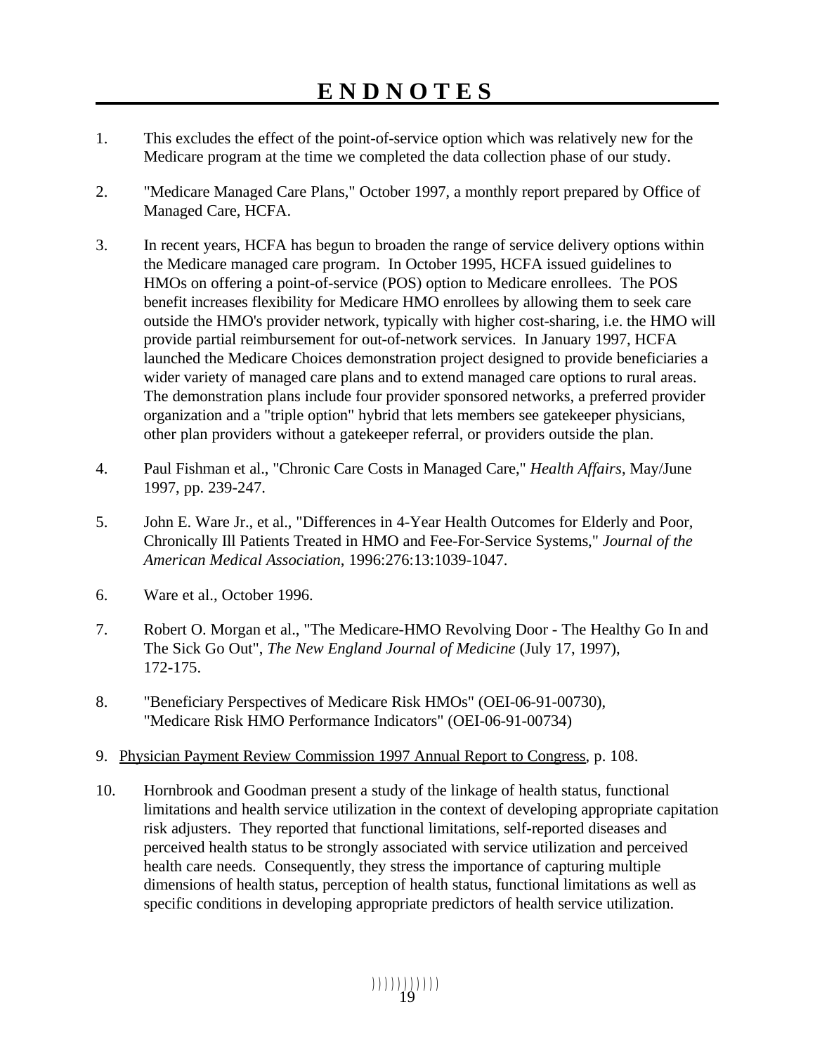# ENDNOTES

1. This excludes the effect of the point-of-service option which was relatively new for the Medicare program at the time we completed the data collection phase of our study.

2. "Medicare Managed Care Plans," October 1997, a monthly report prepared by Office of Managed Care, HCFA.

3. In recent years, HCFA has begun to broaden the range of service delivery options within the Medicare managed care program. In October 1995, HCFA issued guidelines to HMOs on offering a point-of-service (POS) option to Medicare enrollees. The POS benefit increases flexibility for Medicare HMO enrollees by allowing them to seek care outside the HMO's provider network, typically with higher cost-sharing, i.e. the HMO will provide partial reimbursement for out-of-network services. In January 1997, HCFA launched the Medicare Choices demonstration project designed to provide beneficiaries a wider variety of managed care plans and to extend managed care options to rural areas. The demonstration plans include four provider sponsored networks, a preferred provider organization and a "triple option" hybrid that lets members see gatekeeper physicians, other plan providers without a gatekeeper referral, or providers outside the plan.

4. Paul Fishman et al., "Chronic Care Costs in Managed Care," *Health Affairs*, May/June 1997, pp. 239-247.

5. John E. Ware Jr., et al., "Differences in 4-Year Health Outcomes for Elderly and Poor, Chronically Ill Patients Treated in HMO and Fee-For-Service Systems," *Journal of the American Medical Association*, 1996:276:13:1039-1047.

6. Ware et al., October 1996.

7. Robert O. Morgan et al., "The Medicare-HMO Revolving Door - The Healthy Go In and The Sick Go Out", *The New England Journal of Medicine* (July 17, 1997), 172-175.

8. "Beneficiary Perspectives of Medicare Risk HMOs" (OEI-06-91-00730), "Medicare Risk HMO Performance Indicators" (OEI-06-91-00734)

9. Physician Payment Review Commission 1997 Annual Report to Congress, p. 108.

10. Hornbrook and Goodman present a study of the linkage of health status, functional limitations and health service utilization in the context of developing appropriate capitation risk adjusters. They reported that functional limitations, self-reported diseases and perceived health status to be strongly associated with service utilization and perceived health care needs. Consequently, they stress the importance of capturing multiple dimensions of health status, perception of health status, functional limitations as well as specific conditions in developing appropriate predictors of health service utilization.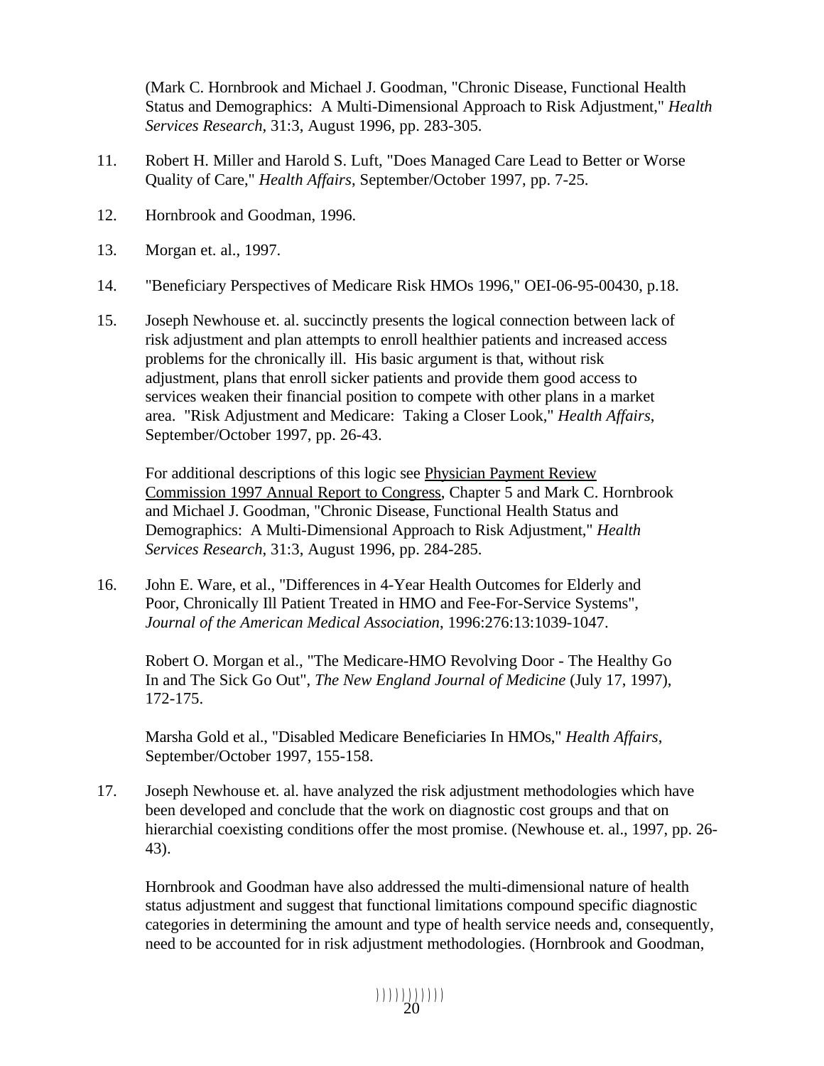(Mark C. Hornbrook and Michael J. Goodman, "Chronic Disease, Functional Health Status and Demographics: A Multi-Dimensional Approach to Risk Adjustment," *Health Services Research*, 31:3, August 1996, pp. 283-305.

11. Robert H. Miller and Harold S. Luft, "Does Managed Care Lead to Better or Worse Quality of Care," *Health Affairs*, September/October 1997, pp. 7-25.

12. Hornbrook and Goodman, 1996.

13. Morgan et. al., 1997.

14. "Beneficiary Perspectives of Medicare Risk HMOs 1996," OEI-06-95-00430, p.18.

15. Joseph Newhouse et. al. succinctly presents the logical connection between lack of risk adjustment and plan attempts to enroll healthier patients and increased access problems for the chronically ill. His basic argument is that, without risk adjustment, plans that enroll sicker patients and provide them good access to services weaken their financial position to compete with other plans in a market area. "Risk Adjustment and Medicare: Taking a Closer Look," *Health Affairs*, September/October 1997, pp. 26-43.

    For additional descriptions of this logic see Physician Payment Review Commission 1997 Annual Report to Congress, Chapter 5 and Mark C. Hornbrook and Michael J. Goodman, "Chronic Disease, Functional Health Status and Demographics: A Multi-Dimensional Approach to Risk Adjustment," *Health Services Research*, 31:3, August 1996, pp. 284-285.

16. John E. Ware, et al., "Differences in 4-Year Health Outcomes for Elderly and Poor, Chronically Ill Patient Treated in HMO and Fee-For-Service Systems", *Journal of the American Medical Association*, 1996:276:13:1039-1047.

    Robert O. Morgan et al., "The Medicare-HMO Revolving Door - The Healthy Go In and The Sick Go Out", *The New England Journal of Medicine* (July 17, 1997), 172-175.

    Marsha Gold et al., "Disabled Medicare Beneficiaries In HMOs," *Health Affairs*, September/October 1997, 155-158.

17. Joseph Newhouse et. al. have analyzed the risk adjustment methodologies which have been developed and conclude that the work on diagnostic cost groups and that on hierarchial coexisting conditions offer the most promise. (Newhouse et. al., 1997, pp. 26-43).

    Hornbrook and Goodman have also addressed the multi-dimensional nature of health status adjustment and suggest that functional limitations compound specific diagnostic categories in determining the amount and type of health service needs and, consequently, need to be accounted for in risk adjustment methodologies. (Hornbrook and Goodman,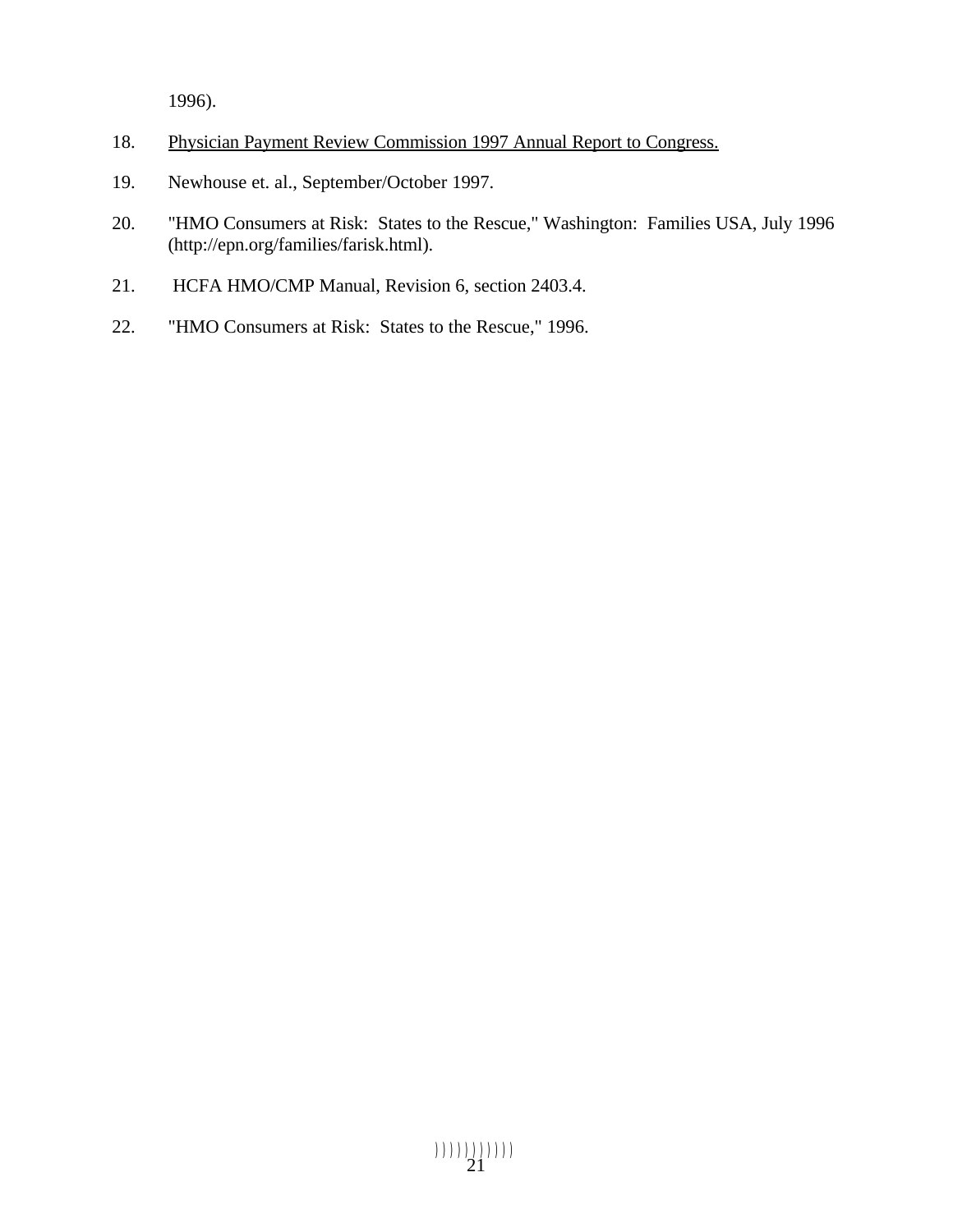1996).

18. Physician Payment Review Commission 1997 Annual Report to Congress.

19. Newhouse et. al., September/October 1997.

20. "HMO Consumers at Risk:  States to the Rescue," Washington:  Families USA, July 1996 (http://epn.org/families/farisk.html).

21. HCFA HMO/CMP Manual, Revision 6, section 2403.4.

22. "HMO Consumers at Risk:  States to the Rescue," 1996.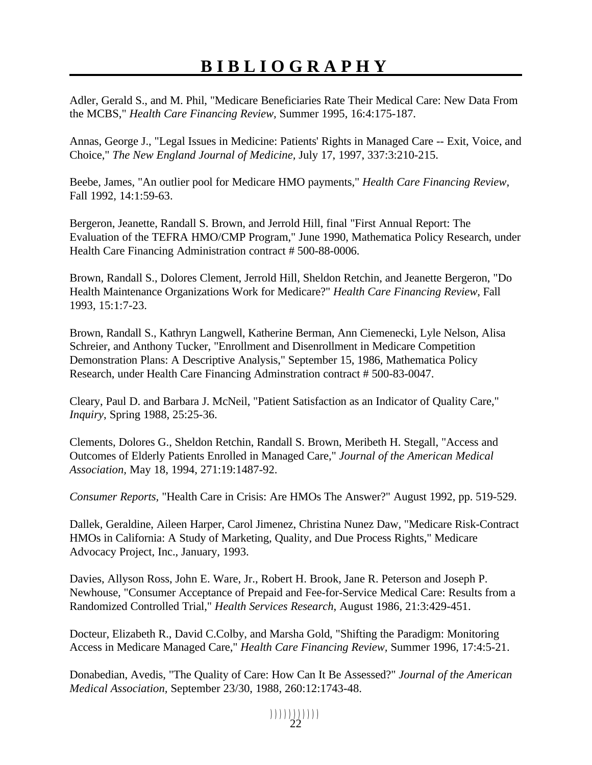# BIBLIOGRAPHY

Adler, Gerald S., and M. Phil, "Medicare Beneficiaries Rate Their Medical Care: New Data From the MCBS," *Health Care Financing Review*, Summer 1995, 16:4:175-187.

Annas, George J., "Legal Issues in Medicine: Patients' Rights in Managed Care -- Exit, Voice, and Choice," *The New England Journal of Medicine*, July 17, 1997, 337:3:210-215.

Beebe, James, "An outlier pool for Medicare HMO payments," *Health Care Financing Review*, Fall 1992, 14:1:59-63.

Bergeron, Jeanette, Randall S. Brown, and Jerrold Hill, final "First Annual Report: The Evaluation of the TEFRA HMO/CMP Program," June 1990, Mathematica Policy Research, under Health Care Financing Administration contract # 500-88-0006.

Brown, Randall S., Dolores Clement, Jerrold Hill, Sheldon Retchin, and Jeanette Bergeron, "Do Health Maintenance Organizations Work for Medicare?" *Health Care Financing Review*, Fall 1993, 15:1:7-23.

Brown, Randall S., Kathryn Langwell, Katherine Berman, Ann Ciemenecki, Lyle Nelson, Alisa Schreier, and Anthony Tucker, "Enrollment and Disenrollment in Medicare Competition Demonstration Plans: A Descriptive Analysis," September 15, 1986, Mathematica Policy Research, under Health Care Financing Adminstration contract # 500-83-0047.

Cleary, Paul D. and Barbara J. McNeil, "Patient Satisfaction as an Indicator of Quality Care," *Inquiry*, Spring 1988, 25:25-36.

Clements, Dolores G., Sheldon Retchin, Randall S. Brown, Meribeth H. Stegall, "Access and Outcomes of Elderly Patients Enrolled in Managed Care," *Journal of the American Medical Association,* May 18, 1994, 271:19:1487-92.

*Consumer Reports,* "Health Care in Crisis: Are HMOs The Answer?" August 1992, pp. 519-529.

Dallek, Geraldine, Aileen Harper, Carol Jimenez, Christina Nunez Daw, "Medicare Risk-Contract HMOs in California: A Study of Marketing, Quality, and Due Process Rights," Medicare Advocacy Project, Inc., January, 1993.

Davies, Allyson Ross, John E. Ware, Jr., Robert H. Brook, Jane R. Peterson and Joseph P. Newhouse, "Consumer Acceptance of Prepaid and Fee-for-Service Medical Care: Results from a Randomized Controlled Trial," *Health Services Research*, August 1986, 21:3:429-451.

Docteur, Elizabeth R., David C.Colby, and Marsha Gold, "Shifting the Paradigm: Monitoring Access in Medicare Managed Care," *Health Care Financing Review,* Summer 1996, 17:4:5-21.

Donabedian, Avedis, "The Quality of Care: How Can It Be Assessed?" *Journal of the American Medical Association*, September 23/30, 1988, 260:12:1743-48.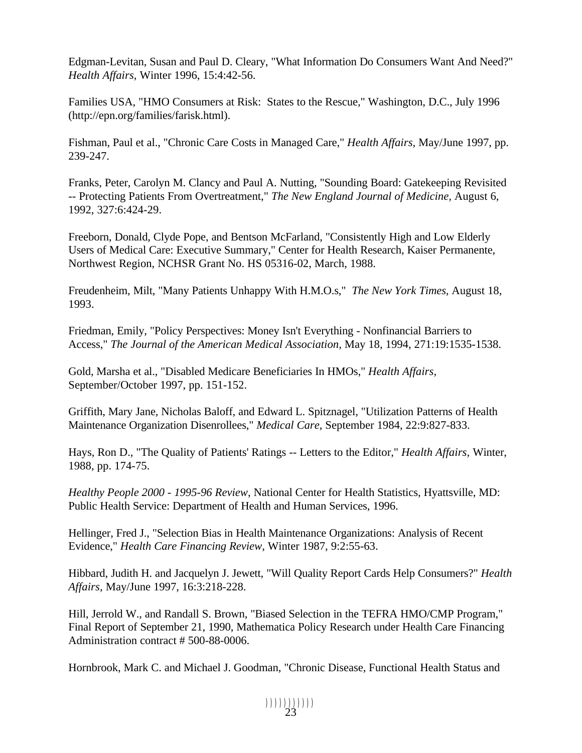Edgman-Levitan, Susan and Paul D. Cleary, "What Information Do Consumers Want And Need?" *Health Affairs*, Winter 1996, 15:4:42-56.

Families USA, "HMO Consumers at Risk:  States to the Rescue," Washington, D.C., July 1996 (http://epn.org/families/farisk.html).

Fishman, Paul et al., "Chronic Care Costs in Managed Care," *Health Affairs*, May/June 1997, pp. 239-247.

Franks, Peter, Carolyn M. Clancy and Paul A. Nutting, "Sounding Board: Gatekeeping Revisited -- Protecting Patients From Overtreatment," *The New England Journal of Medicine*, August 6, 1992, 327:6:424-29.

Freeborn, Donald, Clyde Pope, and Bentson McFarland, "Consistently High and Low Elderly Users of Medical Care: Executive Summary," Center for Health Research, Kaiser Permanente, Northwest Region, NCHSR Grant No. HS 05316-02, March, 1988.

Freudenheim, Milt, "Many Patients Unhappy With H.M.O.s,"  *The New York Times*, August 18, 1993.

Friedman, Emily, "Policy Perspectives: Money Isn't Everything - Nonfinancial Barriers to Access," *The Journal of the American Medical Association,* May 18, 1994, 271:19:1535-1538.

Gold, Marsha et al., "Disabled Medicare Beneficiaries In HMOs," *Health Affairs*, September/October 1997, pp. 151-152.

Griffith, Mary Jane, Nicholas Baloff, and Edward L. Spitznagel, "Utilization Patterns of Health Maintenance Organization Disenrollees," *Medical Care*, September 1984, 22:9:827-833.

Hays, Ron D., "The Quality of Patients' Ratings -- Letters to the Editor," *Health Affairs*, Winter, 1988, pp. 174-75.

*Healthy People 2000 - 1995-96 Review*, National Center for Health Statistics, Hyattsville, MD: Public Health Service: Department of Health and Human Services, 1996.

Hellinger, Fred J., "Selection Bias in Health Maintenance Organizations: Analysis of Recent Evidence," *Health Care Financing Review*, Winter 1987, 9:2:55-63.

Hibbard, Judith H. and Jacquelyn J. Jewett, "Will Quality Report Cards Help Consumers?" *Health Affairs,* May/June 1997, 16:3:218-228.

Hill, Jerrold W., and Randall S. Brown, "Biased Selection in the TEFRA HMO/CMP Program," Final Report of September 21, 1990, Mathematica Policy Research under Health Care Financing Administration contract # 500-88-0006.

Hornbrook, Mark C. and Michael J. Goodman, "Chronic Disease, Functional Health Status and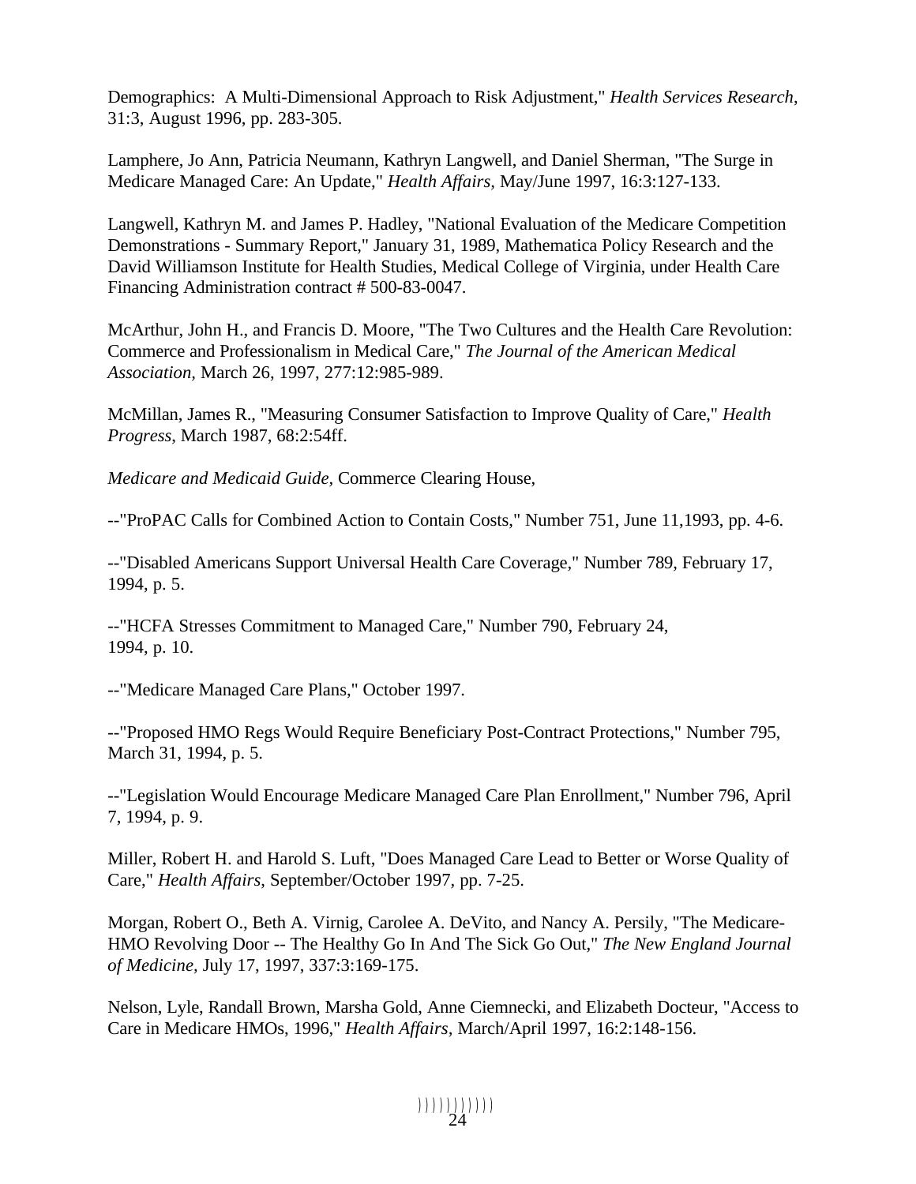Demographics: A Multi-Dimensional Approach to Risk Adjustment," *Health Services Research*, 31:3, August 1996, pp. 283-305.

Lamphere, Jo Ann, Patricia Neumann, Kathryn Langwell, and Daniel Sherman, "The Surge in Medicare Managed Care: An Update," *Health Affairs,* May/June 1997, 16:3:127-133.

Langwell, Kathryn M. and James P. Hadley, "National Evaluation of the Medicare Competition Demonstrations - Summary Report," January 31, 1989, Mathematica Policy Research and the David Williamson Institute for Health Studies, Medical College of Virginia, under Health Care Financing Administration contract # 500-83-0047.

McArthur, John H., and Francis D. Moore, "The Two Cultures and the Health Care Revolution: Commerce and Professionalism in Medical Care," *The Journal of the American Medical Association,* March 26, 1997, 277:12:985-989.

McMillan, James R., "Measuring Consumer Satisfaction to Improve Quality of Care," *Health Progress*, March 1987, 68:2:54ff.

*Medicare and Medicaid Guide,* Commerce Clearing House,

--"ProPAC Calls for Combined Action to Contain Costs," Number 751, June 11,1993, pp. 4-6.

--"Disabled Americans Support Universal Health Care Coverage," Number 789, February 17, 1994, p. 5.

--"HCFA Stresses Commitment to Managed Care," Number 790, February 24, 1994, p. 10.

--"Medicare Managed Care Plans," October 1997.

--"Proposed HMO Regs Would Require Beneficiary Post-Contract Protections," Number 795, March 31, 1994, p. 5.

--"Legislation Would Encourage Medicare Managed Care Plan Enrollment," Number 796, April 7, 1994, p. 9.

Miller, Robert H. and Harold S. Luft, "Does Managed Care Lead to Better or Worse Quality of Care," *Health Affairs*, September/October 1997, pp. 7-25.

Morgan, Robert O., Beth A. Virnig, Carolee A. DeVito, and Nancy A. Persily, "The Medicare-HMO Revolving Door -- The Healthy Go In And The Sick Go Out," *The New England Journal of Medicine,* July 17, 1997, 337:3:169-175.

Nelson, Lyle, Randall Brown, Marsha Gold, Anne Ciemnecki, and Elizabeth Docteur, "Access to Care in Medicare HMOs, 1996," *Health Affairs*, March/April 1997, 16:2:148-156.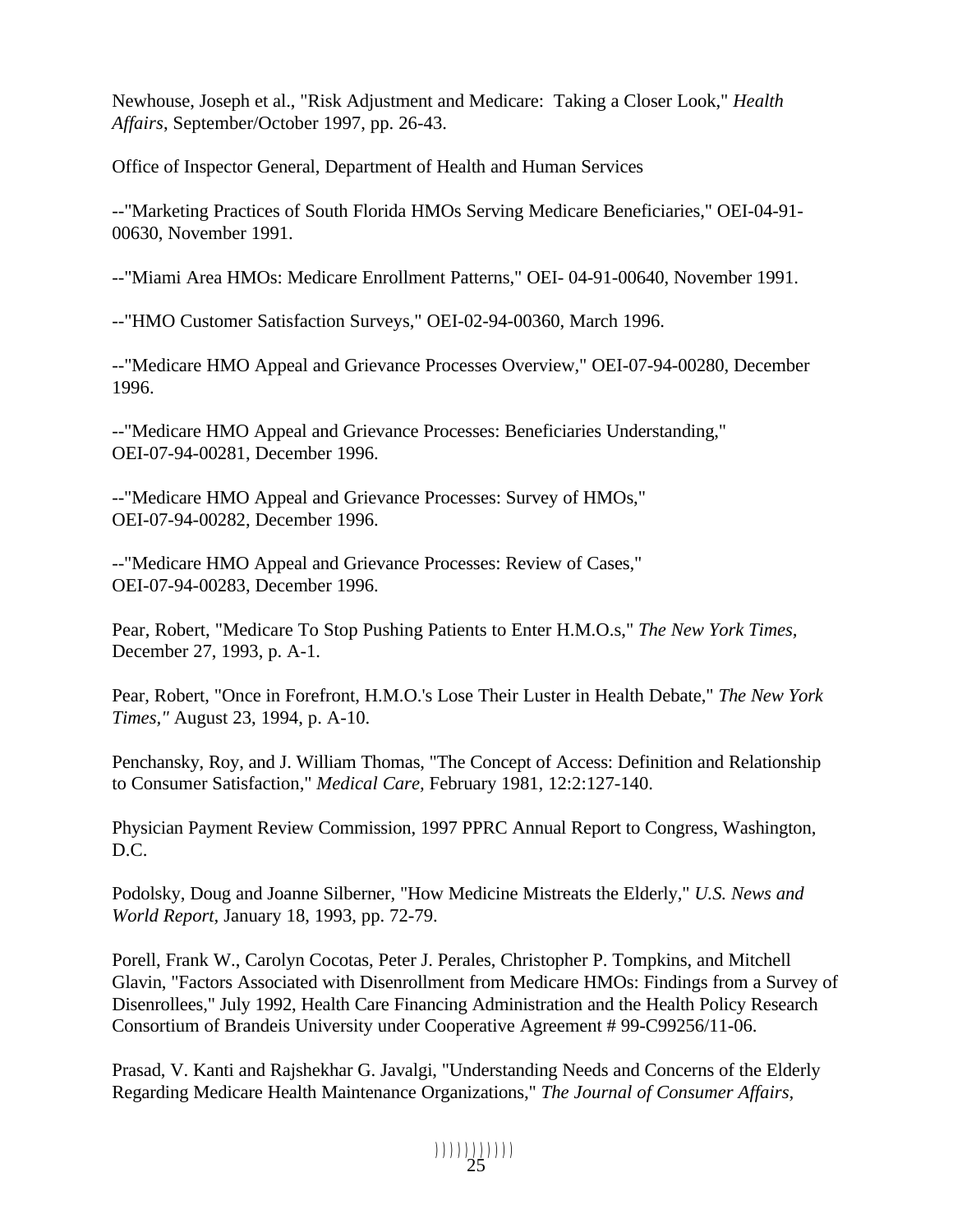Newhouse, Joseph et al., "Risk Adjustment and Medicare: Taking a Closer Look," *Health Affairs*, September/October 1997, pp. 26-43.

Office of Inspector General, Department of Health and Human Services

--"Marketing Practices of South Florida HMOs Serving Medicare Beneficiaries," OEI-04-91-00630, November 1991.

--"Miami Area HMOs: Medicare Enrollment Patterns," OEI- 04-91-00640, November 1991.

--"HMO Customer Satisfaction Surveys," OEI-02-94-00360, March 1996.

--"Medicare HMO Appeal and Grievance Processes Overview," OEI-07-94-00280, December 1996.

--"Medicare HMO Appeal and Grievance Processes: Beneficiaries Understanding," OEI-07-94-00281, December 1996.

--"Medicare HMO Appeal and Grievance Processes: Survey of HMOs," OEI-07-94-00282, December 1996.

--"Medicare HMO Appeal and Grievance Processes: Review of Cases," OEI-07-94-00283, December 1996.

Pear, Robert, "Medicare To Stop Pushing Patients to Enter H.M.O.s," *The New York Times*, December 27, 1993, p. A-1.

Pear, Robert, "Once in Forefront, H.M.O.'s Lose Their Luster in Health Debate," *The New York Times,"* August 23, 1994, p. A-10.

Penchansky, Roy, and J. William Thomas, "The Concept of Access: Definition and Relationship to Consumer Satisfaction," *Medical Care*, February 1981, 12:2:127-140.

Physician Payment Review Commission, 1997 PPRC Annual Report to Congress, Washington, D.C.

Podolsky, Doug and Joanne Silberner, "How Medicine Mistreats the Elderly," *U.S. News and World Report*, January 18, 1993, pp. 72-79.

Porell, Frank W., Carolyn Cocotas, Peter J. Perales, Christopher P. Tompkins, and Mitchell Glavin, "Factors Associated with Disenrollment from Medicare HMOs: Findings from a Survey of Disenrollees," July 1992, Health Care Financing Administration and the Health Policy Research Consortium of Brandeis University under Cooperative Agreement # 99-C99256/11-06.

Prasad, V. Kanti and Rajshekhar G. Javalgi, "Understanding Needs and Concerns of the Elderly Regarding Medicare Health Maintenance Organizations," *The Journal of Consumer Affairs,*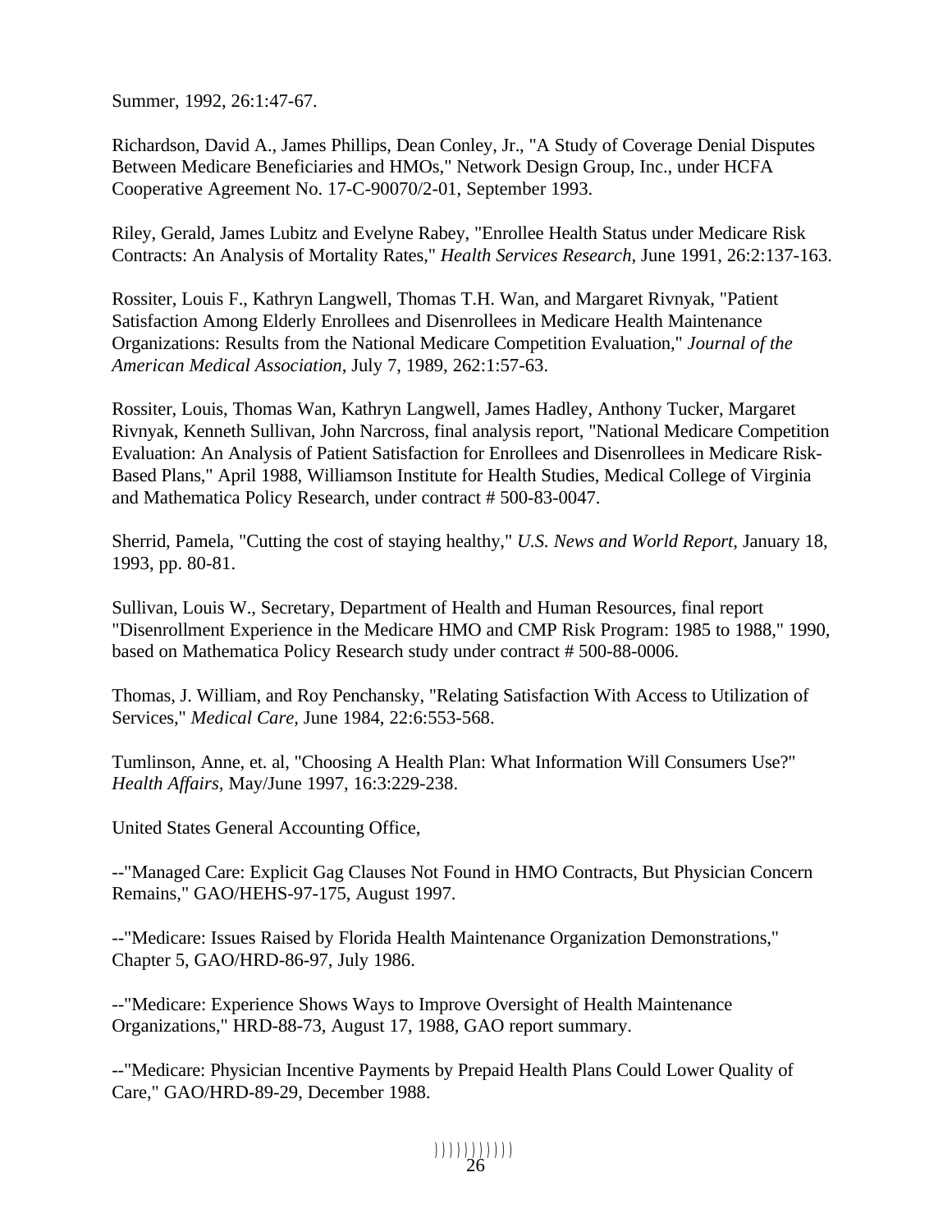Summer, 1992, 26:1:47-67.

Richardson, David A., James Phillips, Dean Conley, Jr., "A Study of Coverage Denial Disputes Between Medicare Beneficiaries and HMOs," Network Design Group, Inc., under HCFA Cooperative Agreement No. 17-C-90070/2-01, September 1993.

Riley, Gerald, James Lubitz and Evelyne Rabey, "Enrollee Health Status under Medicare Risk Contracts: An Analysis of Mortality Rates," *Health Services Research*, June 1991, 26:2:137-163.

Rossiter, Louis F., Kathryn Langwell, Thomas T.H. Wan, and Margaret Rivnyak, "Patient Satisfaction Among Elderly Enrollees and Disenrollees in Medicare Health Maintenance Organizations: Results from the National Medicare Competition Evaluation," *Journal of the American Medical Association*, July 7, 1989, 262:1:57-63.

Rossiter, Louis, Thomas Wan, Kathryn Langwell, James Hadley, Anthony Tucker, Margaret Rivnyak, Kenneth Sullivan, John Narcross, final analysis report, "National Medicare Competition Evaluation: An Analysis of Patient Satisfaction for Enrollees and Disenrollees in Medicare Risk-Based Plans," April 1988, Williamson Institute for Health Studies, Medical College of Virginia and Mathematica Policy Research, under contract # 500-83-0047.

Sherrid, Pamela, "Cutting the cost of staying healthy," *U.S. News and World Report*, January 18, 1993, pp. 80-81.

Sullivan, Louis W., Secretary, Department of Health and Human Resources, final report "Disenrollment Experience in the Medicare HMO and CMP Risk Program: 1985 to 1988," 1990, based on Mathematica Policy Research study under contract # 500-88-0006.

Thomas, J. William, and Roy Penchansky, "Relating Satisfaction With Access to Utilization of Services," *Medical Care*, June 1984, 22:6:553-568.

Tumlinson, Anne, et. al, "Choosing A Health Plan: What Information Will Consumers Use?" *Health Affairs*, May/June 1997, 16:3:229-238.

United States General Accounting Office,

--"Managed Care: Explicit Gag Clauses Not Found in HMO Contracts, But Physician Concern Remains," GAO/HEHS-97-175, August 1997.

--"Medicare: Issues Raised by Florida Health Maintenance Organization Demonstrations," Chapter 5, GAO/HRD-86-97, July 1986.

--"Medicare: Experience Shows Ways to Improve Oversight of Health Maintenance Organizations," HRD-88-73, August 17, 1988, GAO report summary.

--"Medicare: Physician Incentive Payments by Prepaid Health Plans Could Lower Quality of Care," GAO/HRD-89-29, December 1988.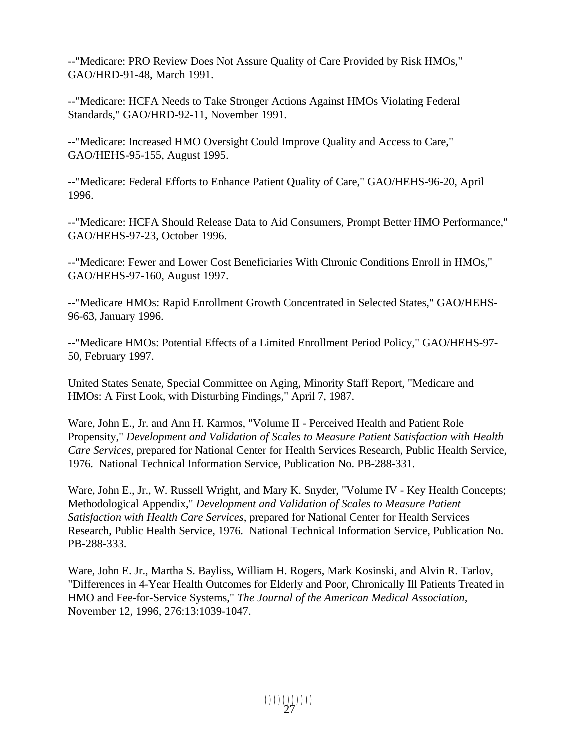--"Medicare: PRO Review Does Not Assure Quality of Care Provided by Risk HMOs," GAO/HRD-91-48, March 1991.

--"Medicare: HCFA Needs to Take Stronger Actions Against HMOs Violating Federal Standards," GAO/HRD-92-11, November 1991.

--"Medicare: Increased HMO Oversight Could Improve Quality and Access to Care," GAO/HEHS-95-155, August 1995.

--"Medicare: Federal Efforts to Enhance Patient Quality of Care," GAO/HEHS-96-20, April 1996.

--"Medicare: HCFA Should Release Data to Aid Consumers, Prompt Better HMO Performance," GAO/HEHS-97-23, October 1996.

--"Medicare: Fewer and Lower Cost Beneficiaries With Chronic Conditions Enroll in HMOs," GAO/HEHS-97-160, August 1997.

--"Medicare HMOs: Rapid Enrollment Growth Concentrated in Selected States," GAO/HEHS-96-63, January 1996.

--"Medicare HMOs: Potential Effects of a Limited Enrollment Period Policy," GAO/HEHS-97-50, February 1997.

United States Senate, Special Committee on Aging, Minority Staff Report, "Medicare and HMOs: A First Look, with Disturbing Findings," April 7, 1987.

Ware, John E., Jr. and Ann H. Karmos, "Volume II - Perceived Health and Patient Role Propensity," *Development and Validation of Scales to Measure Patient Satisfaction with Health Care Services*, prepared for National Center for Health Services Research, Public Health Service, 1976. National Technical Information Service, Publication No. PB-288-331.

Ware, John E., Jr., W. Russell Wright, and Mary K. Snyder, "Volume IV - Key Health Concepts; Methodological Appendix," *Development and Validation of Scales to Measure Patient Satisfaction with Health Care Services*, prepared for National Center for Health Services Research, Public Health Service, 1976. National Technical Information Service, Publication No. PB-288-333.

Ware, John E. Jr., Martha S. Bayliss, William H. Rogers, Mark Kosinski, and Alvin R. Tarlov, "Differences in 4-Year Health Outcomes for Elderly and Poor, Chronically Ill Patients Treated in HMO and Fee-for-Service Systems," *The Journal of the American Medical Association*, November 12, 1996, 276:13:1039-1047.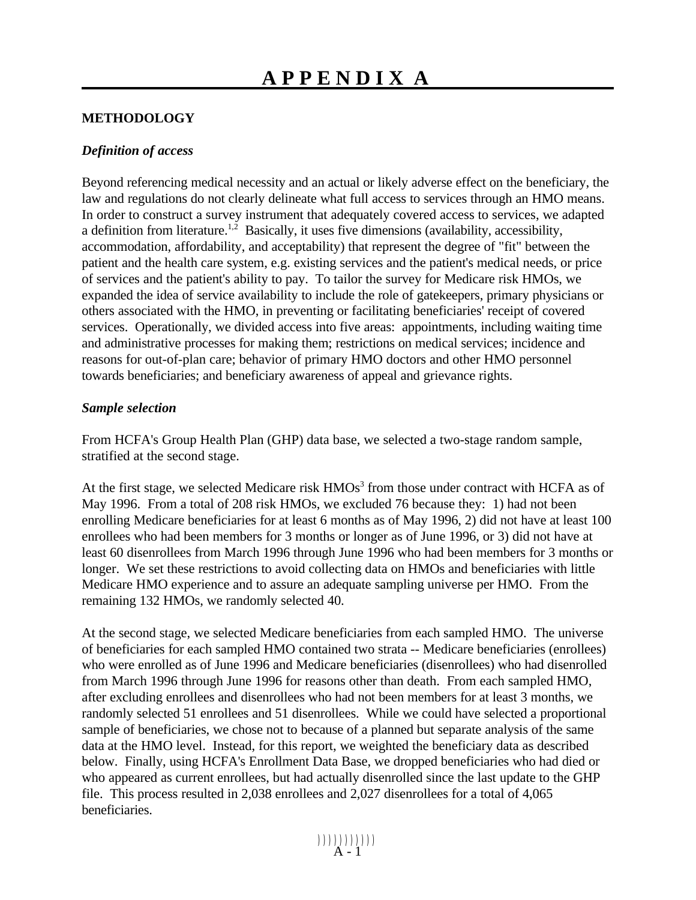# APPENDIX A

## METHODOLOGY

### *Definition of access*

Beyond referencing medical necessity and an actual or likely adverse effect on the beneficiary, the law and regulations do not clearly delineate what full access to services through an HMO means. In order to construct a survey instrument that adequately covered access to services, we adapted a definition from literature.[1,2] Basically, it uses five dimensions (availability, accessibility, accommodation, affordability, and acceptability) that represent the degree of "fit" between the patient and the health care system, e.g. existing services and the patient's medical needs, or price of services and the patient's ability to pay. To tailor the survey for Medicare risk HMOs, we expanded the idea of service availability to include the role of gatekeepers, primary physicians or others associated with the HMO, in preventing or facilitating beneficiaries' receipt of covered services. Operationally, we divided access into five areas: appointments, including waiting time and administrative processes for making them; restrictions on medical services; incidence and reasons for out-of-plan care; behavior of primary HMO doctors and other HMO personnel towards beneficiaries; and beneficiary awareness of appeal and grievance rights.

### *Sample selection*

From HCFA's Group Health Plan (GHP) data base, we selected a two-stage random sample, stratified at the second stage.

At the first stage, we selected Medicare risk HMOs[3] from those under contract with HCFA as of May 1996. From a total of 208 risk HMOs, we excluded 76 because they: 1) had not been enrolling Medicare beneficiaries for at least 6 months as of May 1996, 2) did not have at least 100 enrollees who had been members for 3 months or longer as of June 1996, or 3) did not have at least 60 disenrollees from March 1996 through June 1996 who had been members for 3 months or longer. We set these restrictions to avoid collecting data on HMOs and beneficiaries with little Medicare HMO experience and to assure an adequate sampling universe per HMO. From the remaining 132 HMOs, we randomly selected 40.

At the second stage, we selected Medicare beneficiaries from each sampled HMO. The universe of beneficiaries for each sampled HMO contained two strata -- Medicare beneficiaries (enrollees) who were enrolled as of June 1996 and Medicare beneficiaries (disenrollees) who had disenrolled from March 1996 through June 1996 for reasons other than death. From each sampled HMO, after excluding enrollees and disenrollees who had not been members for at least 3 months, we randomly selected 51 enrollees and 51 disenrollees. While we could have selected a proportional sample of beneficiaries, we chose not to because of a planned but separate analysis of the same data at the HMO level. Instead, for this report, we weighted the beneficiary data as described below. Finally, using HCFA's Enrollment Data Base, we dropped beneficiaries who had died or who appeared as current enrollees, but had actually disenrolled since the last update to the GHP file. This process resulted in 2,038 enrollees and 2,027 disenrollees for a total of 4,065 beneficiaries.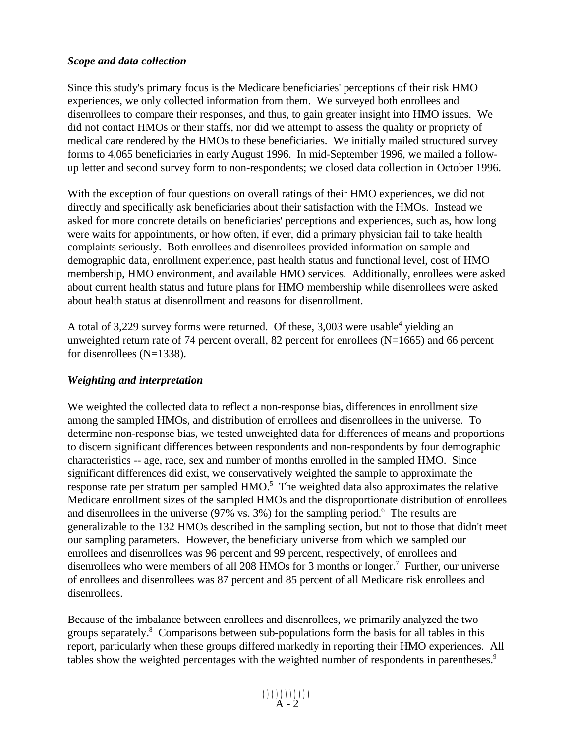### *Scope and data collection*

Since this study's primary focus is the Medicare beneficiaries' perceptions of their risk HMO experiences, we only collected information from them. We surveyed both enrollees and disenrollees to compare their responses, and thus, to gain greater insight into HMO issues. We did not contact HMOs or their staffs, nor did we attempt to assess the quality or propriety of medical care rendered by the HMOs to these beneficiaries. We initially mailed structured survey forms to 4,065 beneficiaries in early August 1996. In mid-September 1996, we mailed a follow-up letter and second survey form to non-respondents; we closed data collection in October 1996.

With the exception of four questions on overall ratings of their HMO experiences, we did not directly and specifically ask beneficiaries about their satisfaction with the HMOs. Instead we asked for more concrete details on beneficiaries' perceptions and experiences, such as, how long were waits for appointments, or how often, if ever, did a primary physician fail to take health complaints seriously. Both enrollees and disenrollees provided information on sample and demographic data, enrollment experience, past health status and functional level, cost of HMO membership, HMO environment, and available HMO services. Additionally, enrollees were asked about current health status and future plans for HMO membership while disenrollees were asked about health status at disenrollment and reasons for disenrollment.

A total of 3,229 survey forms were returned. Of these, 3,003 were usable[4] yielding an unweighted return rate of 74 percent overall, 82 percent for enrollees (N=1665) and 66 percent for disenrollees (N=1338).

### *Weighting and interpretation*

We weighted the collected data to reflect a non-response bias, differences in enrollment size among the sampled HMOs, and distribution of enrollees and disenrollees in the universe. To determine non-response bias, we tested unweighted data for differences of means and proportions to discern significant differences between respondents and non-respondents by four demographic characteristics -- age, race, sex and number of months enrolled in the sampled HMO. Since significant differences did exist, we conservatively weighted the sample to approximate the response rate per stratum per sampled HMO.[5] The weighted data also approximates the relative Medicare enrollment sizes of the sampled HMOs and the disproportionate distribution of enrollees and disenrollees in the universe (97% vs. 3%) for the sampling period.[6] The results are generalizable to the 132 HMOs described in the sampling section, but not to those that didn't meet our sampling parameters. However, the beneficiary universe from which we sampled our enrollees and disenrollees was 96 percent and 99 percent, respectively, of enrollees and disenrollees who were members of all 208 HMOs for 3 months or longer.[7] Further, our universe of enrollees and disenrollees was 87 percent and 85 percent of all Medicare risk enrollees and disenrollees.

Because of the imbalance between enrollees and disenrollees, we primarily analyzed the two groups separately.[8] Comparisons between sub-populations form the basis for all tables in this report, particularly when these groups differed markedly in reporting their HMO experiences. All tables show the weighted percentages with the weighted number of respondents in parentheses.[9]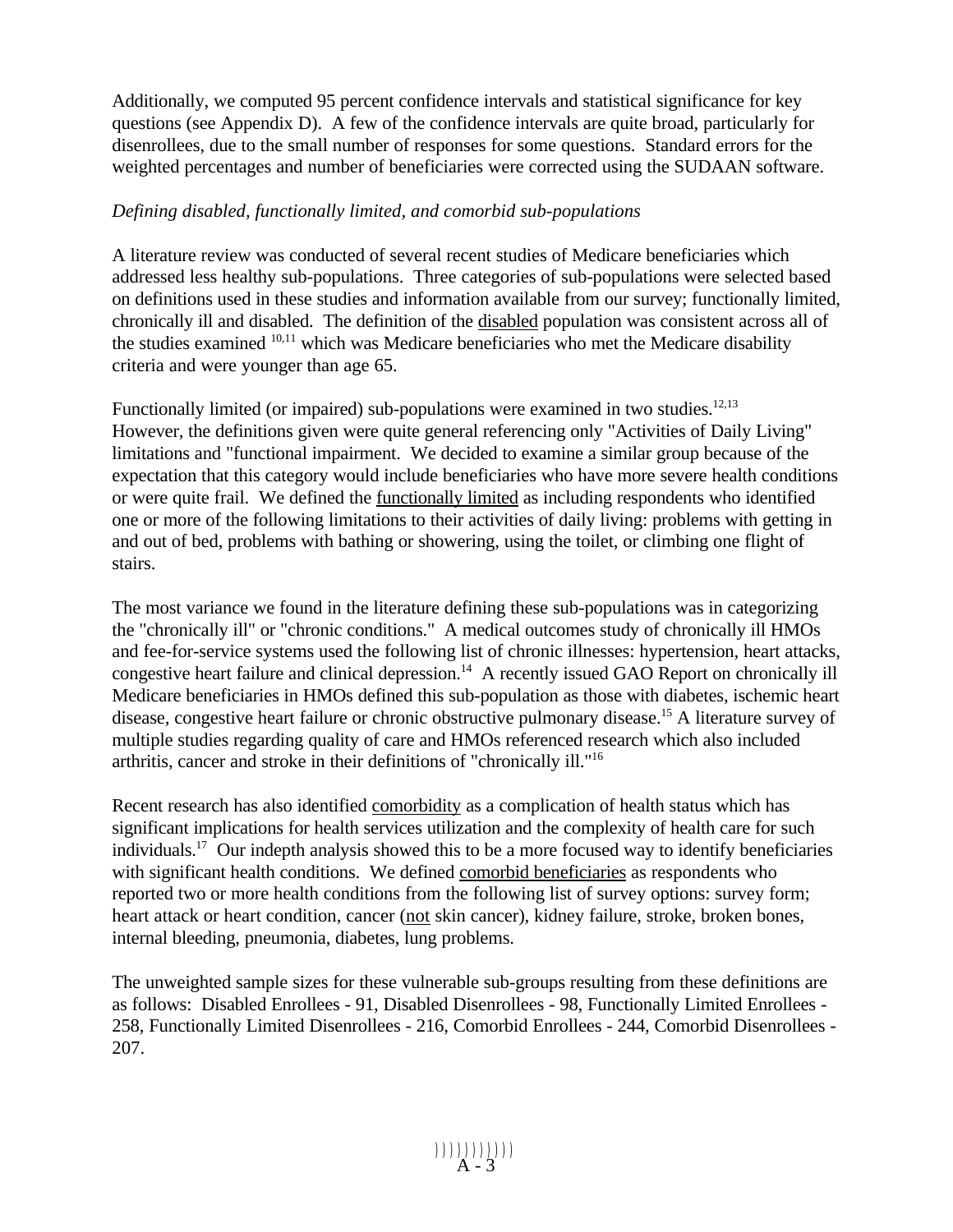Additionally, we computed 95 percent confidence intervals and statistical significance for key questions (see Appendix D). A few of the confidence intervals are quite broad, particularly for disenrollees, due to the small number of responses for some questions. Standard errors for the weighted percentages and number of beneficiaries were corrected using the SUDAAN software.

*Defining disabled, functionally limited, and comorbid sub-populations*

A literature review was conducted of several recent studies of Medicare beneficiaries which addressed less healthy sub-populations. Three categories of sub-populations were selected based on definitions used in these studies and information available from our survey; functionally limited, chronically ill and disabled. The definition of the disabled population was consistent across all of the studies examined [10,11] which was Medicare beneficiaries who met the Medicare disability criteria and were younger than age 65.

Functionally limited (or impaired) sub-populations were examined in two studies.[12,13] However, the definitions given were quite general referencing only "Activities of Daily Living" limitations and "functional impairment. We decided to examine a similar group because of the expectation that this category would include beneficiaries who have more severe health conditions or were quite frail. We defined the functionally limited as including respondents who identified one or more of the following limitations to their activities of daily living: problems with getting in and out of bed, problems with bathing or showering, using the toilet, or climbing one flight of stairs.

The most variance we found in the literature defining these sub-populations was in categorizing the "chronically ill" or "chronic conditions." A medical outcomes study of chronically ill HMOs and fee-for-service systems used the following list of chronic illnesses: hypertension, heart attacks, congestive heart failure and clinical depression.[14] A recently issued GAO Report on chronically ill Medicare beneficiaries in HMOs defined this sub-population as those with diabetes, ischemic heart disease, congestive heart failure or chronic obstructive pulmonary disease.[15] A literature survey of multiple studies regarding quality of care and HMOs referenced research which also included arthritis, cancer and stroke in their definitions of "chronically ill."[16]

Recent research has also identified comorbidity as a complication of health status which has significant implications for health services utilization and the complexity of health care for such individuals.[17] Our indepth analysis showed this to be a more focused way to identify beneficiaries with significant health conditions. We defined comorbid beneficiaries as respondents who reported two or more health conditions from the following list of survey options: survey form; heart attack or heart condition, cancer (not skin cancer), kidney failure, stroke, broken bones, internal bleeding, pneumonia, diabetes, lung problems.

The unweighted sample sizes for these vulnerable sub-groups resulting from these definitions are as follows: Disabled Enrollees - 91, Disabled Disenrollees - 98, Functionally Limited Enrollees - 258, Functionally Limited Disenrollees - 216, Comorbid Enrollees - 244, Comorbid Disenrollees - 207.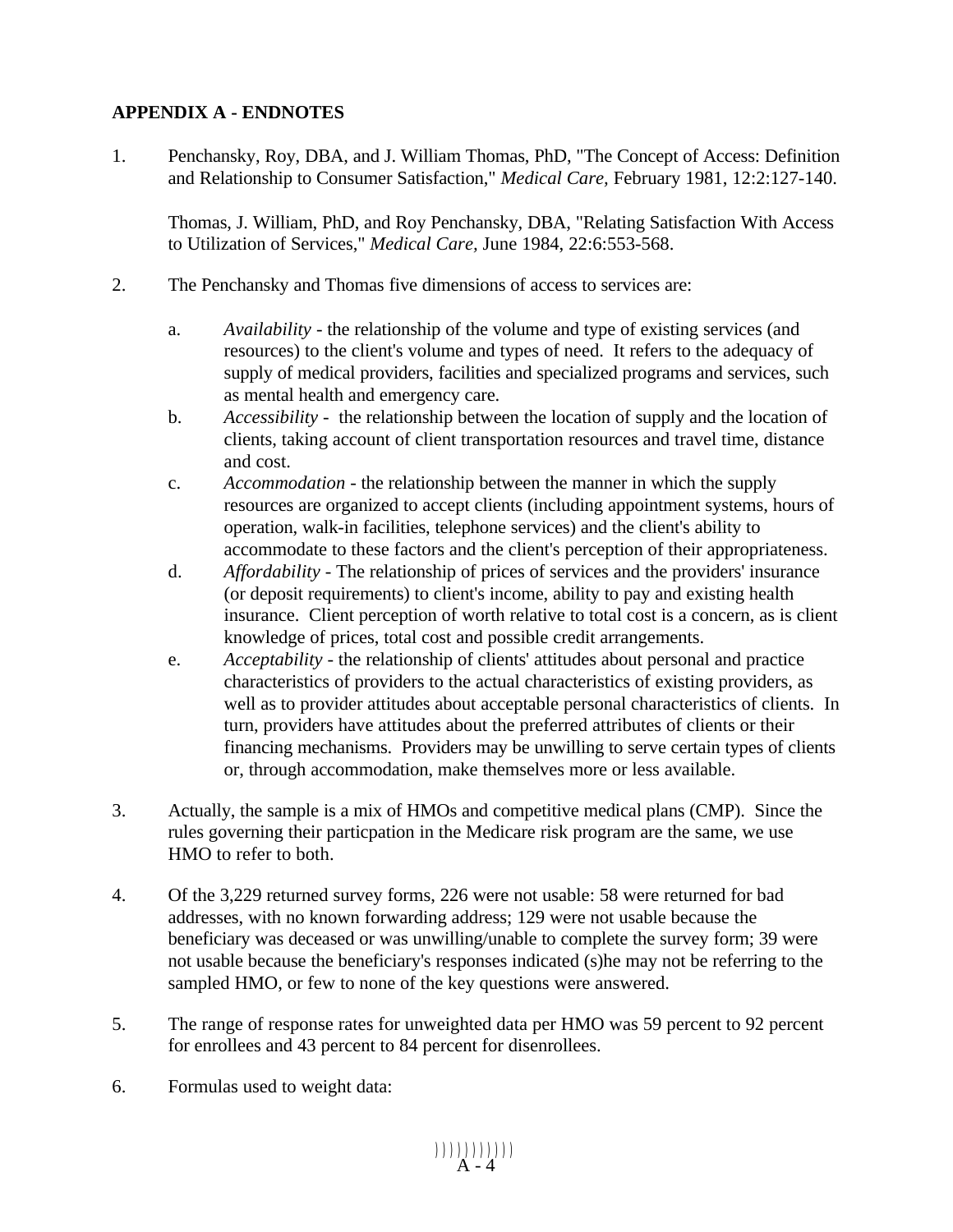## APPENDIX A - ENDNOTES

1. Penchansky, Roy, DBA, and J. William Thomas, PhD, "The Concept of Access: Definition and Relationship to Consumer Satisfaction," *Medical Care,* February 1981, 12:2:127-140.

   Thomas, J. William, PhD, and Roy Penchansky, DBA, "Relating Satisfaction With Access to Utilization of Services," *Medical Care,* June 1984, 22:6:553-568.

2. The Penchansky and Thomas five dimensions of access to services are:

   a. *Availability* - the relationship of the volume and type of existing services (and resources) to the client's volume and types of need. It refers to the adequacy of supply of medical providers, facilities and specialized programs and services, such as mental health and emergency care.
   b. *Accessibility* - the relationship between the location of supply and the location of clients, taking account of client transportation resources and travel time, distance and cost.
   c. *Accommodation* - the relationship between the manner in which the supply resources are organized to accept clients (including appointment systems, hours of operation, walk-in facilities, telephone services) and the client's ability to accommodate to these factors and the client's perception of their appropriateness.
   d. *Affordability* - The relationship of prices of services and the providers' insurance (or deposit requirements) to client's income, ability to pay and existing health insurance. Client perception of worth relative to total cost is a concern, as is client knowledge of prices, total cost and possible credit arrangements.
   e. *Acceptability* - the relationship of clients' attitudes about personal and practice characteristics of providers to the actual characteristics of existing providers, as well as to provider attitudes about acceptable personal characteristics of clients. In turn, providers have attitudes about the preferred attributes of clients or their financing mechanisms. Providers may be unwilling to serve certain types of clients or, through accommodation, make themselves more or less available.

3. Actually, the sample is a mix of HMOs and competitive medical plans (CMP). Since the rules governing their particpation in the Medicare risk program are the same, we use HMO to refer to both.

4. Of the 3,229 returned survey forms, 226 were not usable: 58 were returned for bad addresses, with no known forwarding address; 129 were not usable because the beneficiary was deceased or was unwilling/unable to complete the survey form; 39 were not usable because the beneficiary's responses indicated (s)he may not be referring to the sampled HMO, or few to none of the key questions were answered.

5. The range of response rates for unweighted data per HMO was 59 percent to 92 percent for enrollees and 43 percent to 84 percent for disenrollees.

6. Formulas used to weight data: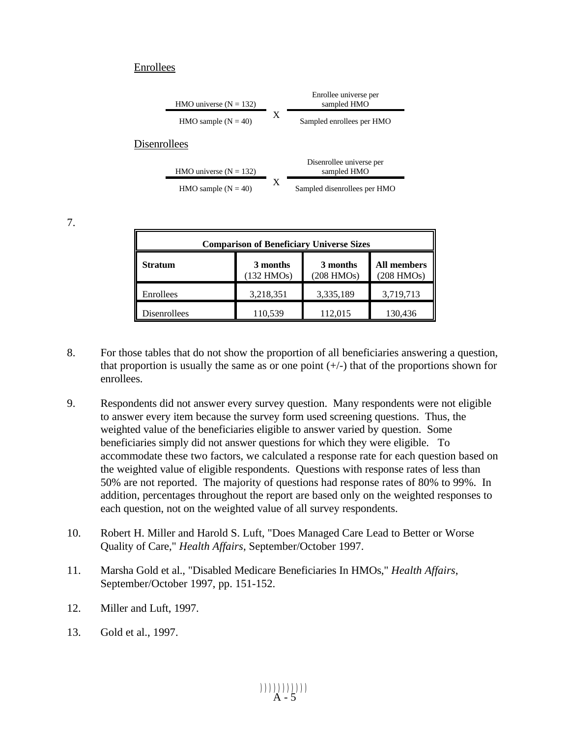Enrollees

$$\frac{\text{HMO universe } (N = 132)}{\text{HMO sample } (N = 40)} \times \frac{\text{Enrollee universe per sampled HMO}}{\text{Sampled enrollees per HMO}}$$

Disenrollees

$$\frac{\text{HMO universe } (N = 132)}{\text{HMO sample } (N = 40)} \times \frac{\text{Disenrollee universe per sampled HMO}}{\text{Sampled disenrollees per HMO}}$$

7.

**Comparison of Beneficiary Universe Sizes**

| Stratum | 3 months (132 HMOs) | 3 months (208 HMOs) | All members (208 HMOs) |
|---|---|---|---|
| Enrollees | 3,218,351 | 3,335,189 | 3,719,713 |
| Disenrollees | 110,539 | 112,015 | 130,436 |

8. For those tables that do not show the proportion of all beneficiaries answering a question, that proportion is usually the same as or one point (+/-) that of the proportions shown for enrollees.

9. Respondents did not answer every survey question. Many respondents were not eligible to answer every item because the survey form used screening questions. Thus, the weighted value of the beneficiaries eligible to answer varied by question. Some beneficiaries simply did not answer questions for which they were eligible. To accommodate these two factors, we calculated a response rate for each question based on the weighted value of eligible respondents. Questions with response rates of less than 50% are not reported. The majority of questions had response rates of 80% to 99%. In addition, percentages throughout the report are based only on the weighted responses to each question, not on the weighted value of all survey respondents.

10. Robert H. Miller and Harold S. Luft, "Does Managed Care Lead to Better or Worse Quality of Care," *Health Affairs*, September/October 1997.

11. Marsha Gold et al., "Disabled Medicare Beneficiaries In HMOs," *Health Affairs*, September/October 1997, pp. 151-152.

12. Miller and Luft, 1997.

13. Gold et al., 1997.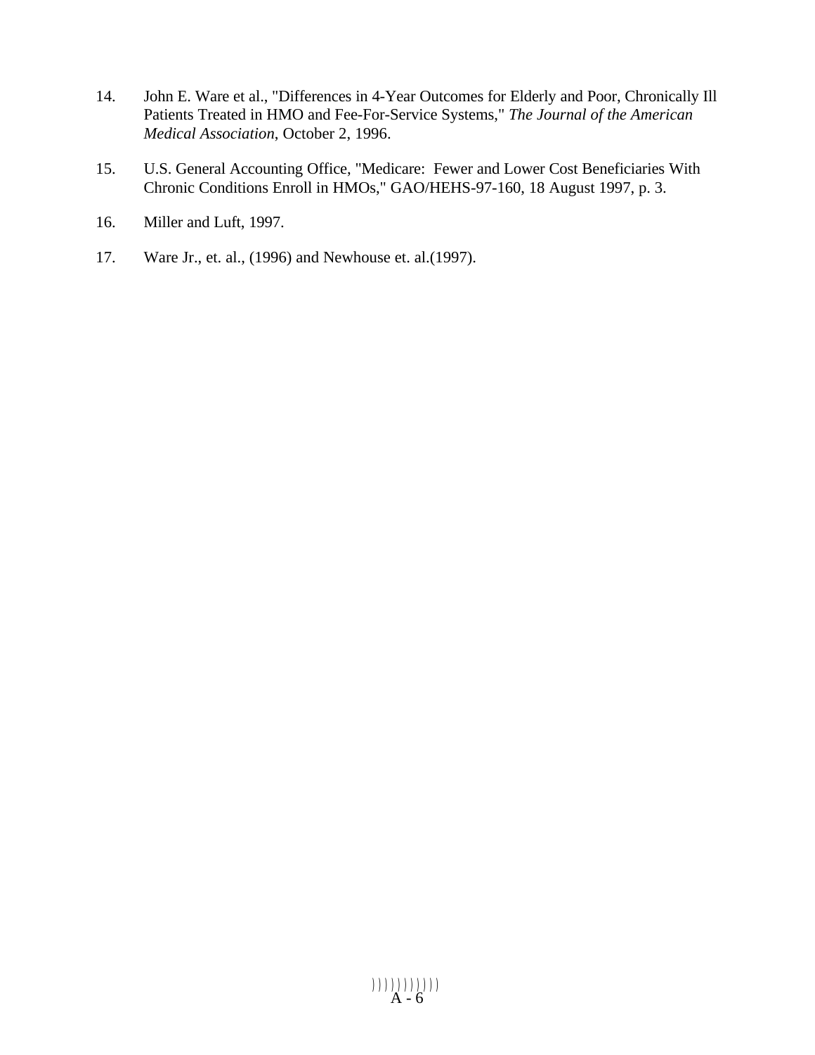14. John E. Ware et al., "Differences in 4-Year Outcomes for Elderly and Poor, Chronically Ill Patients Treated in HMO and Fee-For-Service Systems," *The Journal of the American Medical Association*, October 2, 1996.

15. U.S. General Accounting Office, "Medicare: Fewer and Lower Cost Beneficiaries With Chronic Conditions Enroll in HMOs," GAO/HEHS-97-160, 18 August 1997, p. 3.

16. Miller and Luft, 1997.

17. Ware Jr., et. al., (1996) and Newhouse et. al.(1997).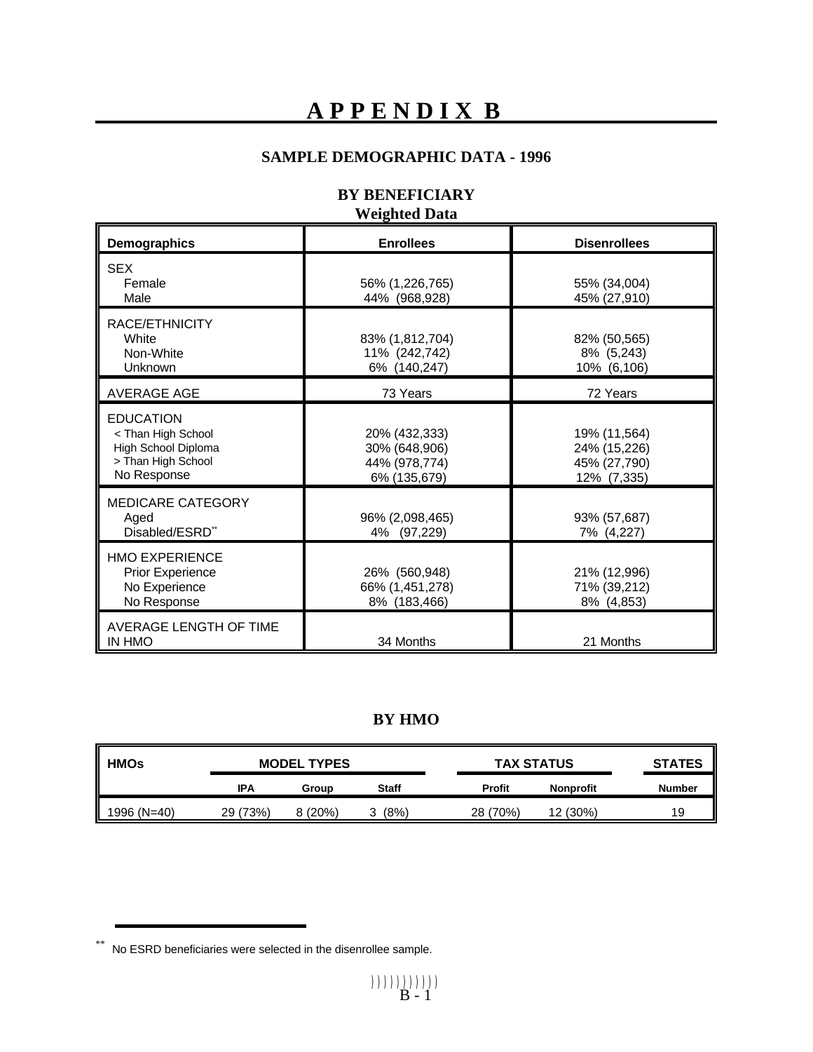# APPENDIX B

## SAMPLE DEMOGRAPHIC DATA - 1996

### BY BENEFICIARY
**Weighted Data**

| Demographics | Enrollees | Disenrollees |
|---|---|---|
| **SEX** | | |
| Female | 56% (1,226,765) | 55% (34,004) |
| Male | 44% (968,928) | 45% (27,910) |
| **RACE/ETHNICITY** | | |
| White | 83% (1,812,704) | 82% (50,565) |
| Non-White | 11% (242,742) | 8% (5,243) |
| Unknown | 6% (140,247) | 10% (6,106) |
| **AVERAGE AGE** | 73 Years | 72 Years |
| **EDUCATION** | | |
| < Than High School | 20% (432,333) | 19% (11,564) |
| High School Diploma | 30% (648,906) | 24% (15,226) |
| > Than High School | 44% (978,774) | 45% (27,790) |
| No Response | 6% (135,679) | 12% (7,335) |
| **MEDICARE CATEGORY** | | |
| Aged | 96% (2,098,465) | 93% (57,687) |
| Disabled/ESRD** | 4% (97,229) | 7% (4,227) |
| **HMO EXPERIENCE** | | |
| Prior Experience | 26% (560,948) | 21% (12,996) |
| No Experience | 66% (1,451,278) | 71% (39,212) |
| No Response | 8% (183,466) | 8% (4,853) |
| **AVERAGE LENGTH OF TIME IN HMO** | 34 Months | 21 Months |

### BY HMO

| HMOs | MODEL TYPES | | | TAX STATUS | | STATES |
|---|---|---|---|---|---|---|
| | IPA | Group | Staff | Profit | Nonprofit | Number |
| 1996 (N=40) | 29 (73%) | 8 (20%) | 3 (8%) | 28 (70%) | 12 (30%) | 19 |

** No ESRD beneficiaries were selected in the disenrollee sample.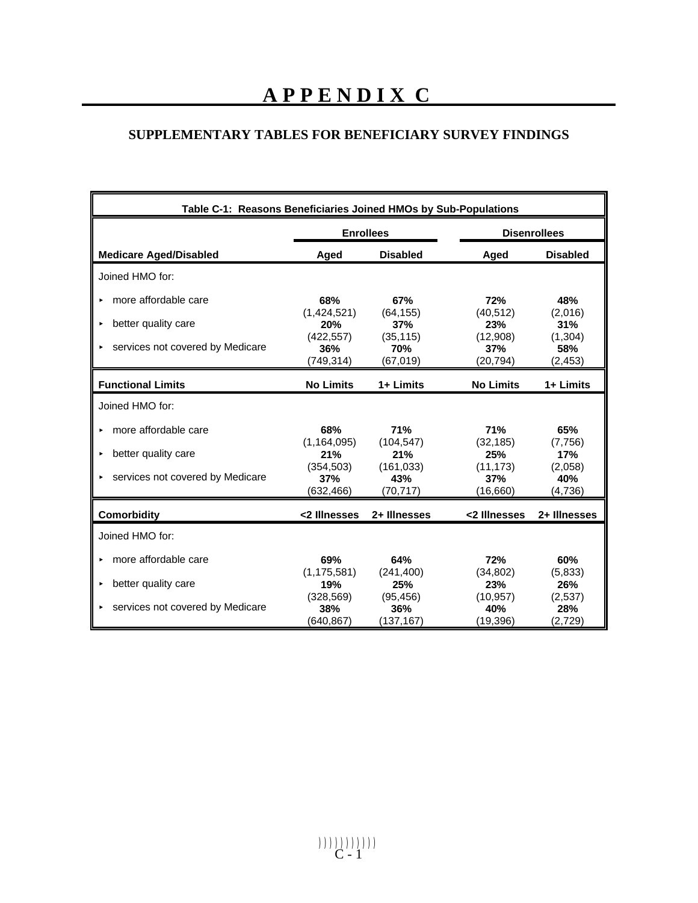# APPENDIX C

## SUPPLEMENTARY TABLES FOR BENEFICIARY SURVEY FINDINGS

| Table C-1: Reasons Beneficiaries Joined HMOs by Sub-Populations | | | | |
|---|---|---|---|---|
| | Enrollees | | Disenrollees | |
| **Medicare Aged/Disabled** | **Aged** | **Disabled** | **Aged** | **Disabled** |
| Joined HMO for: | | | | |
| ▸ more affordable care | **68%** (1,424,521) | **67%** (64,155) | **72%** (40,512) | **48%** (2,016) |
| ▸ better quality care | **20%** (422,557) | **37%** (35,115) | **23%** (12,908) | **31%** (1,304) |
| ▸ services not covered by Medicare | **36%** (749,314) | **70%** (67,019) | **37%** (20,794) | **58%** (2,453) |
| **Functional Limits** | **No Limits** | **1+ Limits** | **No Limits** | **1+ Limits** |
| Joined HMO for: | | | | |
| ▸ more affordable care | **68%** (1,164,095) | **71%** (104,547) | **71%** (32,185) | **65%** (7,756) |
| ▸ better quality care | **21%** (354,503) | **21%** (161,033) | **25%** (11,173) | **17%** (2,058) |
| ▸ services not covered by Medicare | **37%** (632,466) | **43%** (70,717) | **37%** (16,660) | **40%** (4,736) |
| **Comorbidity** | **<2 Illnesses** | **2+ Illnesses** | **<2 Illnesses** | **2+ Illnesses** |
| Joined HMO for: | | | | |
| ▸ more affordable care | **69%** (1,175,581) | **64%** (241,400) | **72%** (34,802) | **60%** (5,833) |
| ▸ better quality care | **19%** (328,569) | **25%** (95,456) | **23%** (10,957) | **26%** (2,537) |
| ▸ services not covered by Medicare | **38%** (640,867) | **36%** (137,167) | **40%** (19,396) | **28%** (2,729) |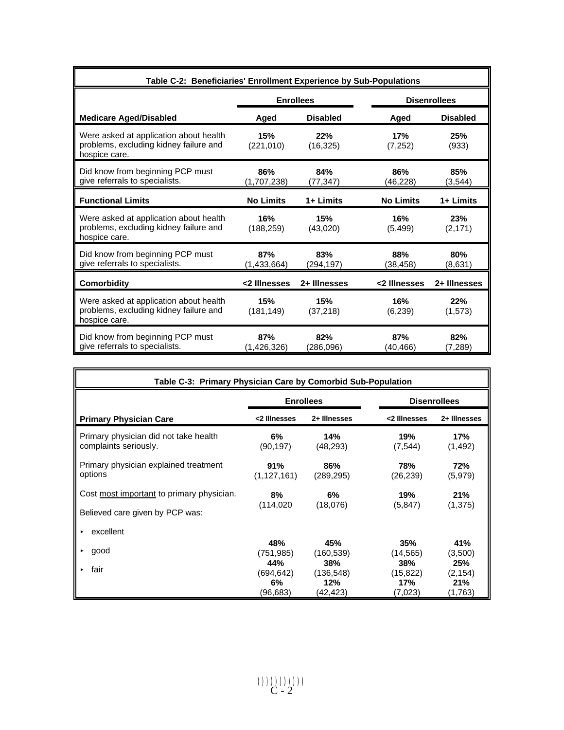| Table C-2: Beneficiaries' Enrollment Experience by Sub-Populations | | | | |
|---|---|---|---|---|
| | **Enrollees** | | **Disenrollees** | |
| **Medicare Aged/Disabled** | **Aged** | **Disabled** | **Aged** | **Disabled** |
| Were asked at application about health problems, excluding kidney failure and hospice care. | **15%** (221,010) | **22%** (16,325) | **17%** (7,252) | **25%** (933) |
| Did know from beginning PCP must give referrals to specialists. | **86%** (1,707,238) | **84%** (77,347) | **86%** (46,228) | **85%** (3,544) |
| **Functional Limits** | **No Limits** | **1+ Limits** | **No Limits** | **1+ Limits** |
| Were asked at application about health problems, excluding kidney failure and hospice care. | **16%** (188,259) | **15%** (43,020) | **16%** (5,499) | **23%** (2,171) |
| Did know from beginning PCP must give referrals to specialists. | **87%** (1,433,664) | **83%** (294,197) | **88%** (38,458) | **80%** (8,631) |
| **Comorbidity** | **<2 Illnesses** | **2+ Illnesses** | **<2 Illnesses** | **2+ Illnesses** |
| Were asked at application about health problems, excluding kidney failure and hospice care. | **15%** (181,149) | **15%** (37,218) | **16%** (6,239) | **22%** (1,573) |
| Did know from beginning PCP must give referrals to specialists. | **87%** (1,426,326) | **82%** (286,096) | **87%** (40,466) | **82%** (7,289) |

| Table C-3: Primary Physician Care by Comorbid Sub-Population | | | | |
|---|---|---|---|---|
| | **Enrollees** | | **Disenrollees** | |
| **Primary Physician Care** | **<2 Illnesses** | **2+ Illnesses** | **<2 Illnesses** | **2+ Illnesses** |
| Primary physician did not take health complaints seriously. | **6%** (90,197) | **14%** (48,293) | **19%** (7,544) | **17%** (1,492) |
| Primary physician explained treatment options | **91%** (1,127,161) | **86%** (289,295) | **78%** (26,239) | **72%** (5,979) |
| Cost most important to primary physician. | **8%** (114,020 | **6%** (18,076) | **19%** (5,847) | **21%** (1,375) |
| Believed care given by PCP was: | | | | |
| ▸ excellent | **48%** (751,985) | **45%** (160,539) | **35%** (14,565) | **41%** (3,500) |
| ▸ good | **44%** (694,642) | **38%** (136,548) | **38%** (15,822) | **25%** (2,154) |
| ▸ fair | **6%** (96,683) | **12%** (42,423) | **17%** (7,023) | **21%** (1,763) |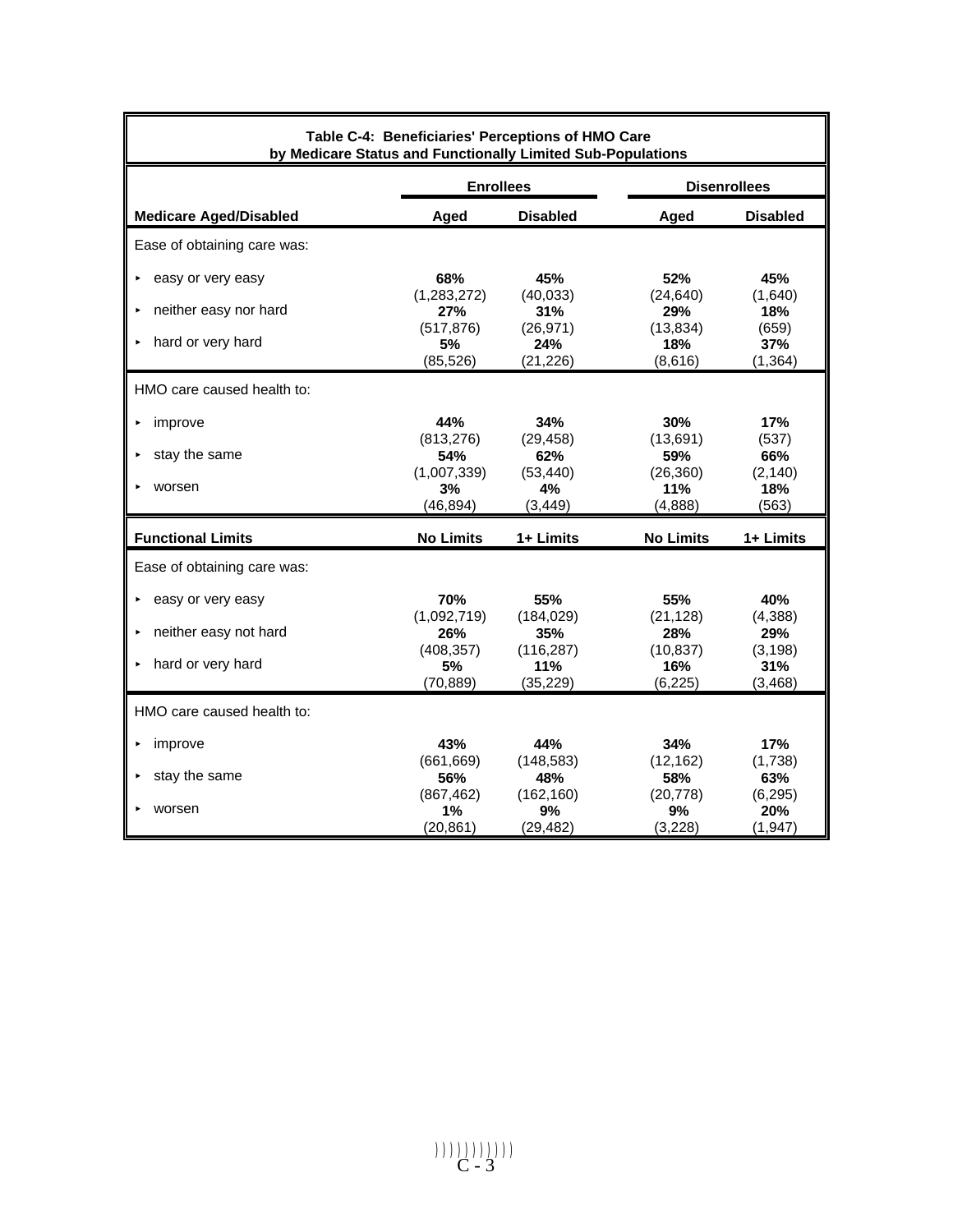**Table C-4: Beneficiaries' Perceptions of HMO Care by Medicare Status and Functionally Limited Sub-Populations**

| | Enrollees | | Disenrollees | |
|---|---|---|---|---|
| **Medicare Aged/Disabled** | **Aged** | **Disabled** | **Aged** | **Disabled** |
| Ease of obtaining care was: | | | | |
| ▸ easy or very easy | **68%** (1,283,272) | **45%** (40,033) | **52%** (24,640) | **45%** (1,640) |
| ▸ neither easy nor hard | **27%** (517,876) | **31%** (26,971) | **29%** (13,834) | **18%** (659) |
| ▸ hard or very hard | **5%** (85,526) | **24%** (21,226) | **18%** (8,616) | **37%** (1,364) |
| HMO care caused health to: | | | | |
| ▸ improve | **44%** (813,276) | **34%** (29,458) | **30%** (13,691) | **17%** (537) |
| ▸ stay the same | **54%** (1,007,339) | **62%** (53,440) | **59%** (26,360) | **66%** (2,140) |
| ▸ worsen | **3%** (46,894) | **4%** (3,449) | **11%** (4,888) | **18%** (563) |
| **Functional Limits** | **No Limits** | **1+ Limits** | **No Limits** | **1+ Limits** |
| Ease of obtaining care was: | | | | |
| ▸ easy or very easy | **70%** (1,092,719) | **55%** (184,029) | **55%** (21,128) | **40%** (4,388) |
| ▸ neither easy not hard | **26%** (408,357) | **35%** (116,287) | **28%** (10,837) | **29%** (3,198) |
| ▸ hard or very hard | **5%** (70,889) | **11%** (35,229) | **16%** (6,225) | **31%** (3,468) |
| HMO care caused health to: | | | | |
| ▸ improve | **43%** (661,669) | **44%** (148,583) | **34%** (12,162) | **17%** (1,738) |
| ▸ stay the same | **56%** (867,462) | **48%** (162,160) | **58%** (20,778) | **63%** (6,295) |
| ▸ worsen | **1%** (20,861) | **9%** (29,482) | **9%** (3,228) | **20%** (1,947) |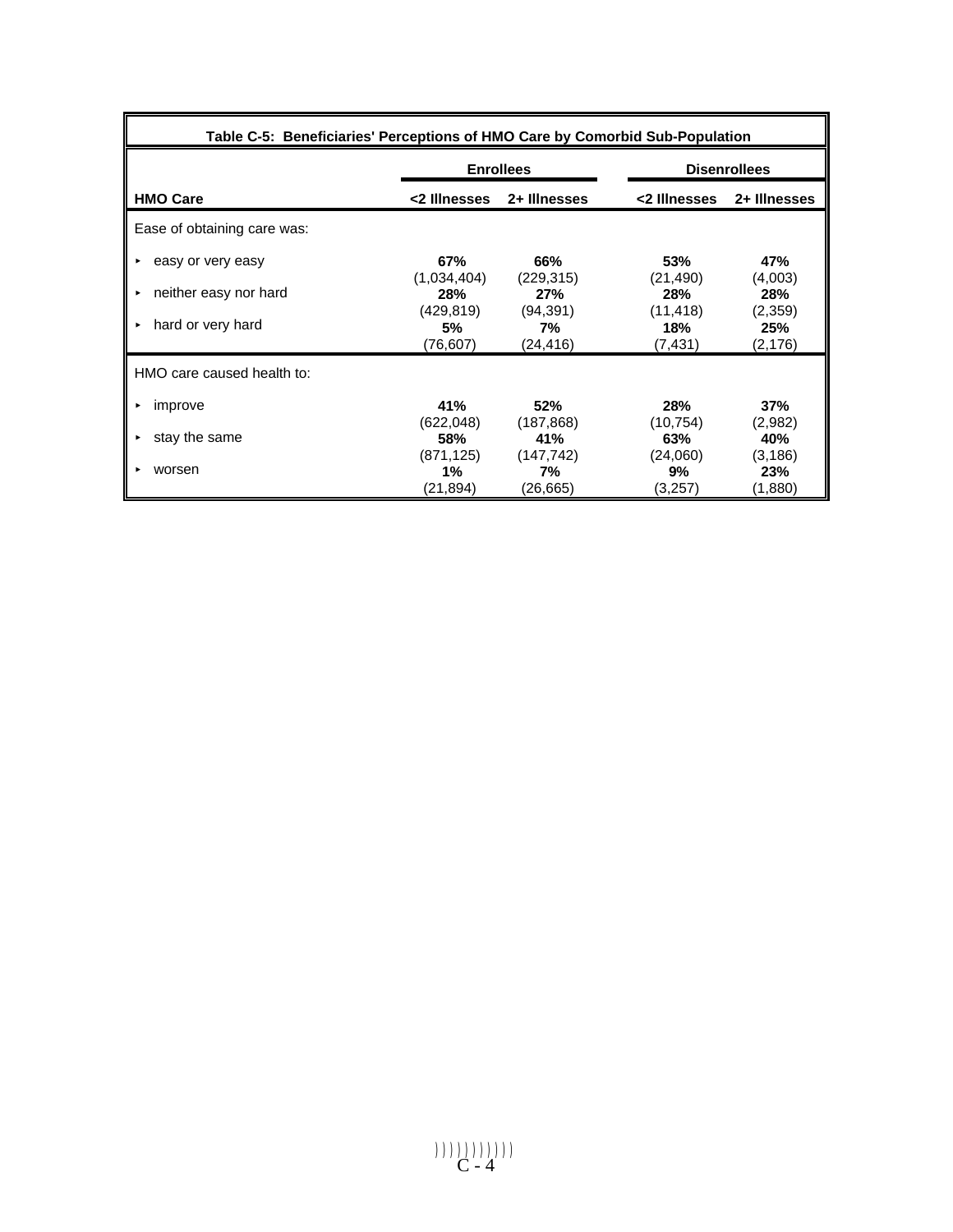| Table C-5: Beneficiaries' Perceptions of HMO Care by Comorbid Sub-Population | | | | |
|---|---|---|---|---|
| | **Enrollees** | | **Disenrollees** | |
| **HMO Care** | **<2 Illnesses** | **2+ Illnesses** | **<2 Illnesses** | **2+ Illnesses** |
| Ease of obtaining care was: | | | | |
| ▸ easy or very easy | **67%** (1,034,404) | **66%** (229,315) | **53%** (21,490) | **47%** (4,003) |
| ▸ neither easy nor hard | **28%** (429,819) | **27%** (94,391) | **28%** (11,418) | **28%** (2,359) |
| ▸ hard or very hard | **5%** (76,607) | **7%** (24,416) | **18%** (7,431) | **25%** (2,176) |
| HMO care caused health to: | | | | |
| ▸ improve | **41%** (622,048) | **52%** (187,868) | **28%** (10,754) | **37%** (2,982) |
| ▸ stay the same | **58%** (871,125) | **41%** (147,742) | **63%** (24,060) | **40%** (3,186) |
| ▸ worsen | **1%** (21,894) | **7%** (26,665) | **9%** (3,257) | **23%** (1,880) |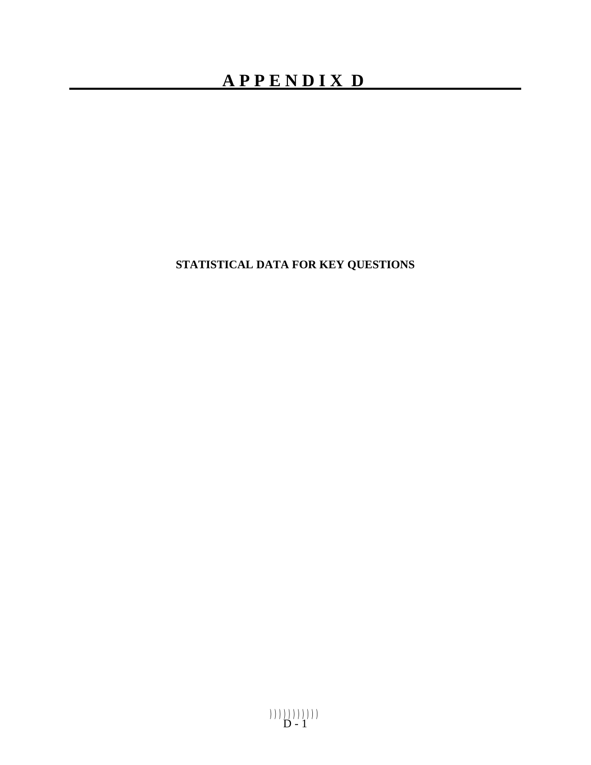# APPENDIX D

**STATISTICAL DATA FOR KEY QUESTIONS**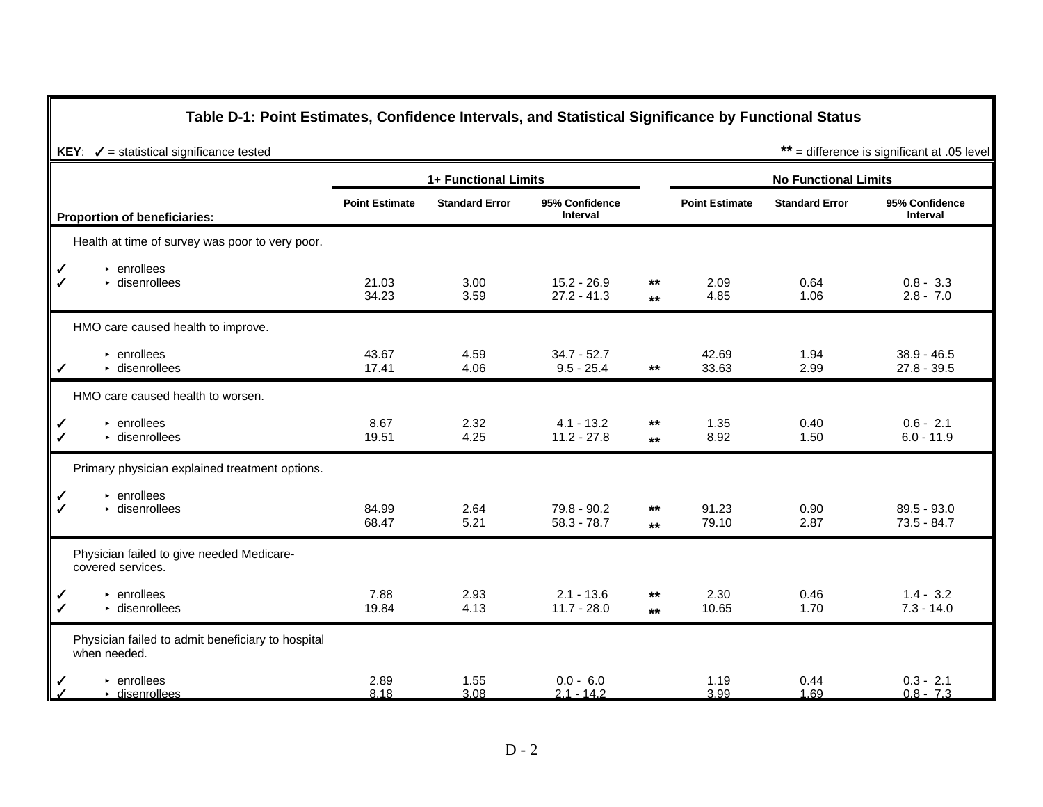**Table D-1: Point Estimates, Confidence Intervals, and Statistical Significance by Functional Status**

**KEY**: ✓ = statistical significance tested

** = difference is significant at .05 level

| | Proportion of beneficiaries: | 1+ Functional Limits: Point Estimate | Standard Error | 95% Confidence Interval | | No Functional Limits: Point Estimate | Standard Error | 95% Confidence Interval |
|---|---|---|---|---|---|---|---|---|
| | Health at time of survey was poor to very poor. | | | | | | | |
| ✓ | ▸ enrollees | 21.03 | 3.00 | 15.2 - 26.9 | ** | 2.09 | 0.64 | 0.8 - 3.3 |
| ✓ | ▸ disenrollees | 34.23 | 3.59 | 27.2 - 41.3 | ** | 4.85 | 1.06 | 2.8 - 7.0 |
| | HMO care caused health to improve. | | | | | | | |
| | ▸ enrollees | 43.67 | 4.59 | 34.7 - 52.7 | | 42.69 | 1.94 | 38.9 - 46.5 |
| ✓ | ▸ disenrollees | 17.41 | 4.06 | 9.5 - 25.4 | ** | 33.63 | 2.99 | 27.8 - 39.5 |
| | HMO care caused health to worsen. | | | | | | | |
| ✓ | ▸ enrollees | 8.67 | 2.32 | 4.1 - 13.2 | ** | 1.35 | 0.40 | 0.6 - 2.1 |
| ✓ | ▸ disenrollees | 19.51 | 4.25 | 11.2 - 27.8 | ** | 8.92 | 1.50 | 6.0 - 11.9 |
| | Primary physician explained treatment options. | | | | | | | |
| ✓ | ▸ enrollees | 84.99 | 2.64 | 79.8 - 90.2 | ** | 91.23 | 0.90 | 89.5 - 93.0 |
| ✓ | ▸ disenrollees | 68.47 | 5.21 | 58.3 - 78.7 | ** | 79.10 | 2.87 | 73.5 - 84.7 |
| | Physician failed to give needed Medicare-covered services. | | | | | | | |
| ✓ | ▸ enrollees | 7.88 | 2.93 | 2.1 - 13.6 | ** | 2.30 | 0.46 | 1.4 - 3.2 |
| ✓ | ▸ disenrollees | 19.84 | 4.13 | 11.7 - 28.0 | ** | 10.65 | 1.70 | 7.3 - 14.0 |
| | Physician failed to admit beneficiary to hospital when needed. | | | | | | | |
| ✓ | ▸ enrollees | 2.89 | 1.55 | 0.0 - 6.0 | | 1.19 | 0.44 | 0.3 - 2.1 |
| ✓ | ▸ disenrollees | 8.18 | 3.08 | 2.1 - 14.2 | | 3.99 | 1.69 | 0.8 - 7.3 |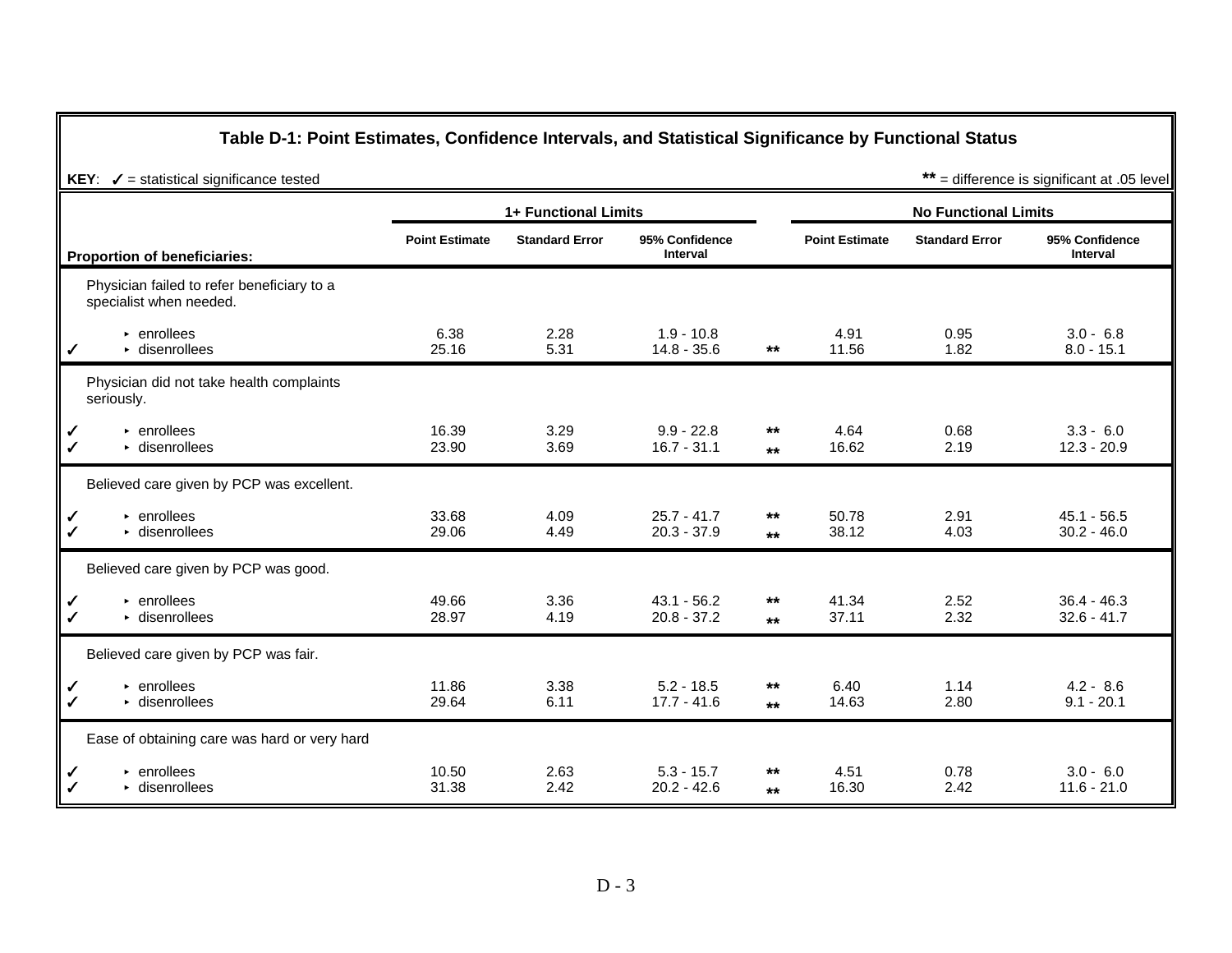## Table D-1: Point Estimates, Confidence Intervals, and Statistical Significance by Functional Status

**KEY**: ✓ = statistical significance tested

** = difference is significant at .05 level

| | Proportion of beneficiaries: | 1+ Functional Limits: Point Estimate | 1+ Functional Limits: Standard Error | 1+ Functional Limits: 95% Confidence Interval | | No Functional Limits: Point Estimate | No Functional Limits: Standard Error | No Functional Limits: 95% Confidence Interval |
|---|---|---|---|---|---|---|---|---|
| | Physician failed to refer beneficiary to a specialist when needed. | | | | | | | |
| | ▸ enrollees | 6.38 | 2.28 | 1.9 - 10.8 | | 4.91 | 0.95 | 3.0 - 6.8 |
| ✓ | ▸ disenrollees | 25.16 | 5.31 | 14.8 - 35.6 | ** | 11.56 | 1.82 | 8.0 - 15.1 |
| | Physician did not take health complaints seriously. | | | | | | | |
| ✓ | ▸ enrollees | 16.39 | 3.29 | 9.9 - 22.8 | ** | 4.64 | 0.68 | 3.3 - 6.0 |
| ✓ | ▸ disenrollees | 23.90 | 3.69 | 16.7 - 31.1 | ** | 16.62 | 2.19 | 12.3 - 20.9 |
| | Believed care given by PCP was excellent. | | | | | | | |
| ✓ | ▸ enrollees | 33.68 | 4.09 | 25.7 - 41.7 | ** | 50.78 | 2.91 | 45.1 - 56.5 |
| ✓ | ▸ disenrollees | 29.06 | 4.49 | 20.3 - 37.9 | ** | 38.12 | 4.03 | 30.2 - 46.0 |
| | Believed care given by PCP was good. | | | | | | | |
| ✓ | ▸ enrollees | 49.66 | 3.36 | 43.1 - 56.2 | ** | 41.34 | 2.52 | 36.4 - 46.3 |
| ✓ | ▸ disenrollees | 28.97 | 4.19 | 20.8 - 37.2 | ** | 37.11 | 2.32 | 32.6 - 41.7 |
| | Believed care given by PCP was fair. | | | | | | | |
| ✓ | ▸ enrollees | 11.86 | 3.38 | 5.2 - 18.5 | ** | 6.40 | 1.14 | 4.2 - 8.6 |
| ✓ | ▸ disenrollees | 29.64 | 6.11 | 17.7 - 41.6 | ** | 14.63 | 2.80 | 9.1 - 20.1 |
| | Ease of obtaining care was hard or very hard | | | | | | | |
| ✓ | ▸ enrollees | 10.50 | 2.63 | 5.3 - 15.7 | ** | 4.51 | 0.78 | 3.0 - 6.0 |
| ✓ | ▸ disenrollees | 31.38 | 2.42 | 20.2 - 42.6 | ** | 16.30 | 2.42 | 11.6 - 21.0 |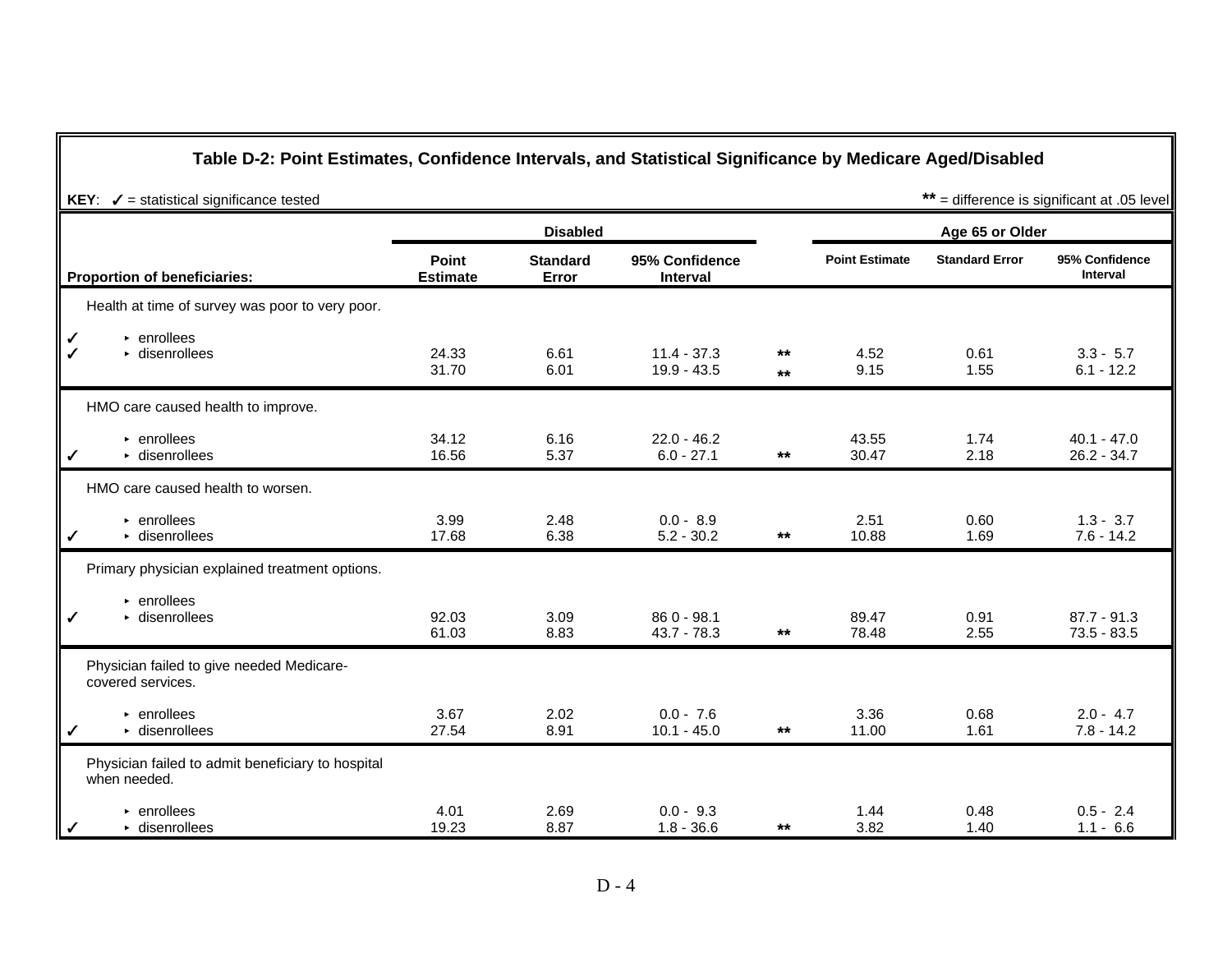## Table D-2: Point Estimates, Confidence Intervals, and Statistical Significance by Medicare Aged/Disabled

**KEY**: ✓ = statistical significance tested    ** = difference is significant at .05 level

| | Proportion of beneficiaries: | Disabled | | | | Age 65 or Older | | |
|---|---|---|---|---|---|---|---|---|
| | | Point Estimate | Standard Error | 95% Confidence Interval | | Point Estimate | Standard Error | 95% Confidence Interval |
| | Health at time of survey was poor to very poor. | | | | | | | |
| ✓ | ▸ enrollees | 24.33 | 6.61 | 11.4 - 37.3 | ** | 4.52 | 0.61 | 3.3 - 5.7 |
| ✓ | ▸ disenrollees | 31.70 | 6.01 | 19.9 - 43.5 | ** | 9.15 | 1.55 | 6.1 - 12.2 |
| | HMO care caused health to improve. | | | | | | | |
| | ▸ enrollees | 34.12 | 6.16 | 22.0 - 46.2 | | 43.55 | 1.74 | 40.1 - 47.0 |
| ✓ | ▸ disenrollees | 16.56 | 5.37 | 6.0 - 27.1 | ** | 30.47 | 2.18 | 26.2 - 34.7 |
| | HMO care caused health to worsen. | | | | | | | |
| | ▸ enrollees | 3.99 | 2.48 | 0.0 - 8.9 | | 2.51 | 0.60 | 1.3 - 3.7 |
| ✓ | ▸ disenrollees | 17.68 | 6.38 | 5.2 - 30.2 | ** | 10.88 | 1.69 | 7.6 - 14.2 |
| | Primary physician explained treatment options. | | | | | | | |
| | ▸ enrollees | 92.03 | 3.09 | 86 0 - 98.1 | | 89.47 | 0.91 | 87.7 - 91.3 |
| ✓ | ▸ disenrollees | 61.03 | 8.83 | 43.7 - 78.3 | ** | 78.48 | 2.55 | 73.5 - 83.5 |
| | Physician failed to give needed Medicare-covered services. | | | | | | | |
| | ▸ enrollees | 3.67 | 2.02 | 0.0 - 7.6 | | 3.36 | 0.68 | 2.0 - 4.7 |
| ✓ | ▸ disenrollees | 27.54 | 8.91 | 10.1 - 45.0 | ** | 11.00 | 1.61 | 7.8 - 14.2 |
| | Physician failed to admit beneficiary to hospital when needed. | | | | | | | |
| | ▸ enrollees | 4.01 | 2.69 | 0.0 - 9.3 | | 1.44 | 0.48 | 0.5 - 2.4 |
| ✓ | ▸ disenrollees | 19.23 | 8.87 | 1.8 - 36.6 | ** | 3.82 | 1.40 | 1.1 - 6.6 |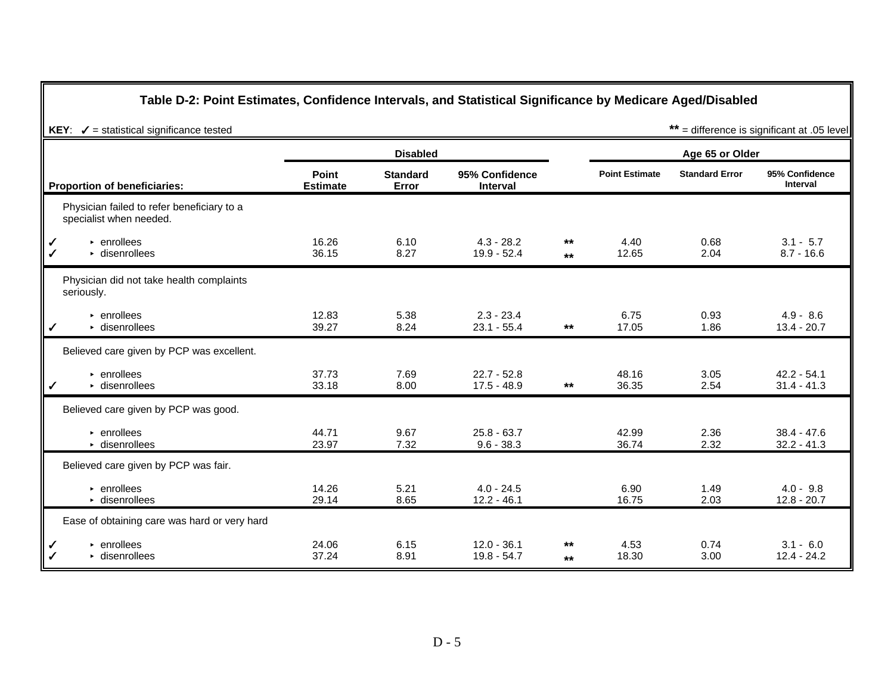### Table D-2: Point Estimates, Confidence Intervals, and Statistical Significance by Medicare Aged/Disabled

**KEY**: ✓ = statistical significance tested        ** = difference is significant at .05 level

| | Proportion of beneficiaries: | Disabled | | | | Age 65 or Older | | |
|---|---|---|---|---|---|---|---|---|
| | | Point Estimate | Standard Error | 95% Confidence Interval | | Point Estimate | Standard Error | 95% Confidence Interval |
| | Physician failed to refer beneficiary to a specialist when needed. | | | | | | | |
| ✓ | ▸ enrollees | 16.26 | 6.10 | 4.3 - 28.2 | ** | 4.40 | 0.68 | 3.1 - 5.7 |
| ✓ | ▸ disenrollees | 36.15 | 8.27 | 19.9 - 52.4 | ** | 12.65 | 2.04 | 8.7 - 16.6 |
| | Physician did not take health complaints seriously. | | | | | | | |
| | ▸ enrollees | 12.83 | 5.38 | 2.3 - 23.4 | | 6.75 | 0.93 | 4.9 - 8.6 |
| ✓ | ▸ disenrollees | 39.27 | 8.24 | 23.1 - 55.4 | ** | 17.05 | 1.86 | 13.4 - 20.7 |
| | Believed care given by PCP was excellent. | | | | | | | |
| | ▸ enrollees | 37.73 | 7.69 | 22.7 - 52.8 | | 48.16 | 3.05 | 42.2 - 54.1 |
| ✓ | ▸ disenrollees | 33.18 | 8.00 | 17.5 - 48.9 | ** | 36.35 | 2.54 | 31.4 - 41.3 |
| | Believed care given by PCP was good. | | | | | | | |
| | ▸ enrollees | 44.71 | 9.67 | 25.8 - 63.7 | | 42.99 | 2.36 | 38.4 - 47.6 |
| | ▸ disenrollees | 23.97 | 7.32 | 9.6 - 38.3 | | 36.74 | 2.32 | 32.2 - 41.3 |
| | Believed care given by PCP was fair. | | | | | | | |
| | ▸ enrollees | 14.26 | 5.21 | 4.0 - 24.5 | | 6.90 | 1.49 | 4.0 - 9.8 |
| | ▸ disenrollees | 29.14 | 8.65 | 12.2 - 46.1 | | 16.75 | 2.03 | 12.8 - 20.7 |
| | Ease of obtaining care was hard or very hard | | | | | | | |
| ✓ | ▸ enrollees | 24.06 | 6.15 | 12.0 - 36.1 | ** | 4.53 | 0.74 | 3.1 - 6.0 |
| ✓ | ▸ disenrollees | 37.24 | 8.91 | 19.8 - 54.7 | ** | 18.30 | 3.00 | 12.4 - 24.2 |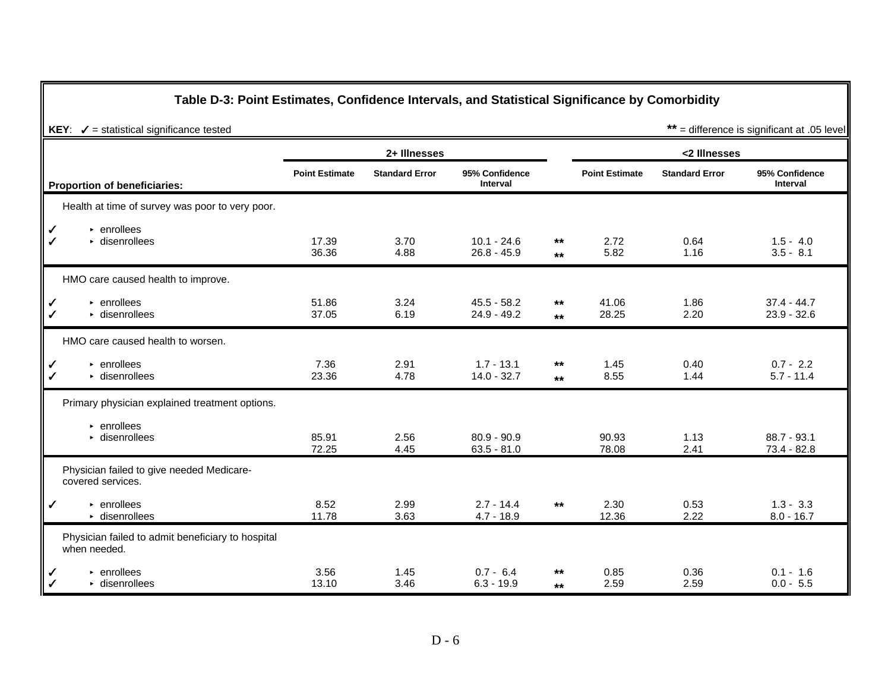## Table D-3: Point Estimates, Confidence Intervals, and Statistical Significance by Comorbidity

**KEY**: ✓ = statistical significance tested ** = difference is significant at .05 level

| | Proportion of beneficiaries: | 2+ Illnesses | | | | <2 Illnesses | | |
|---|---|---|---|---|---|---|---|---|
| | | Point Estimate | Standard Error | 95% Confidence Interval | | Point Estimate | Standard Error | 95% Confidence Interval |
| | Health at time of survey was poor to very poor. | | | | | | | |
| ✓ | ▸ enrollees | 17.39 | 3.70 | 10.1 - 24.6 | ** | 2.72 | 0.64 | 1.5 - 4.0 |
| ✓ | ▸ disenrollees | 36.36 | 4.88 | 26.8 - 45.9 | ** | 5.82 | 1.16 | 3.5 - 8.1 |
| | HMO care caused health to improve. | | | | | | | |
| ✓ | ▸ enrollees | 51.86 | 3.24 | 45.5 - 58.2 | ** | 41.06 | 1.86 | 37.4 - 44.7 |
| ✓ | ▸ disenrollees | 37.05 | 6.19 | 24.9 - 49.2 | ** | 28.25 | 2.20 | 23.9 - 32.6 |
| | HMO care caused health to worsen. | | | | | | | |
| ✓ | ▸ enrollees | 7.36 | 2.91 | 1.7 - 13.1 | ** | 1.45 | 0.40 | 0.7 - 2.2 |
| ✓ | ▸ disenrollees | 23.36 | 4.78 | 14.0 - 32.7 | ** | 8.55 | 1.44 | 5.7 - 11.4 |
| | Primary physician explained treatment options. | | | | | | | |
| | ▸ enrollees | 85.91 | 2.56 | 80.9 - 90.9 | | 90.93 | 1.13 | 88.7 - 93.1 |
| | ▸ disenrollees | 72.25 | 4.45 | 63.5 - 81.0 | | 78.08 | 2.41 | 73.4 - 82.8 |
| | Physician failed to give needed Medicare-covered services. | | | | | | | |
| ✓ | ▸ enrollees | 8.52 | 2.99 | 2.7 - 14.4 | ** | 2.30 | 0.53 | 1.3 - 3.3 |
| | ▸ disenrollees | 11.78 | 3.63 | 4.7 - 18.9 | | 12.36 | 2.22 | 8.0 - 16.7 |
| | Physician failed to admit beneficiary to hospital when needed. | | | | | | | |
| ✓ | ▸ enrollees | 3.56 | 1.45 | 0.7 - 6.4 | ** | 0.85 | 0.36 | 0.1 - 1.6 |
| ✓ | ▸ disenrollees | 13.10 | 3.46 | 6.3 - 19.9 | ** | 2.59 | 2.59 | 0.0 - 5.5 |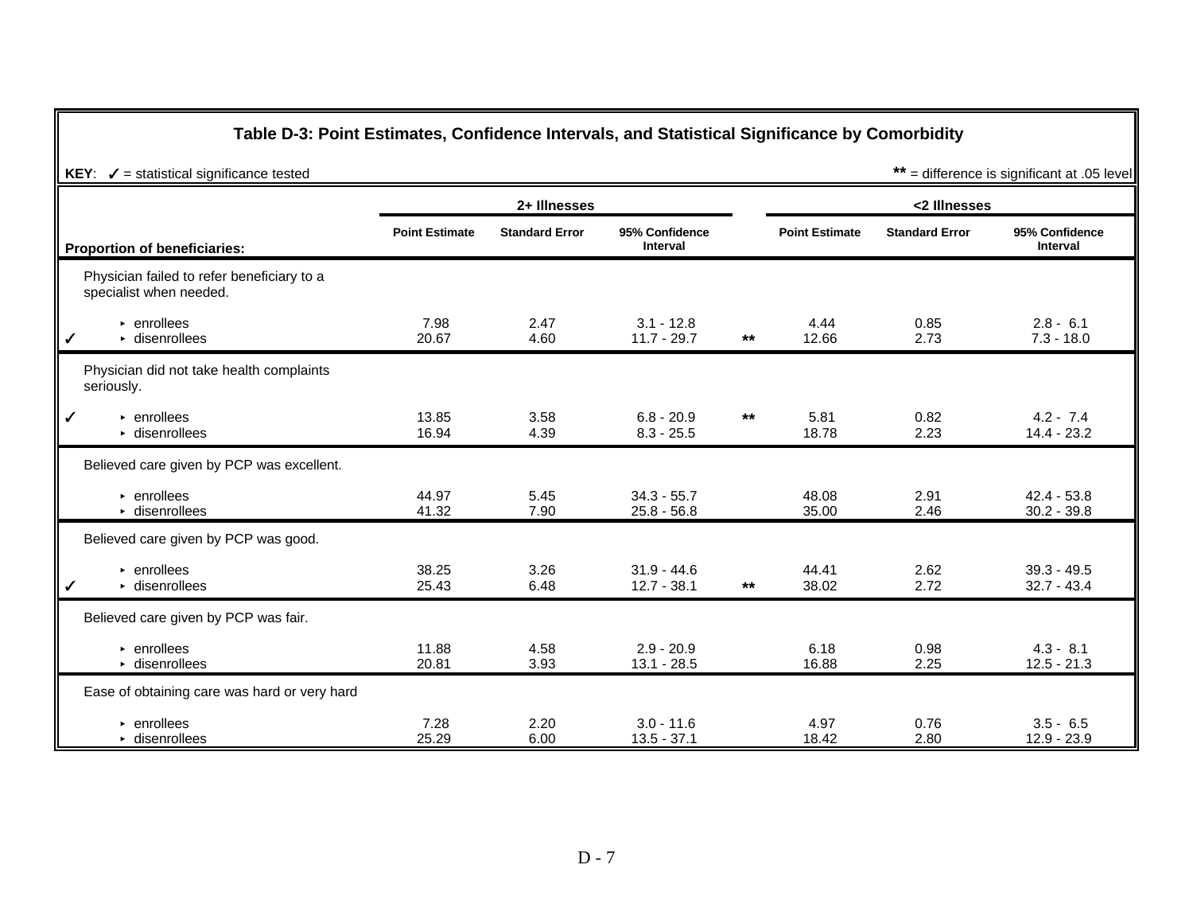## Table D-3: Point Estimates, Confidence Intervals, and Statistical Significance by Comorbidity

**KEY**: ✓ = statistical significance tested ** = difference is significant at .05 level

| | Proportion of beneficiaries: | 2+ Illnesses Point Estimate | 2+ Illnesses Standard Error | 2+ Illnesses 95% Confidence Interval | | <2 Illnesses Point Estimate | <2 Illnesses Standard Error | <2 Illnesses 95% Confidence Interval |
|---|---|---|---|---|---|---|---|---|
| | **Physician failed to refer beneficiary to a specialist when needed.** | | | | | | | |
| | ▸ enrollees | 7.98 | 2.47 | 3.1 - 12.8 | | 4.44 | 0.85 | 2.8 - 6.1 |
| ✓ | ▸ disenrollees | 20.67 | 4.60 | 11.7 - 29.7 | ** | 12.66 | 2.73 | 7.3 - 18.0 |
| | **Physician did not take health complaints seriously.** | | | | | | | |
| ✓ | ▸ enrollees | 13.85 | 3.58 | 6.8 - 20.9 | ** | 5.81 | 0.82 | 4.2 - 7.4 |
| | ▸ disenrollees | 16.94 | 4.39 | 8.3 - 25.5 | | 18.78 | 2.23 | 14.4 - 23.2 |
| | **Believed care given by PCP was excellent.** | | | | | | | |
| | ▸ enrollees | 44.97 | 5.45 | 34.3 - 55.7 | | 48.08 | 2.91 | 42.4 - 53.8 |
| | ▸ disenrollees | 41.32 | 7.90 | 25.8 - 56.8 | | 35.00 | 2.46 | 30.2 - 39.8 |
| | **Believed care given by PCP was good.** | | | | | | | |
| | ▸ enrollees | 38.25 | 3.26 | 31.9 - 44.6 | | 44.41 | 2.62 | 39.3 - 49.5 |
| ✓ | ▸ disenrollees | 25.43 | 6.48 | 12.7 - 38.1 | ** | 38.02 | 2.72 | 32.7 - 43.4 |
| | **Believed care given by PCP was fair.** | | | | | | | |
| | ▸ enrollees | 11.88 | 4.58 | 2.9 - 20.9 | | 6.18 | 0.98 | 4.3 - 8.1 |
| | ▸ disenrollees | 20.81 | 3.93 | 13.1 - 28.5 | | 16.88 | 2.25 | 12.5 - 21.3 |
| | **Ease of obtaining care was hard or very hard** | | | | | | | |
| | ▸ enrollees | 7.28 | 2.20 | 3.0 - 11.6 | | 4.97 | 0.76 | 3.5 - 6.5 |
| | ▸ disenrollees | 25.29 | 6.00 | 13.5 - 37.1 | | 18.42 | 2.80 | 12.9 - 23.9 |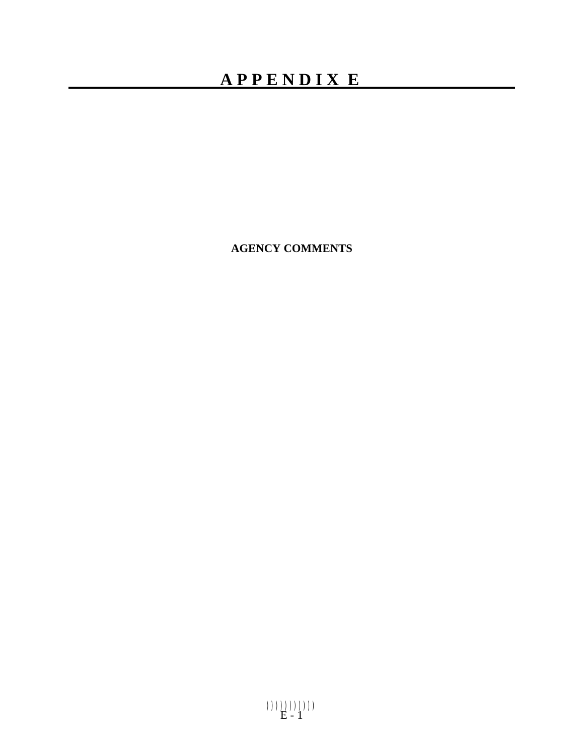# APPENDIX E

**AGENCY COMMENTS**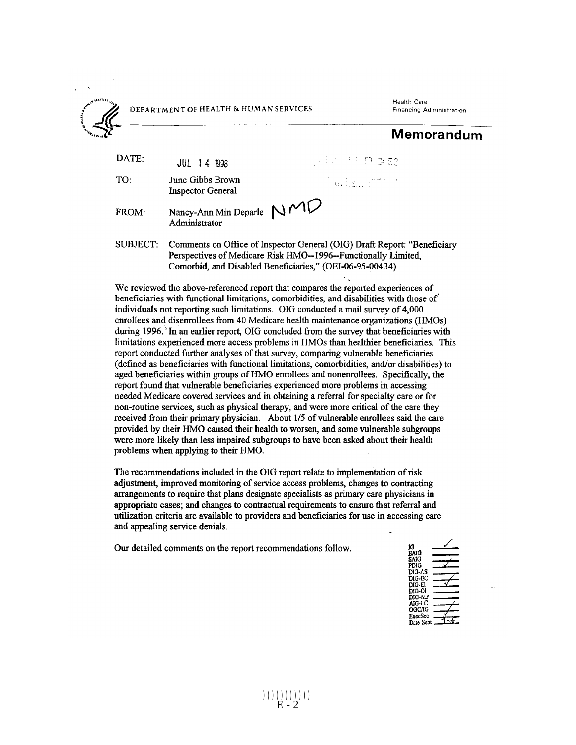DEPARTMENT OF HEALTH & HUMAN SERVICES

Health Care Financing Administration

# Memorandum

DATE: JUL 14 1998

TO: June Gibbs Brown
Inspector General

FROM: Nancy-Ann Min Deparle NMD
Administrator

SUBJECT: Comments on Office of Inspector General (OIG) Draft Report: "Beneficiary Perspectives of Medicare Risk HMO--1996--Functionally Limited, Comorbid, and Disabled Beneficiaries," (OEI-06-95-00434)

We reviewed the above-referenced report that compares the reported experiences of beneficiaries with functional limitations, comorbidities, and disabilities with those of individuals not reporting such limitations. OIG conducted a mail survey of 4,000 enrollees and disenrollees from 40 Medicare health maintenance organizations (HMOs) during 1996. In an earlier report, OIG concluded from the survey that beneficiaries with limitations experienced more access problems in HMOs than healthier beneficiaries. This report conducted further analyses of that survey, comparing vulnerable beneficiaries (defined as beneficiaries with functional limitations, comorbidities, and/or disabilities) to aged beneficiaries within groups of HMO enrollees and nonenrollees. Specifically, the report found that vulnerable beneficiaries experienced more problems in accessing needed Medicare covered services and in obtaining a referral for specialty care or for non-routine services, such as physical therapy, and were more critical of the care they received from their primary physician. About 1/5 of vulnerable enrollees said the care provided by their HMO caused their health to worsen, and some vulnerable subgroups were more likely than less impaired subgroups to have been asked about their health problems when applying to their HMO.

The recommendations included in the OIG report relate to implementation of risk adjustment, improved monitoring of service access problems, changes to contracting arrangements to require that plans designate specialists as primary care physicians in appropriate cases; and changes to contractual requirements to ensure that referral and utilization criteria are available to providers and beneficiaries for use in accessing care and appealing service denials.

Our detailed comments on the report recommendations follow.

E - 2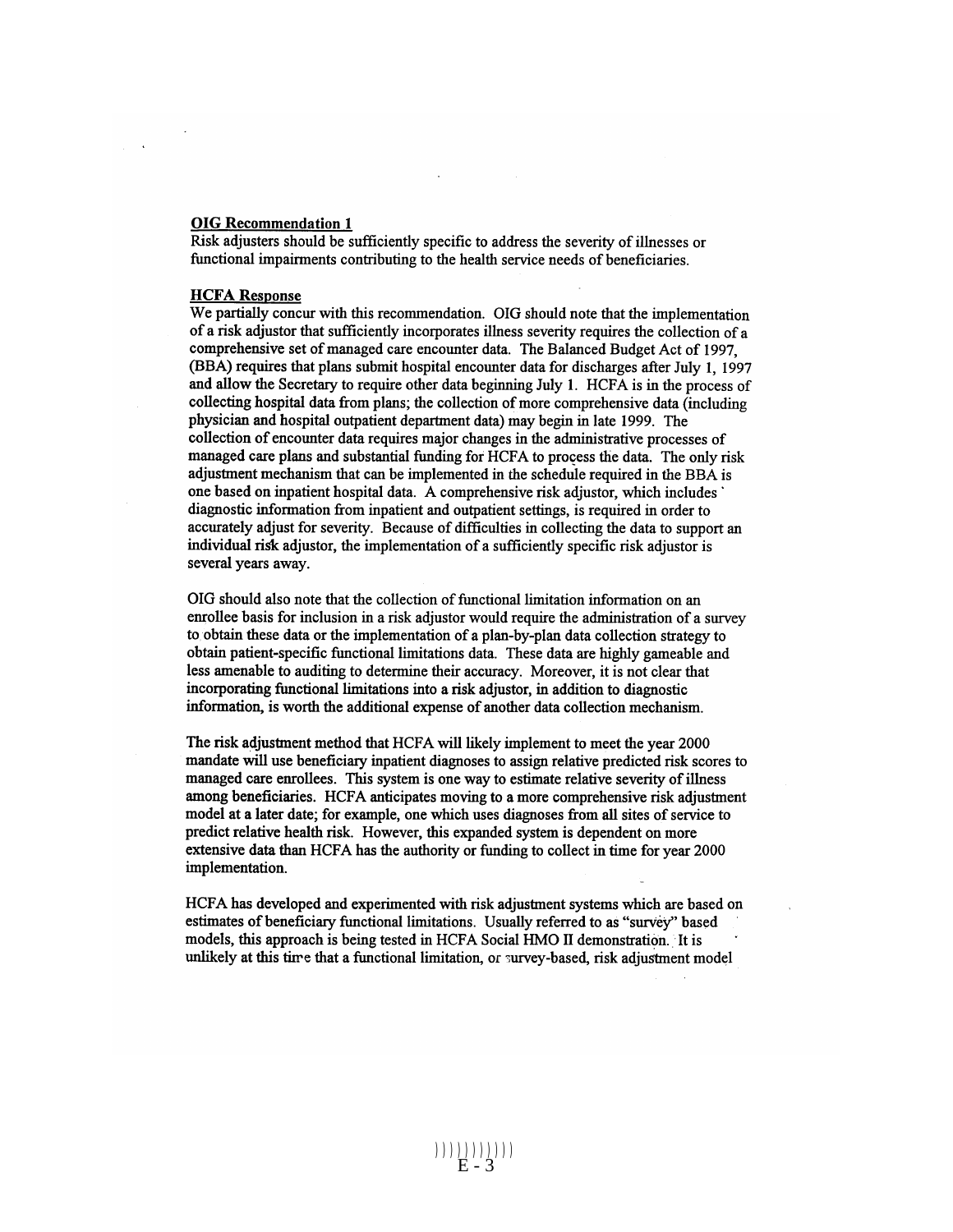**OIG Recommendation 1**

Risk adjusters should be sufficiently specific to address the severity of illnesses or functional impairments contributing to the health service needs of beneficiaries.

**HCFA Response**

We partially concur with this recommendation. OIG should note that the implementation of a risk adjustor that sufficiently incorporates illness severity requires the collection of a comprehensive set of managed care encounter data. The Balanced Budget Act of 1997, (BBA) requires that plans submit hospital encounter data for discharges after July 1, 1997 and allow the Secretary to require other data beginning July 1. HCFA is in the process of collecting hospital data from plans; the collection of more comprehensive data (including physician and hospital outpatient department data) may begin in late 1999. The collection of encounter data requires major changes in the administrative processes of managed care plans and substantial funding for HCFA to process the data. The only risk adjustment mechanism that can be implemented in the schedule required in the BBA is one based on inpatient hospital data. A comprehensive risk adjustor, which includes diagnostic information from inpatient and outpatient settings, is required in order to accurately adjust for severity. Because of difficulties in collecting the data to support an individual risk adjustor, the implementation of a sufficiently specific risk adjustor is several years away.

OIG should also note that the collection of functional limitation information on an enrollee basis for inclusion in a risk adjustor would require the administration of a survey to obtain these data or the implementation of a plan-by-plan data collection strategy to obtain patient-specific functional limitations data. These data are highly gameable and less amenable to auditing to determine their accuracy. Moreover, it is not clear that incorporating functional limitations into a risk adjustor, in addition to diagnostic information, is worth the additional expense of another data collection mechanism.

The risk adjustment method that HCFA will likely implement to meet the year 2000 mandate will use beneficiary inpatient diagnoses to assign relative predicted risk scores to managed care enrollees. This system is one way to estimate relative severity of illness among beneficiaries. HCFA anticipates moving to a more comprehensive risk adjustment model at a later date; for example, one which uses diagnoses from all sites of service to predict relative health risk. However, this expanded system is dependent on more extensive data than HCFA has the authority or funding to collect in time for year 2000 implementation.

HCFA has developed and experimented with risk adjustment systems which are based on estimates of beneficiary functional limitations. Usually referred to as "survey" based models, this approach is being tested in HCFA Social HMO II demonstration. It is unlikely at this time that a functional limitation, or survey-based, risk adjustment model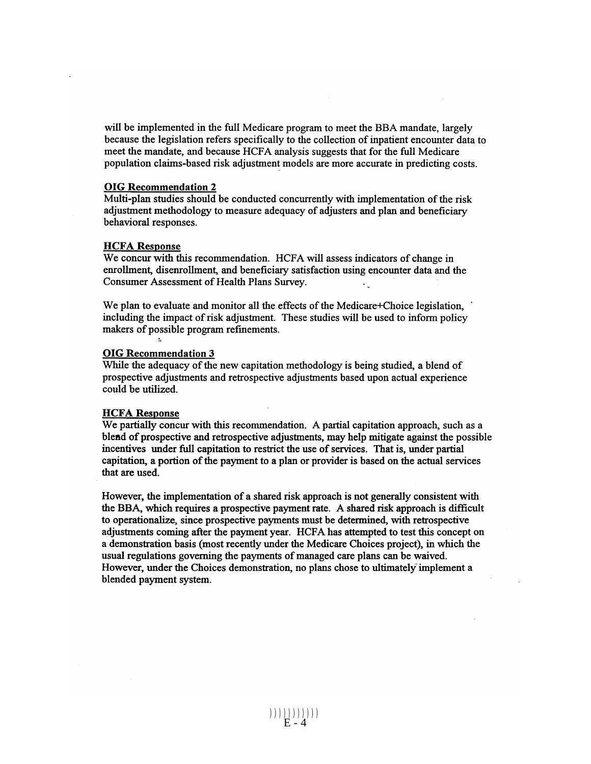will be implemented in the full Medicare program to meet the BBA mandate, largely because the legislation refers specifically to the collection of inpatient encounter data to meet the mandate, and because HCFA analysis suggests that for the full Medicare population claims-based risk adjustment models are more accurate in predicting costs.

**OIG Recommendation 2**

Multi-plan studies should be conducted concurrently with implementation of the risk adjustment methodology to measure adequacy of adjusters and plan and beneficiary behavioral responses.

**HCFA Response**

We concur with this recommendation. HCFA will assess indicators of change in enrollment, disenrollment, and beneficiary satisfaction using encounter data and the Consumer Assessment of Health Plans Survey.

We plan to evaluate and monitor all the effects of the Medicare+Choice legislation, including the impact of risk adjustment. These studies will be used to inform policy makers of possible program refinements.

**OIG Recommendation 3**

While the adequacy of the new capitation methodology is being studied, a blend of prospective adjustments and retrospective adjustments based upon actual experience could be utilized.

**HCFA Response**

We partially concur with this recommendation. A partial capitation approach, such as a blend of prospective and retrospective adjustments, may help mitigate against the possible incentives under full capitation to restrict the use of services. That is, under partial capitation, a portion of the payment to a plan or provider is based on the actual services that are used.

However, the implementation of a shared risk approach is not generally consistent with the BBA, which requires a prospective payment rate. A shared risk approach is difficult to operationalize, since prospective payments must be determined, with retrospective adjustments coming after the payment year. HCFA has attempted to test this concept on a demonstration basis (most recently under the Medicare Choices project), in which the usual regulations governing the payments of managed care plans can be waived. However, under the Choices demonstration, no plans chose to ultimately implement a blended payment system.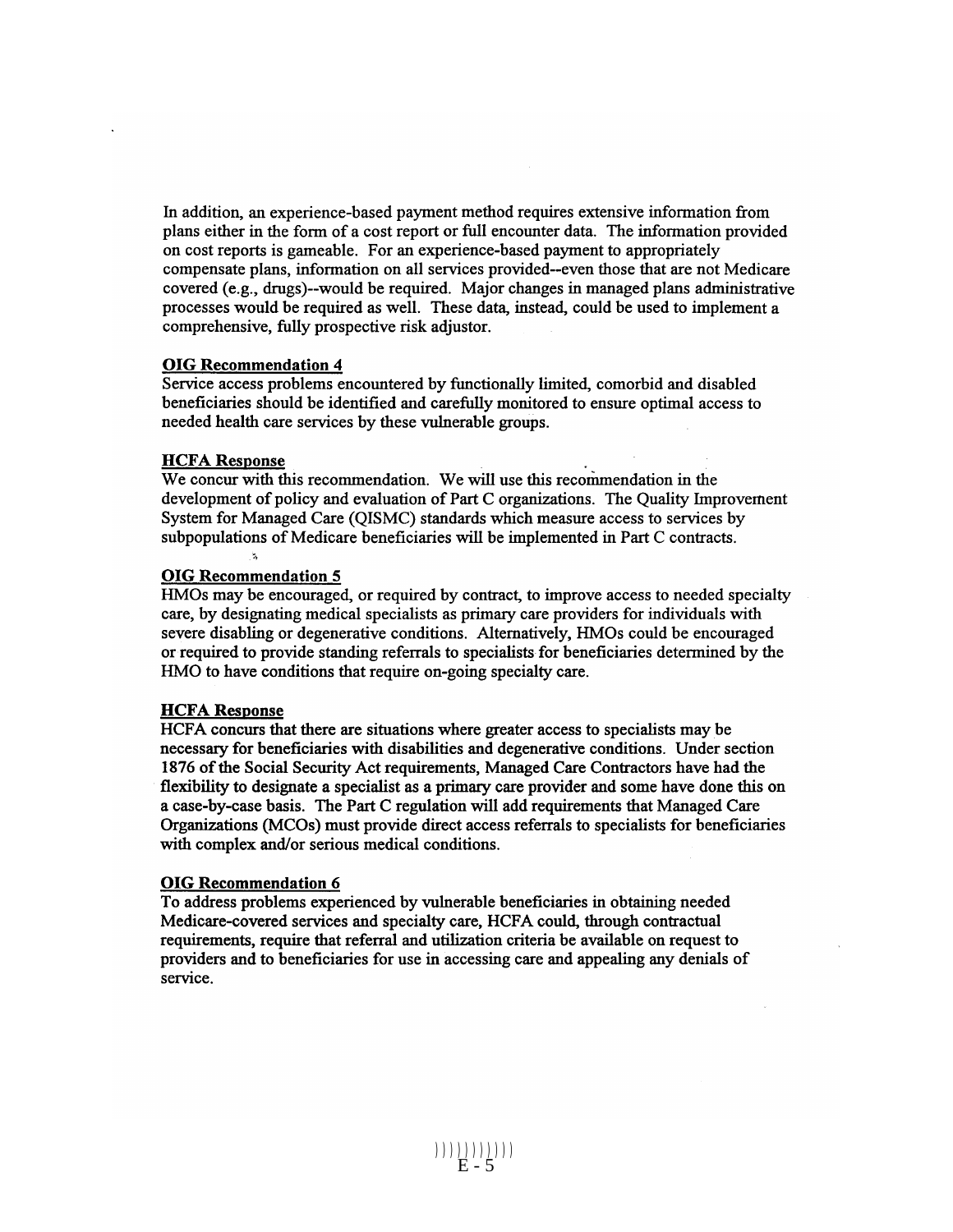In addition, an experience-based payment method requires extensive information from plans either in the form of a cost report or full encounter data. The information provided on cost reports is gameable. For an experience-based payment to appropriately compensate plans, information on all services provided--even those that are not Medicare covered (e.g., drugs)--would be required. Major changes in managed plans administrative processes would be required as well. These data, instead, could be used to implement a comprehensive, fully prospective risk adjustor.

**OIG Recommendation 4**

Service access problems encountered by functionally limited, comorbid and disabled beneficiaries should be identified and carefully monitored to ensure optimal access to needed health care services by these vulnerable groups.

**HCFA Response**

We concur with this recommendation. We will use this recommendation in the development of policy and evaluation of Part C organizations. The Quality Improvement System for Managed Care (QISMC) standards which measure access to services by subpopulations of Medicare beneficiaries will be implemented in Part C contracts.

**OIG Recommendation 5**

HMOs may be encouraged, or required by contract, to improve access to needed specialty care, by designating medical specialists as primary care providers for individuals with severe disabling or degenerative conditions. Alternatively, HMOs could be encouraged or required to provide standing referrals to specialists for beneficiaries determined by the HMO to have conditions that require on-going specialty care.

**HCFA Response**

HCFA concurs that there are situations where greater access to specialists may be necessary for beneficiaries with disabilities and degenerative conditions. Under section 1876 of the Social Security Act requirements, Managed Care Contractors have had the flexibility to designate a specialist as a primary care provider and some have done this on a case-by-case basis. The Part C regulation will add requirements that Managed Care Organizations (MCOs) must provide direct access referrals to specialists for beneficiaries with complex and/or serious medical conditions.

**OIG Recommendation 6**

To address problems experienced by vulnerable beneficiaries in obtaining needed Medicare-covered services and specialty care, HCFA could, through contractual requirements, require that referral and utilization criteria be available on request to providers and to beneficiaries for use in accessing care and appealing any denials of service.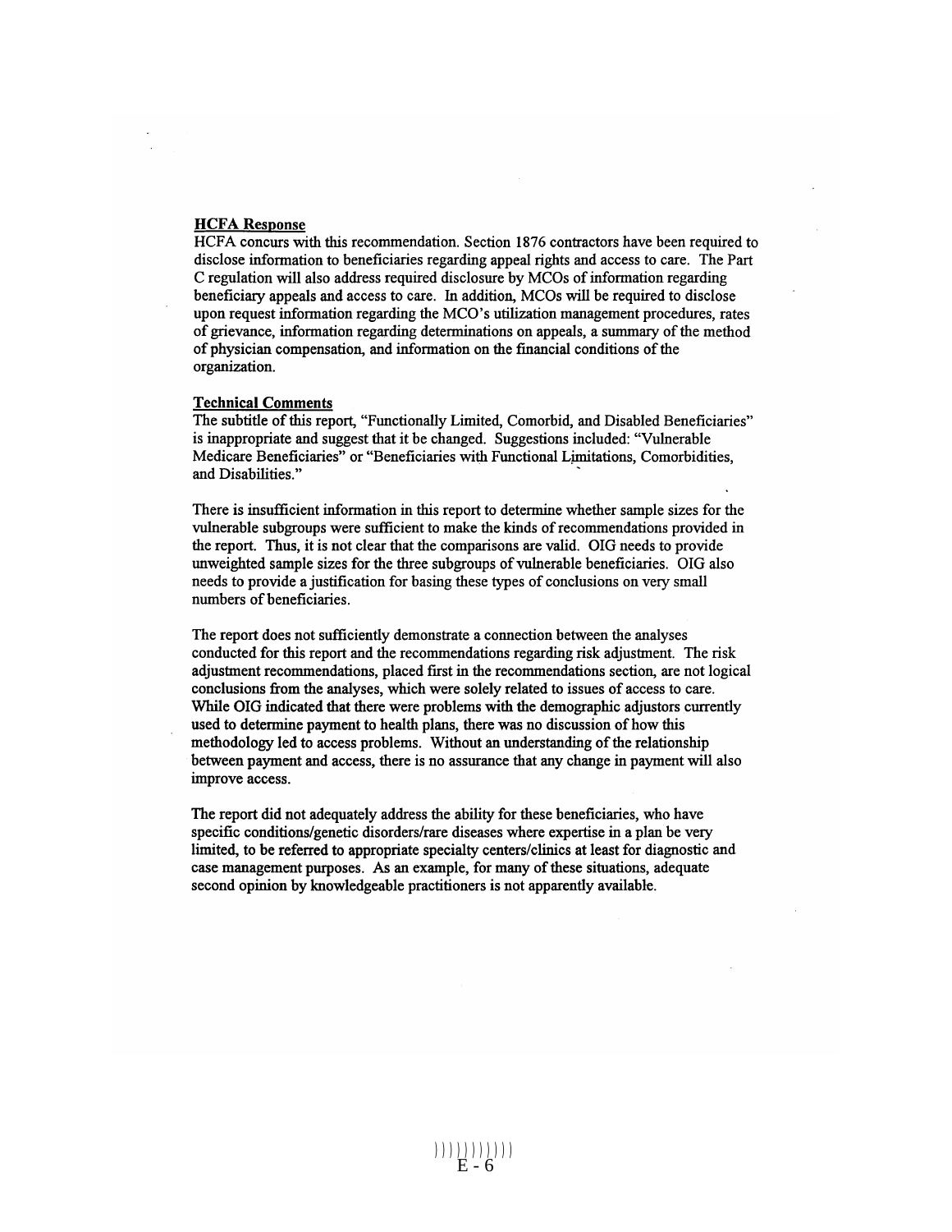**HCFA Response**

HCFA concurs with this recommendation. Section 1876 contractors have been required to disclose information to beneficiaries regarding appeal rights and access to care. The Part C regulation will also address required disclosure by MCOs of information regarding beneficiary appeals and access to care. In addition, MCOs will be required to disclose upon request information regarding the MCO's utilization management procedures, rates of grievance, information regarding determinations on appeals, a summary of the method of physician compensation, and information on the financial conditions of the organization.

**Technical Comments**

The subtitle of this report, "Functionally Limited, Comorbid, and Disabled Beneficiaries" is inappropriate and suggest that it be changed. Suggestions included: "Vulnerable Medicare Beneficiaries" or "Beneficiaries with Functional Limitations, Comorbidities, and Disabilities."

There is insufficient information in this report to determine whether sample sizes for the vulnerable subgroups were sufficient to make the kinds of recommendations provided in the report. Thus, it is not clear that the comparisons are valid. OIG needs to provide unweighted sample sizes for the three subgroups of vulnerable beneficiaries. OIG also needs to provide a justification for basing these types of conclusions on very small numbers of beneficiaries.

The report does not sufficiently demonstrate a connection between the analyses conducted for this report and the recommendations regarding risk adjustment. The risk adjustment recommendations, placed first in the recommendations section, are not logical conclusions from the analyses, which were solely related to issues of access to care. While OIG indicated that there were problems with the demographic adjustors currently used to determine payment to health plans, there was no discussion of how this methodology led to access problems. Without an understanding of the relationship between payment and access, there is no assurance that any change in payment will also improve access.

The report did not adequately address the ability for these beneficiaries, who have specific conditions/genetic disorders/rare diseases where expertise in a plan be very limited, to be referred to appropriate specialty centers/clinics at least for diagnostic and case management purposes. As an example, for many of these situations, adequate second opinion by knowledgeable practitioners is not apparently available.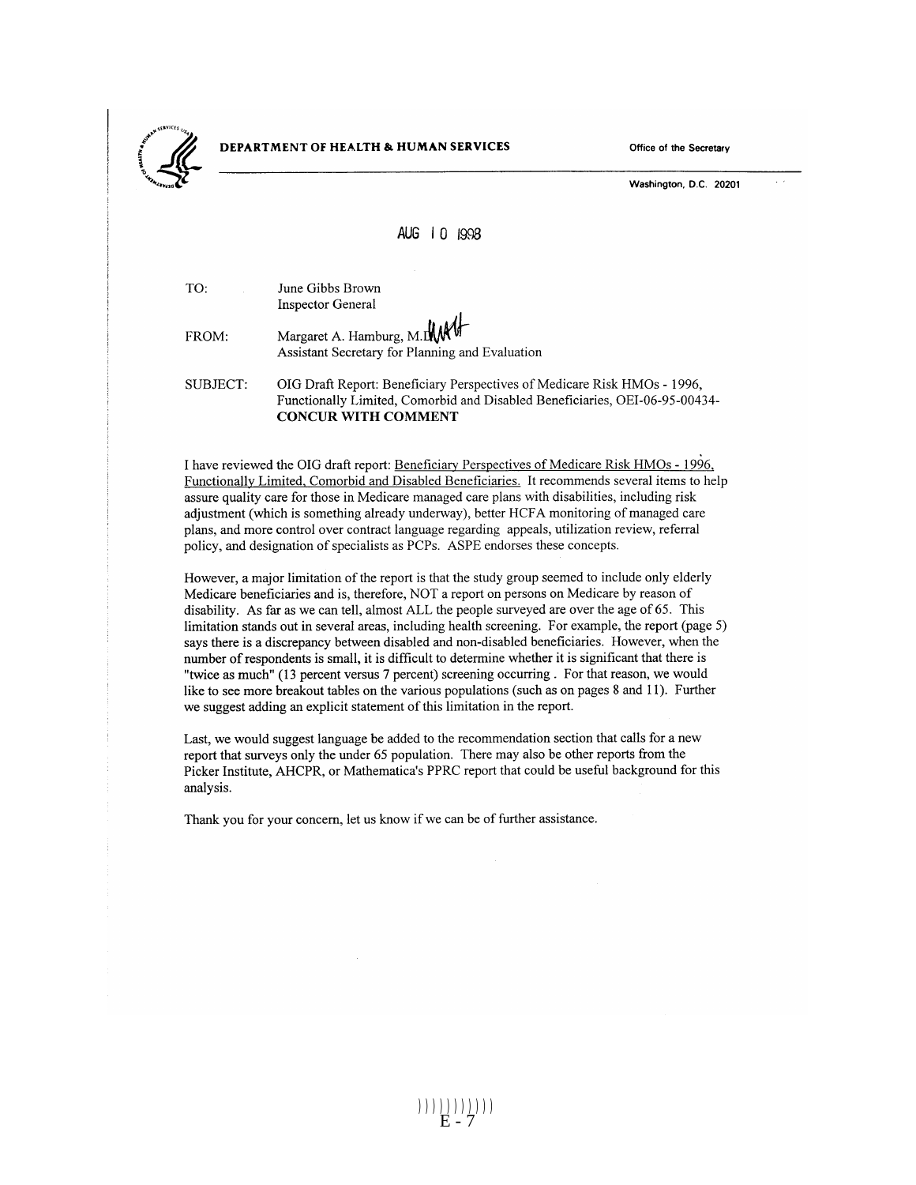**DEPARTMENT OF HEALTH & HUMAN SERVICES**

Office of the Secretary

Washington, D.C. 20201

AUG 10 1998

TO: June Gibbs Brown
Inspector General

FROM: Margaret A. Hamburg, M.D.
Assistant Secretary for Planning and Evaluation

SUBJECT: OIG Draft Report: Beneficiary Perspectives of Medicare Risk HMOs - 1996, Functionally Limited, Comorbid and Disabled Beneficiaries, OEI-06-95-00434- **CONCUR WITH COMMENT**

I have reviewed the OIG draft report: Beneficiary Perspectives of Medicare Risk HMOs - 1996, Functionally Limited, Comorbid and Disabled Beneficiaries. It recommends several items to help assure quality care for those in Medicare managed care plans with disabilities, including risk adjustment (which is something already underway), better HCFA monitoring of managed care plans, and more control over contract language regarding appeals, utilization review, referral policy, and designation of specialists as PCPs. ASPE endorses these concepts.

However, a major limitation of the report is that the study group seemed to include only elderly Medicare beneficiaries and is, therefore, NOT a report on persons on Medicare by reason of disability. As far as we can tell, almost ALL the people surveyed are over the age of 65. This limitation stands out in several areas, including health screening. For example, the report (page 5) says there is a discrepancy between disabled and non-disabled beneficiaries. However, when the number of respondents is small, it is difficult to determine whether it is significant that there is "twice as much" (13 percent versus 7 percent) screening occurring . For that reason, we would like to see more breakout tables on the various populations (such as on pages 8 and 11). Further we suggest adding an explicit statement of this limitation in the report.

Last, we would suggest language be added to the recommendation section that calls for a new report that surveys only the under 65 population. There may also be other reports from the Picker Institute, AHCPR, or Mathematica's PPRC report that could be useful background for this analysis.

Thank you for your concern, let us know if we can be of further assistance.